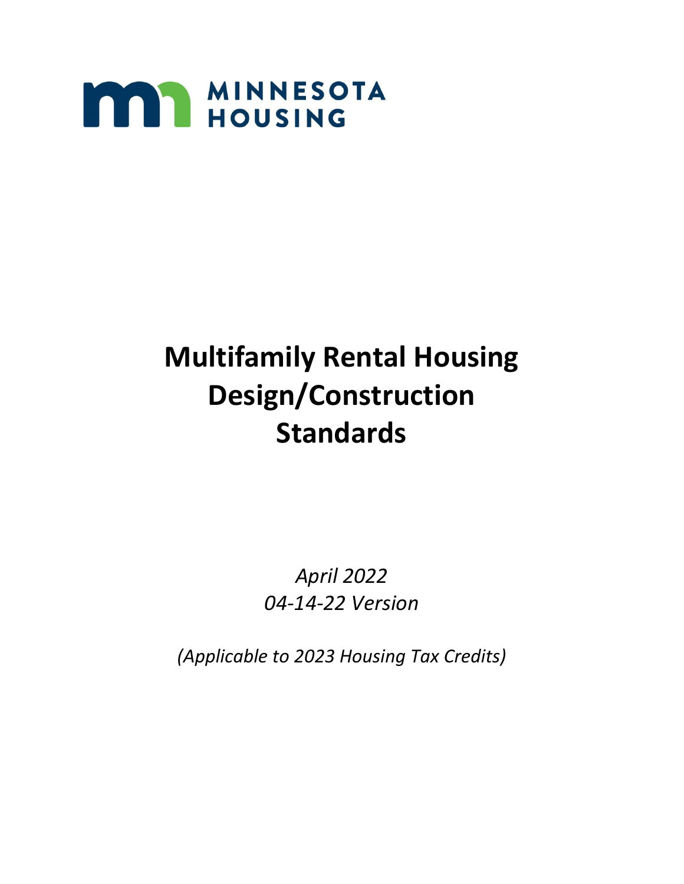MINNESOTA HOUSING

# Multifamily Rental Housing Design/Construction Standards

*April 2022*
*04-14-22 Version*

*(Applicable to 2023 Housing Tax Credits)*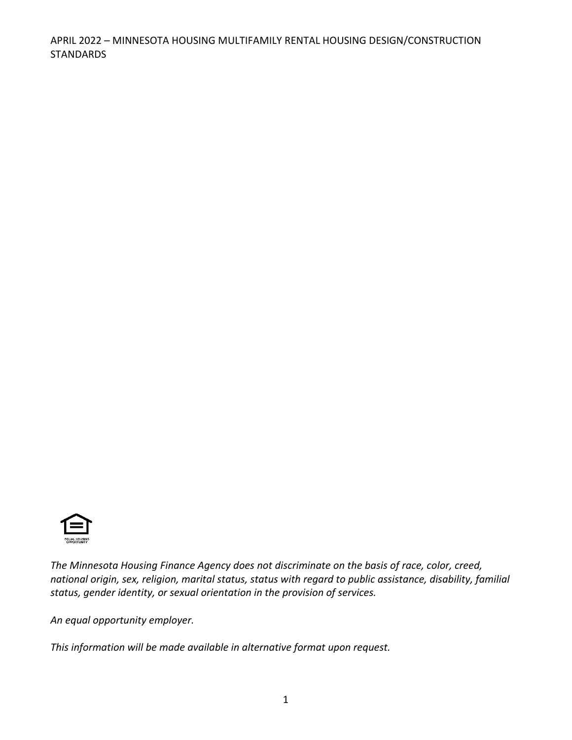*The Minnesota Housing Finance Agency does not discriminate on the basis of race, color, creed, national origin, sex, religion, marital status, status with regard to public assistance, disability, familial status, gender identity, or sexual orientation in the provision of services.*

*An equal opportunity employer.*

*This information will be made available in alternative format upon request.*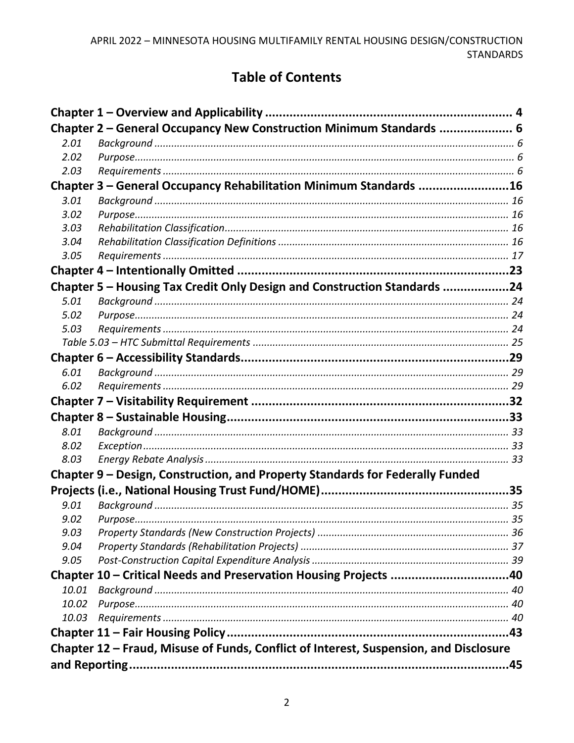# Table of Contents

**Chapter 1 – Overview and Applicability** ..... 4

**Chapter 2 – General Occupancy New Construction Minimum Standards** ..... 6

- 2.01 *Background* ..... 6
- 2.02 *Purpose* ..... 6
- 2.03 *Requirements* ..... 6

**Chapter 3 – General Occupancy Rehabilitation Minimum Standards** ..... 16

- 3.01 *Background* ..... 16
- 3.02 *Purpose* ..... 16
- 3.03 *Rehabilitation Classification* ..... 16
- 3.04 *Rehabilitation Classification Definitions* ..... 16
- 3.05 *Requirements* ..... 17

**Chapter 4 – Intentionally Omitted** ..... 23

**Chapter 5 – Housing Tax Credit Only Design and Construction Standards** ..... 24

- 5.01 *Background* ..... 24
- 5.02 *Purpose* ..... 24
- 5.03 *Requirements* ..... 24
- *Table 5.03 – HTC Submittal Requirements* ..... 25

**Chapter 6 – Accessibility Standards** ..... 29

- 6.01 *Background* ..... 29
- 6.02 *Requirements* ..... 29

**Chapter 7 – Visitability Requirement** ..... 32

**Chapter 8 – Sustainable Housing** ..... 33

- 8.01 *Background* ..... 33
- 8.02 *Exception* ..... 33
- 8.03 *Energy Rebate Analysis* ..... 33

**Chapter 9 – Design, Construction, and Property Standards for Federally Funded Projects (i.e., National Housing Trust Fund/HOME)** ..... 35

- 9.01 *Background* ..... 35
- 9.02 *Purpose* ..... 35
- 9.03 *Property Standards (New Construction Projects)* ..... 36
- 9.04 *Property Standards (Rehabilitation Projects)* ..... 37
- 9.05 *Post-Construction Capital Expenditure Analysis* ..... 39

**Chapter 10 – Critical Needs and Preservation Housing Projects** ..... 40

- 10.01 *Background* ..... 40
- 10.02 *Purpose* ..... 40
- 10.03 *Requirements* ..... 40

**Chapter 11 – Fair Housing Policy** ..... 43

**Chapter 12 – Fraud, Misuse of Funds, Conflict of Interest, Suspension, and Disclosure and Reporting** ..... 45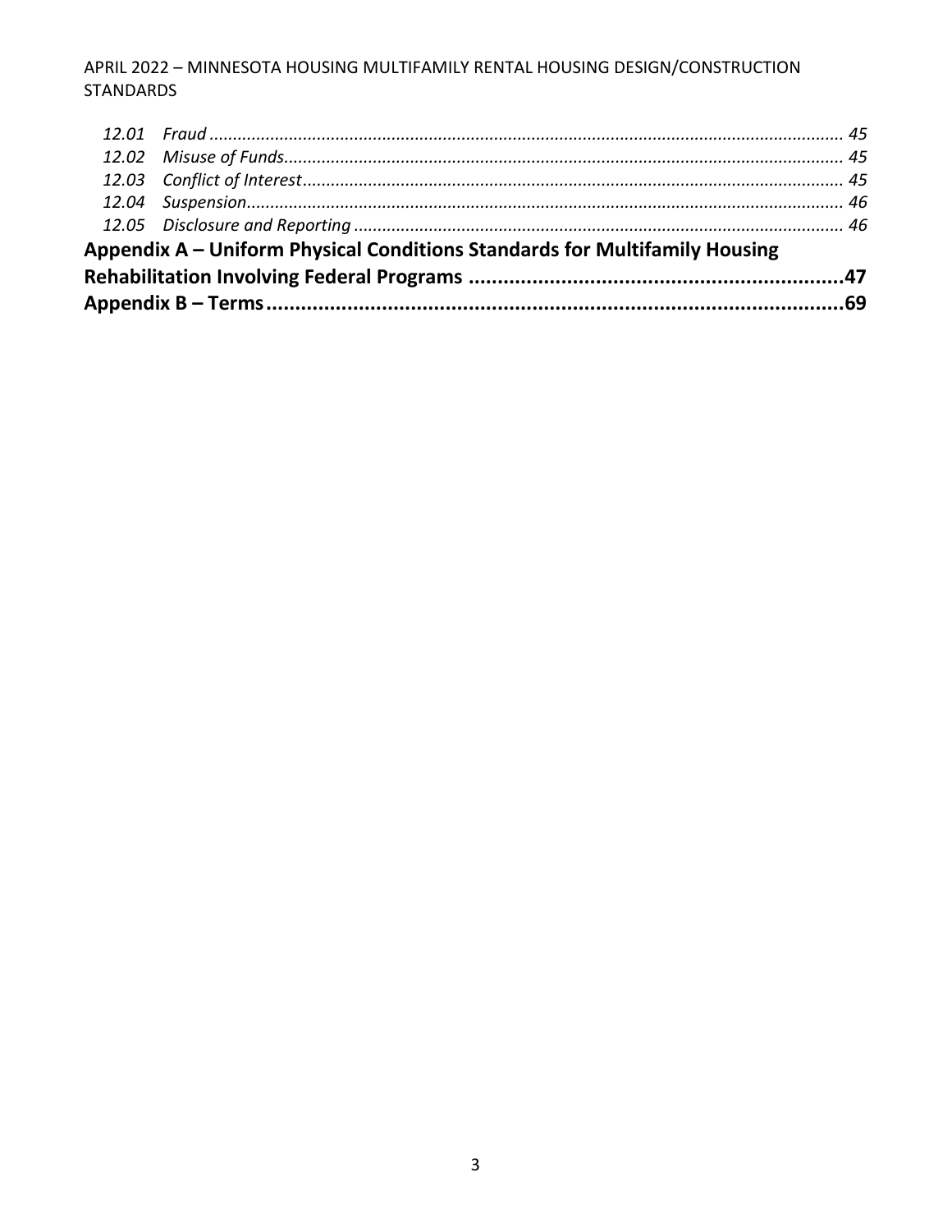*12.01 Fraud ..................................................................................................................................... 45*
*12.02 Misuse of Funds..................................................................................................................... 45*
*12.03 Conflict of Interest.................................................................................................................. 45*
*12.04 Suspension............................................................................................................................. 46*
*12.05 Disclosure and Reporting ....................................................................................................... 46*

**Appendix A – Uniform Physical Conditions Standards for Multifamily Housing Rehabilitation Involving Federal Programs ..................................................................47**

**Appendix B – Terms.........................................................................................................69**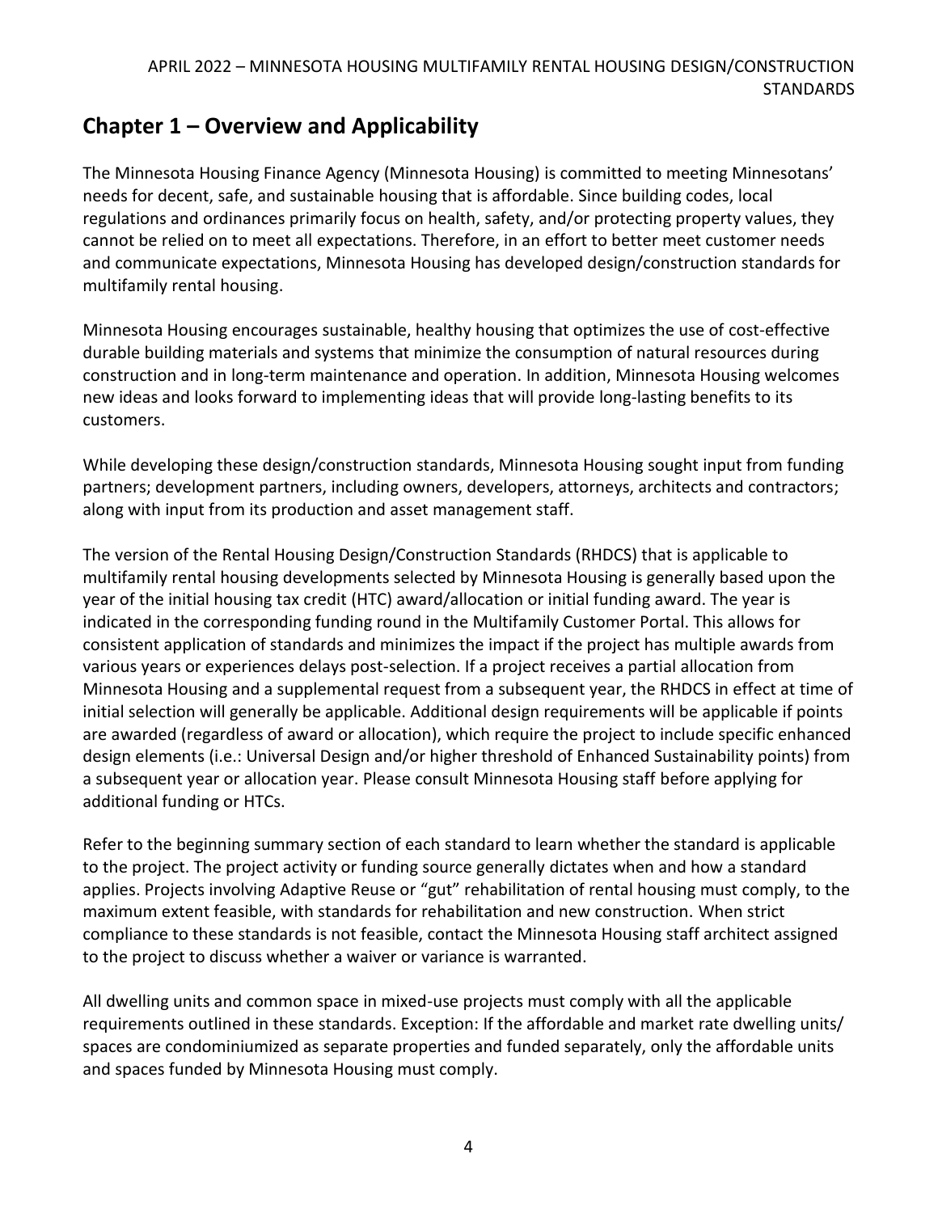## Chapter 1 – Overview and Applicability

The Minnesota Housing Finance Agency (Minnesota Housing) is committed to meeting Minnesotans' needs for decent, safe, and sustainable housing that is affordable. Since building codes, local regulations and ordinances primarily focus on health, safety, and/or protecting property values, they cannot be relied on to meet all expectations. Therefore, in an effort to better meet customer needs and communicate expectations, Minnesota Housing has developed design/construction standards for multifamily rental housing.

Minnesota Housing encourages sustainable, healthy housing that optimizes the use of cost-effective durable building materials and systems that minimize the consumption of natural resources during construction and in long-term maintenance and operation. In addition, Minnesota Housing welcomes new ideas and looks forward to implementing ideas that will provide long-lasting benefits to its customers.

While developing these design/construction standards, Minnesota Housing sought input from funding partners; development partners, including owners, developers, attorneys, architects and contractors; along with input from its production and asset management staff.

The version of the Rental Housing Design/Construction Standards (RHDCS) that is applicable to multifamily rental housing developments selected by Minnesota Housing is generally based upon the year of the initial housing tax credit (HTC) award/allocation or initial funding award. The year is indicated in the corresponding funding round in the Multifamily Customer Portal. This allows for consistent application of standards and minimizes the impact if the project has multiple awards from various years or experiences delays post-selection. If a project receives a partial allocation from Minnesota Housing and a supplemental request from a subsequent year, the RHDCS in effect at time of initial selection will generally be applicable. Additional design requirements will be applicable if points are awarded (regardless of award or allocation), which require the project to include specific enhanced design elements (i.e.: Universal Design and/or higher threshold of Enhanced Sustainability points) from a subsequent year or allocation year. Please consult Minnesota Housing staff before applying for additional funding or HTCs.

Refer to the beginning summary section of each standard to learn whether the standard is applicable to the project. The project activity or funding source generally dictates when and how a standard applies. Projects involving Adaptive Reuse or "gut" rehabilitation of rental housing must comply, to the maximum extent feasible, with standards for rehabilitation and new construction. When strict compliance to these standards is not feasible, contact the Minnesota Housing staff architect assigned to the project to discuss whether a waiver or variance is warranted.

All dwelling units and common space in mixed-use projects must comply with all the applicable requirements outlined in these standards. Exception: If the affordable and market rate dwelling units/ spaces are condominiumized as separate properties and funded separately, only the affordable units and spaces funded by Minnesota Housing must comply.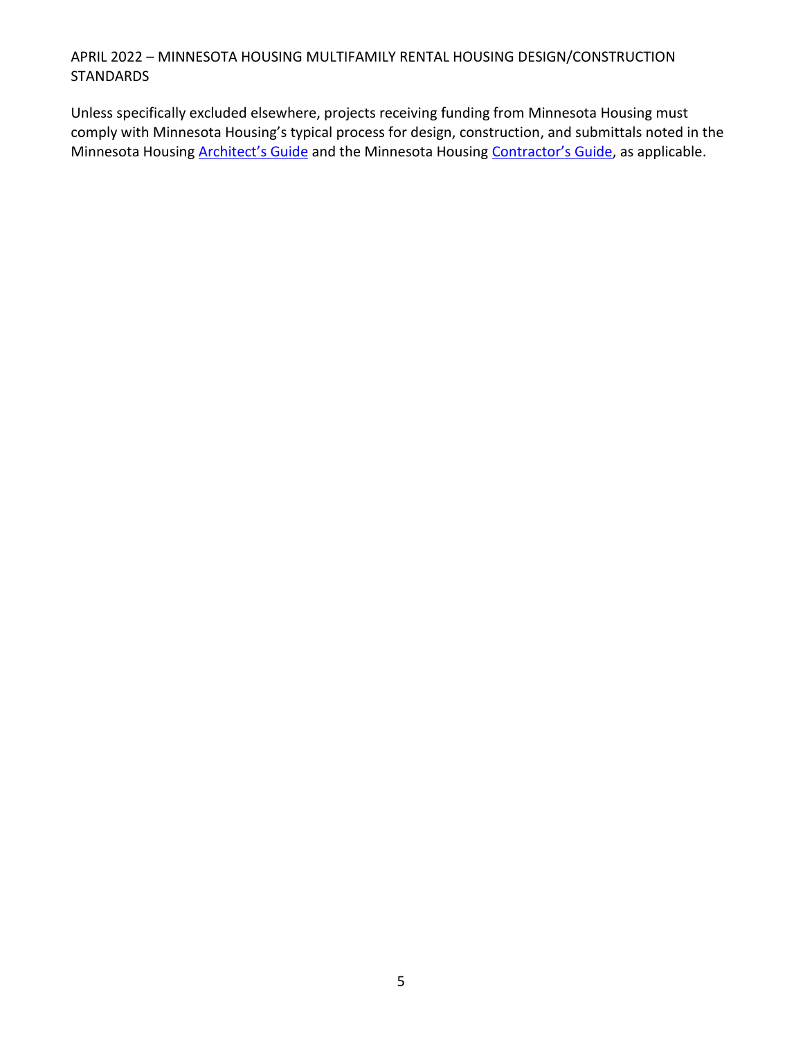Unless specifically excluded elsewhere, projects receiving funding from Minnesota Housing must comply with Minnesota Housing's typical process for design, construction, and submittals noted in the Minnesota Housing Architect's Guide and the Minnesota Housing Contractor's Guide, as applicable.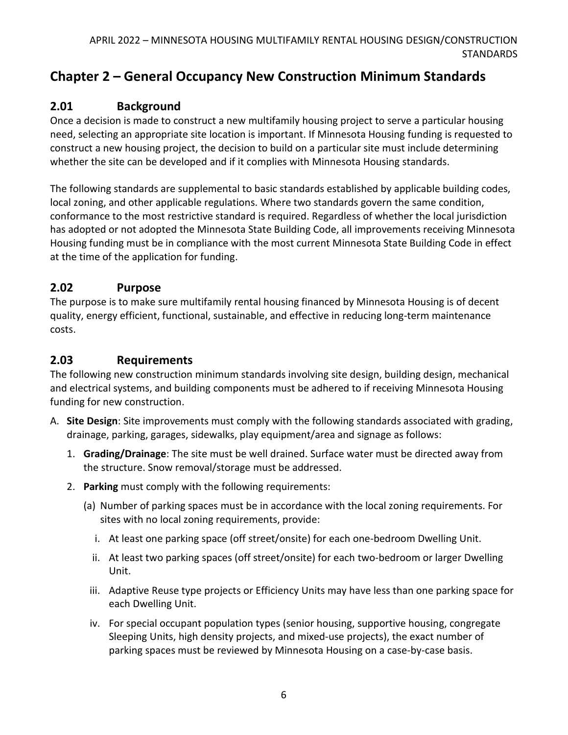# Chapter 2 – General Occupancy New Construction Minimum Standards

## 2.01 Background

Once a decision is made to construct a new multifamily housing project to serve a particular housing need, selecting an appropriate site location is important. If Minnesota Housing funding is requested to construct a new housing project, the decision to build on a particular site must include determining whether the site can be developed and if it complies with Minnesota Housing standards.

The following standards are supplemental to basic standards established by applicable building codes, local zoning, and other applicable regulations. Where two standards govern the same condition, conformance to the most restrictive standard is required. Regardless of whether the local jurisdiction has adopted or not adopted the Minnesota State Building Code, all improvements receiving Minnesota Housing funding must be in compliance with the most current Minnesota State Building Code in effect at the time of the application for funding.

## 2.02 Purpose

The purpose is to make sure multifamily rental housing financed by Minnesota Housing is of decent quality, energy efficient, functional, sustainable, and effective in reducing long-term maintenance costs.

## 2.03 Requirements

The following new construction minimum standards involving site design, building design, mechanical and electrical systems, and building components must be adhered to if receiving Minnesota Housing funding for new construction.

A. **Site Design**: Site improvements must comply with the following standards associated with grading, drainage, parking, garages, sidewalks, play equipment/area and signage as follows:

   1. **Grading/Drainage**: The site must be well drained. Surface water must be directed away from the structure. Snow removal/storage must be addressed.

   2. **Parking** must comply with the following requirements:

      (a) Number of parking spaces must be in accordance with the local zoning requirements. For sites with no local zoning requirements, provide:

         i. At least one parking space (off street/onsite) for each one-bedroom Dwelling Unit.

         ii. At least two parking spaces (off street/onsite) for each two-bedroom or larger Dwelling Unit.

         iii. Adaptive Reuse type projects or Efficiency Units may have less than one parking space for each Dwelling Unit.

         iv. For special occupant population types (senior housing, supportive housing, congregate Sleeping Units, high density projects, and mixed-use projects), the exact number of parking spaces must be reviewed by Minnesota Housing on a case-by-case basis.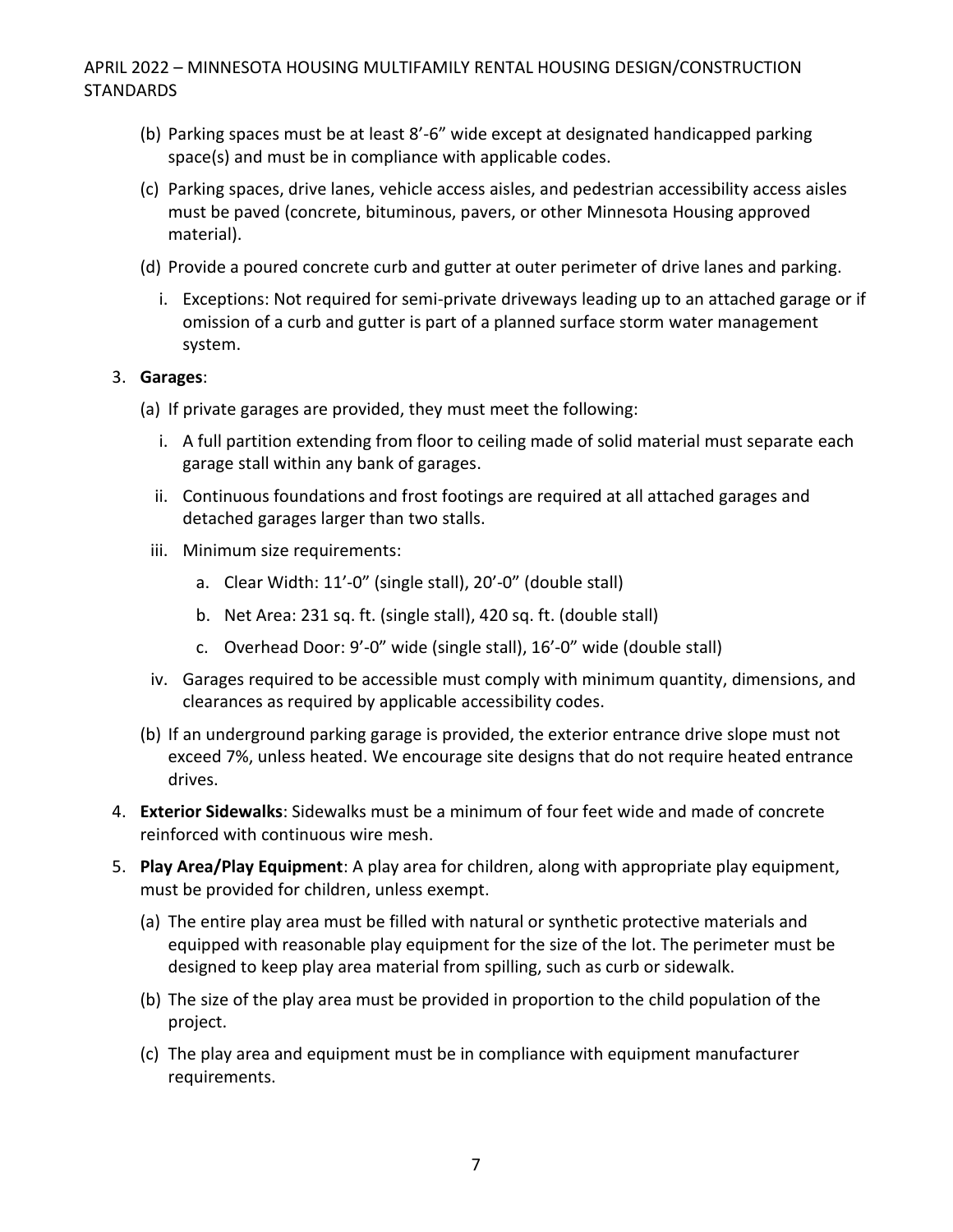(b) Parking spaces must be at least 8'-6" wide except at designated handicapped parking space(s) and must be in compliance with applicable codes.

(c) Parking spaces, drive lanes, vehicle access aisles, and pedestrian accessibility access aisles must be paved (concrete, bituminous, pavers, or other Minnesota Housing approved material).

(d) Provide a poured concrete curb and gutter at outer perimeter of drive lanes and parking.

   i. Exceptions: Not required for semi-private driveways leading up to an attached garage or if omission of a curb and gutter is part of a planned surface storm water management system.

3. **Garages**:

   (a) If private garages are provided, they must meet the following:

      i. A full partition extending from floor to ceiling made of solid material must separate each garage stall within any bank of garages.

      ii. Continuous foundations and frost footings are required at all attached garages and detached garages larger than two stalls.

      iii. Minimum size requirements:

         a. Clear Width: 11'-0" (single stall), 20'-0" (double stall)

         b. Net Area: 231 sq. ft. (single stall), 420 sq. ft. (double stall)

         c. Overhead Door: 9'-0" wide (single stall), 16'-0" wide (double stall)

      iv. Garages required to be accessible must comply with minimum quantity, dimensions, and clearances as required by applicable accessibility codes.

   (b) If an underground parking garage is provided, the exterior entrance drive slope must not exceed 7%, unless heated. We encourage site designs that do not require heated entrance drives.

4. **Exterior Sidewalks**: Sidewalks must be a minimum of four feet wide and made of concrete reinforced with continuous wire mesh.

5. **Play Area/Play Equipment**: A play area for children, along with appropriate play equipment, must be provided for children, unless exempt.

   (a) The entire play area must be filled with natural or synthetic protective materials and equipped with reasonable play equipment for the size of the lot. The perimeter must be designed to keep play area material from spilling, such as curb or sidewalk.

   (b) The size of the play area must be provided in proportion to the child population of the project.

   (c) The play area and equipment must be in compliance with equipment manufacturer requirements.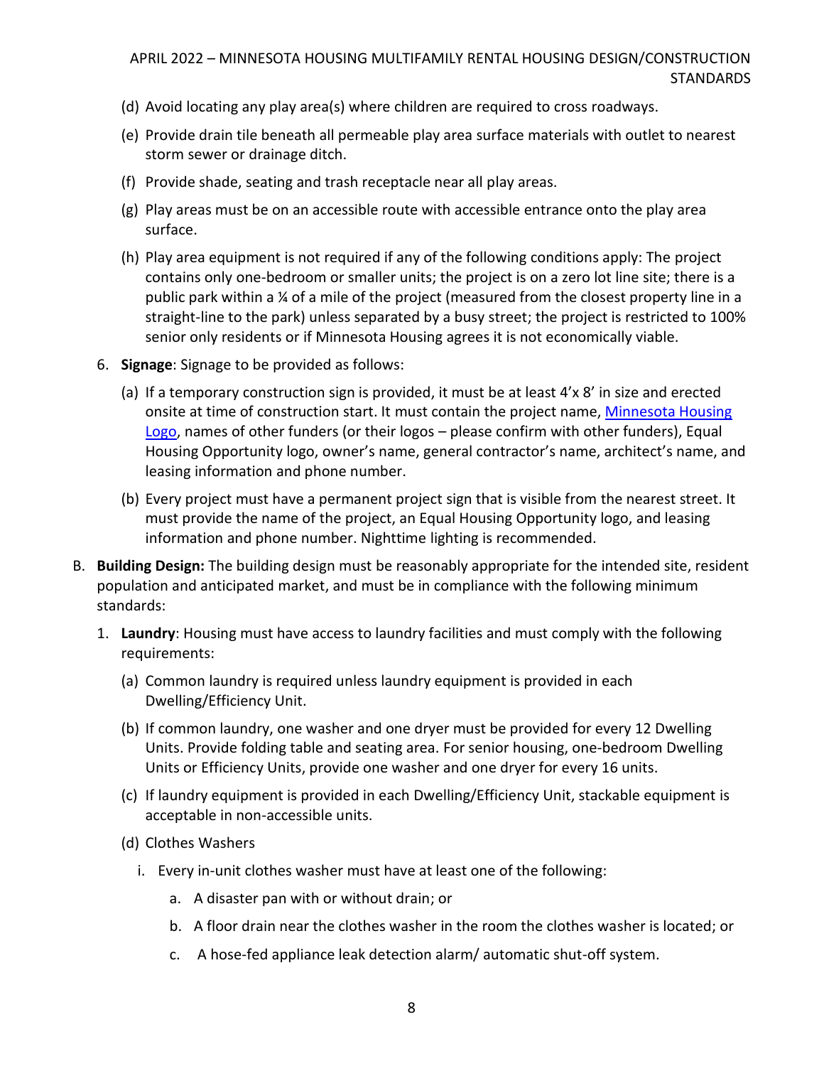(d) Avoid locating any play area(s) where children are required to cross roadways.

(e) Provide drain tile beneath all permeable play area surface materials with outlet to nearest storm sewer or drainage ditch.

(f) Provide shade, seating and trash receptacle near all play areas.

(g) Play areas must be on an accessible route with accessible entrance onto the play area surface.

(h) Play area equipment is not required if any of the following conditions apply: The project contains only one-bedroom or smaller units; the project is on a zero lot line site; there is a public park within a ¼ of a mile of the project (measured from the closest property line in a straight-line to the park) unless separated by a busy street; the project is restricted to 100% senior only residents or if Minnesota Housing agrees it is not economically viable.

6. **Signage**: Signage to be provided as follows:

(a) If a temporary construction sign is provided, it must be at least 4'x 8' in size and erected onsite at time of construction start. It must contain the project name, Minnesota Housing Logo, names of other funders (or their logos – please confirm with other funders), Equal Housing Opportunity logo, owner's name, general contractor's name, architect's name, and leasing information and phone number.

(b) Every project must have a permanent project sign that is visible from the nearest street. It must provide the name of the project, an Equal Housing Opportunity logo, and leasing information and phone number. Nighttime lighting is recommended.

B. **Building Design:** The building design must be reasonably appropriate for the intended site, resident population and anticipated market, and must be in compliance with the following minimum standards:

1. **Laundry**: Housing must have access to laundry facilities and must comply with the following requirements:

(a) Common laundry is required unless laundry equipment is provided in each Dwelling/Efficiency Unit.

(b) If common laundry, one washer and one dryer must be provided for every 12 Dwelling Units. Provide folding table and seating area. For senior housing, one-bedroom Dwelling Units or Efficiency Units, provide one washer and one dryer for every 16 units.

(c) If laundry equipment is provided in each Dwelling/Efficiency Unit, stackable equipment is acceptable in non-accessible units.

(d) Clothes Washers

i. Every in-unit clothes washer must have at least one of the following:

a. A disaster pan with or without drain; or

b. A floor drain near the clothes washer in the room the clothes washer is located; or

c. A hose-fed appliance leak detection alarm/ automatic shut-off system.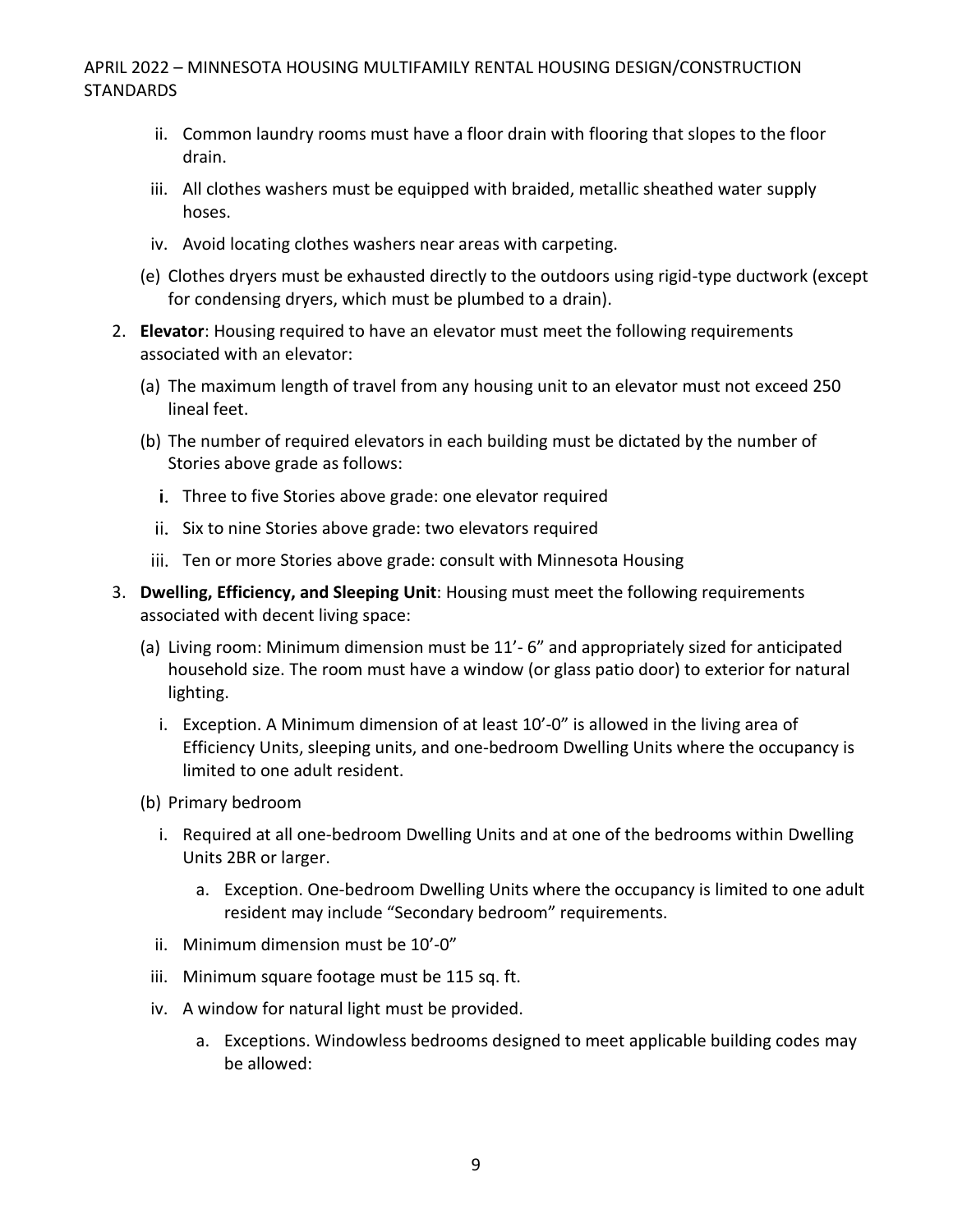ii. Common laundry rooms must have a floor drain with flooring that slopes to the floor drain.

iii. All clothes washers must be equipped with braided, metallic sheathed water supply hoses.

iv. Avoid locating clothes washers near areas with carpeting.

(e) Clothes dryers must be exhausted directly to the outdoors using rigid-type ductwork (except for condensing dryers, which must be plumbed to a drain).

2. **Elevator**: Housing required to have an elevator must meet the following requirements associated with an elevator:

   (a) The maximum length of travel from any housing unit to an elevator must not exceed 250 lineal feet.

   (b) The number of required elevators in each building must be dictated by the number of Stories above grade as follows:

      i. Three to five Stories above grade: one elevator required

      ii. Six to nine Stories above grade: two elevators required

      iii. Ten or more Stories above grade: consult with Minnesota Housing

3. **Dwelling, Efficiency, and Sleeping Unit**: Housing must meet the following requirements associated with decent living space:

   (a) Living room: Minimum dimension must be 11'- 6" and appropriately sized for anticipated household size. The room must have a window (or glass patio door) to exterior for natural lighting.

      i. Exception. A Minimum dimension of at least 10'-0" is allowed in the living area of Efficiency Units, sleeping units, and one-bedroom Dwelling Units where the occupancy is limited to one adult resident.

   (b) Primary bedroom

      i. Required at all one-bedroom Dwelling Units and at one of the bedrooms within Dwelling Units 2BR or larger.

         a. Exception. One-bedroom Dwelling Units where the occupancy is limited to one adult resident may include "Secondary bedroom" requirements.

      ii. Minimum dimension must be 10'-0"

      iii. Minimum square footage must be 115 sq. ft.

      iv. A window for natural light must be provided.

         a. Exceptions. Windowless bedrooms designed to meet applicable building codes may be allowed: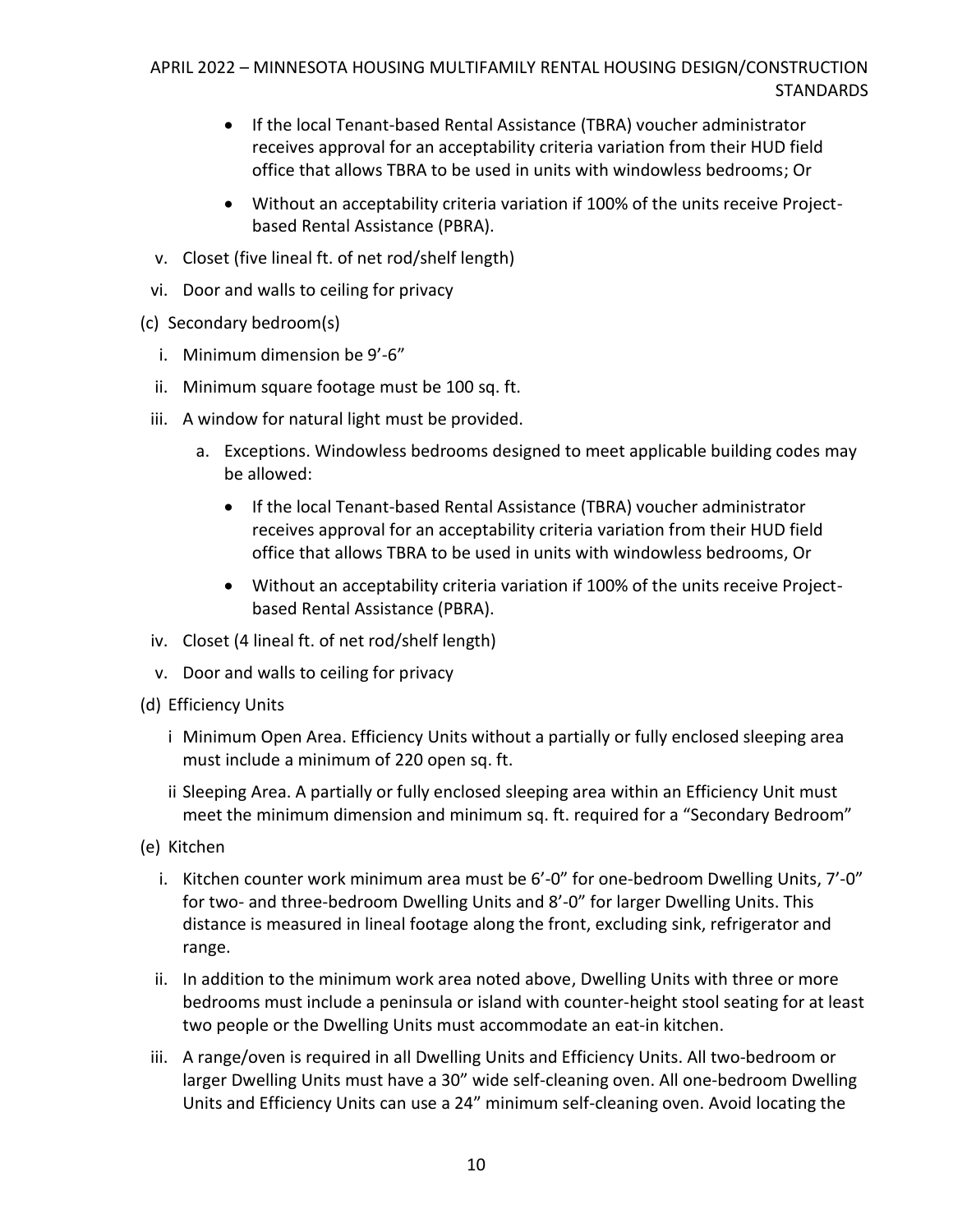- If the local Tenant-based Rental Assistance (TBRA) voucher administrator receives approval for an acceptability criteria variation from their HUD field office that allows TBRA to be used in units with windowless bedrooms; Or
- Without an acceptability criteria variation if 100% of the units receive Project-based Rental Assistance (PBRA).

v. Closet (five lineal ft. of net rod/shelf length)

vi. Door and walls to ceiling for privacy

(c) Secondary bedroom(s)

i. Minimum dimension be 9'-6"

ii. Minimum square footage must be 100 sq. ft.

iii. A window for natural light must be provided.

a. Exceptions. Windowless bedrooms designed to meet applicable building codes may be allowed:

- If the local Tenant-based Rental Assistance (TBRA) voucher administrator receives approval for an acceptability criteria variation from their HUD field office that allows TBRA to be used in units with windowless bedrooms, Or
- Without an acceptability criteria variation if 100% of the units receive Project-based Rental Assistance (PBRA).

iv. Closet (4 lineal ft. of net rod/shelf length)

v. Door and walls to ceiling for privacy

(d) Efficiency Units

i Minimum Open Area. Efficiency Units without a partially or fully enclosed sleeping area must include a minimum of 220 open sq. ft.

ii Sleeping Area. A partially or fully enclosed sleeping area within an Efficiency Unit must meet the minimum dimension and minimum sq. ft. required for a "Secondary Bedroom"

(e) Kitchen

i. Kitchen counter work minimum area must be 6'-0" for one-bedroom Dwelling Units, 7'-0" for two- and three-bedroom Dwelling Units and 8'-0" for larger Dwelling Units. This distance is measured in lineal footage along the front, excluding sink, refrigerator and range.

ii. In addition to the minimum work area noted above, Dwelling Units with three or more bedrooms must include a peninsula or island with counter-height stool seating for at least two people or the Dwelling Units must accommodate an eat-in kitchen.

iii. A range/oven is required in all Dwelling Units and Efficiency Units. All two-bedroom or larger Dwelling Units must have a 30" wide self-cleaning oven. All one-bedroom Dwelling Units and Efficiency Units can use a 24" minimum self-cleaning oven. Avoid locating the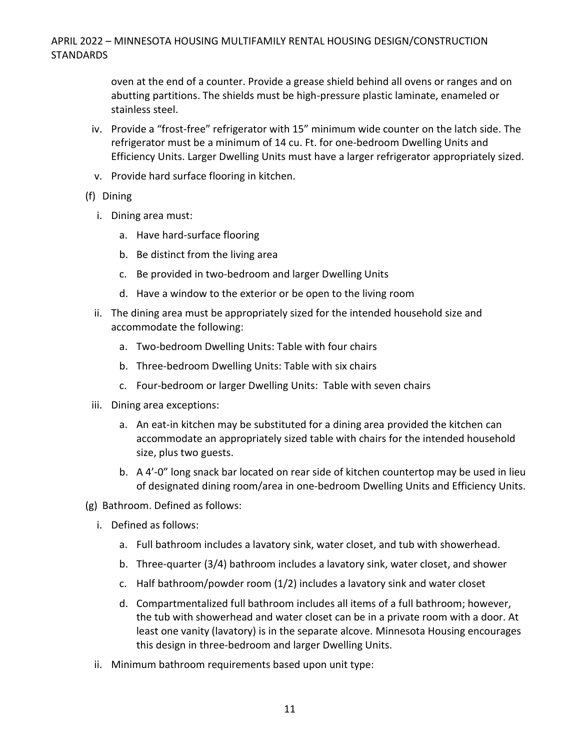oven at the end of a counter. Provide a grease shield behind all ovens or ranges and on abutting partitions. The shields must be high-pressure plastic laminate, enameled or stainless steel.

iv. Provide a "frost-free" refrigerator with 15" minimum wide counter on the latch side. The refrigerator must be a minimum of 14 cu. Ft. for one-bedroom Dwelling Units and Efficiency Units. Larger Dwelling Units must have a larger refrigerator appropriately sized.

v. Provide hard surface flooring in kitchen.

(f) Dining

i. Dining area must:

a. Have hard-surface flooring
b. Be distinct from the living area
c. Be provided in two-bedroom and larger Dwelling Units
d. Have a window to the exterior or be open to the living room

ii. The dining area must be appropriately sized for the intended household size and accommodate the following:

a. Two-bedroom Dwelling Units: Table with four chairs
b. Three-bedroom Dwelling Units: Table with six chairs
c. Four-bedroom or larger Dwelling Units: Table with seven chairs

iii. Dining area exceptions:

a. An eat-in kitchen may be substituted for a dining area provided the kitchen can accommodate an appropriately sized table with chairs for the intended household size, plus two guests.
b. A 4'-0" long snack bar located on rear side of kitchen countertop may be used in lieu of designated dining room/area in one-bedroom Dwelling Units and Efficiency Units.

(g) Bathroom. Defined as follows:

i. Defined as follows:

a. Full bathroom includes a lavatory sink, water closet, and tub with showerhead.
b. Three-quarter (3/4) bathroom includes a lavatory sink, water closet, and shower
c. Half bathroom/powder room (1/2) includes a lavatory sink and water closet
d. Compartmentalized full bathroom includes all items of a full bathroom; however, the tub with showerhead and water closet can be in a private room with a door. At least one vanity (lavatory) is in the separate alcove. Minnesota Housing encourages this design in three-bedroom and larger Dwelling Units.

ii. Minimum bathroom requirements based upon unit type: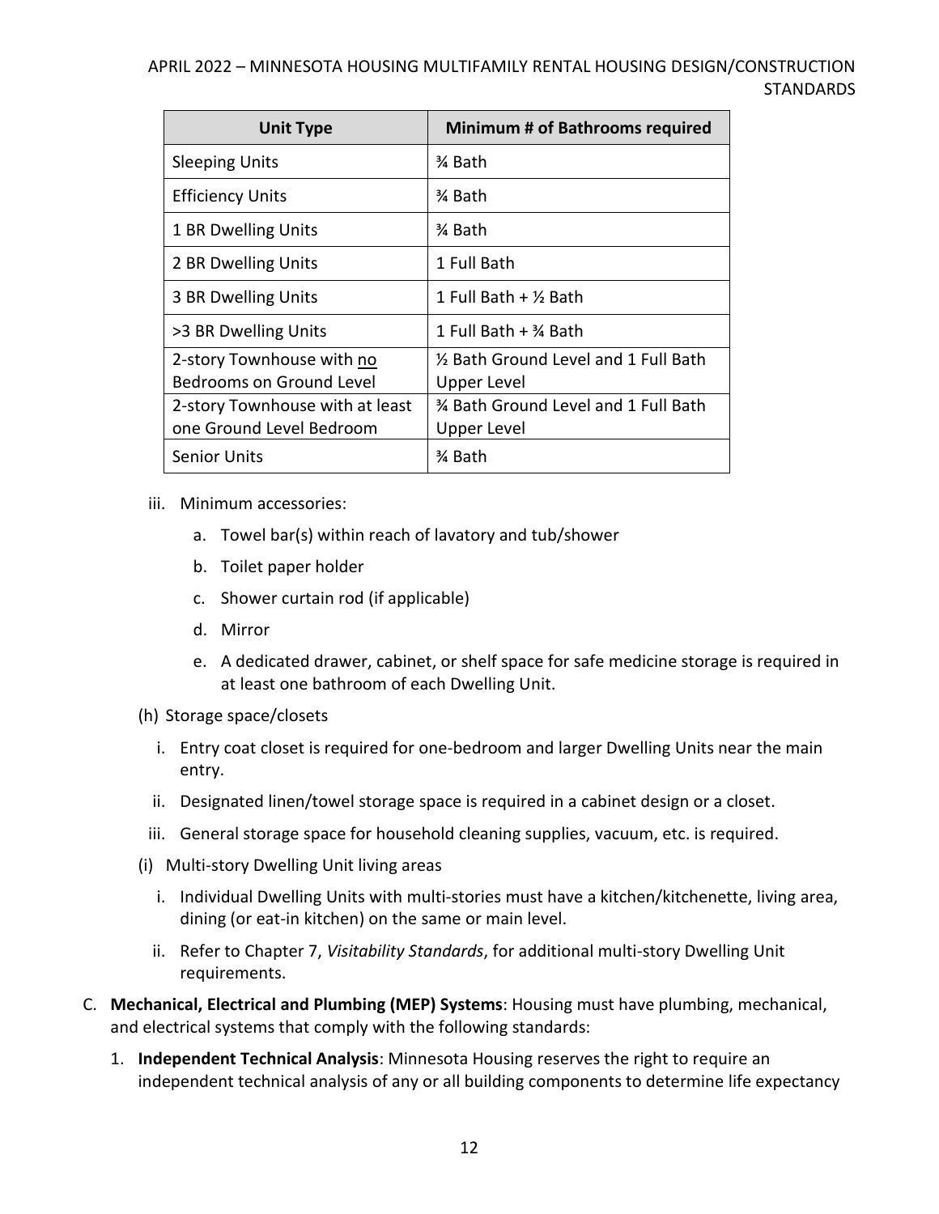| Unit Type | Minimum # of Bathrooms required |
| --- | --- |
| Sleeping Units | ¾ Bath |
| Efficiency Units | ¾ Bath |
| 1 BR Dwelling Units | ¾ Bath |
| 2 BR Dwelling Units | 1 Full Bath |
| 3 BR Dwelling Units | 1 Full Bath + ½ Bath |
| >3 BR Dwelling Units | 1 Full Bath + ¾ Bath |
| 2-story Townhouse with <u>no</u> Bedrooms on Ground Level | ½ Bath Ground Level and 1 Full Bath Upper Level |
| 2-story Townhouse with at least one Ground Level Bedroom | ¾ Bath Ground Level and 1 Full Bath Upper Level |
| Senior Units | ¾ Bath |

iii. Minimum accessories:

   a. Towel bar(s) within reach of lavatory and tub/shower

   b. Toilet paper holder

   c. Shower curtain rod (if applicable)

   d. Mirror

   e. A dedicated drawer, cabinet, or shelf space for safe medicine storage is required in at least one bathroom of each Dwelling Unit.

(h) Storage space/closets

   i. Entry coat closet is required for one-bedroom and larger Dwelling Units near the main entry.

   ii. Designated linen/towel storage space is required in a cabinet design or a closet.

   iii. General storage space for household cleaning supplies, vacuum, etc. is required.

(i) Multi-story Dwelling Unit living areas

   i. Individual Dwelling Units with multi-stories must have a kitchen/kitchenette, living area, dining (or eat-in kitchen) on the same or main level.

   ii. Refer to Chapter 7, *Visitability Standards*, for additional multi-story Dwelling Unit requirements.

C. **Mechanical, Electrical and Plumbing (MEP) Systems**: Housing must have plumbing, mechanical, and electrical systems that comply with the following standards:

   1. **Independent Technical Analysis**: Minnesota Housing reserves the right to require an independent technical analysis of any or all building components to determine life expectancy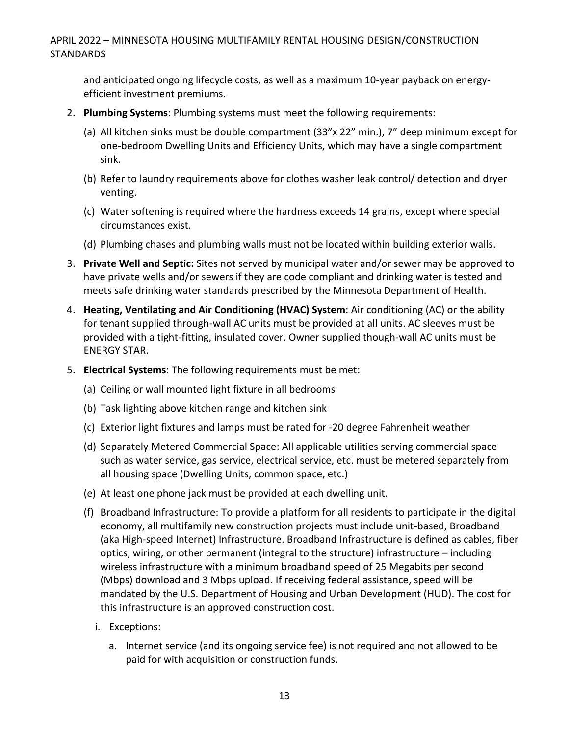and anticipated ongoing lifecycle costs, as well as a maximum 10-year payback on energy-efficient investment premiums.

2. **Plumbing Systems**: Plumbing systems must meet the following requirements:

   (a) All kitchen sinks must be double compartment (33"x 22" min.), 7" deep minimum except for one-bedroom Dwelling Units and Efficiency Units, which may have a single compartment sink.

   (b) Refer to laundry requirements above for clothes washer leak control/ detection and dryer venting.

   (c) Water softening is required where the hardness exceeds 14 grains, except where special circumstances exist.

   (d) Plumbing chases and plumbing walls must not be located within building exterior walls.

3. **Private Well and Septic:** Sites not served by municipal water and/or sewer may be approved to have private wells and/or sewers if they are code compliant and drinking water is tested and meets safe drinking water standards prescribed by the Minnesota Department of Health.

4. **Heating, Ventilating and Air Conditioning (HVAC) System**: Air conditioning (AC) or the ability for tenant supplied through-wall AC units must be provided at all units. AC sleeves must be provided with a tight-fitting, insulated cover. Owner supplied though-wall AC units must be ENERGY STAR.

5. **Electrical Systems**: The following requirements must be met:

   (a) Ceiling or wall mounted light fixture in all bedrooms

   (b) Task lighting above kitchen range and kitchen sink

   (c) Exterior light fixtures and lamps must be rated for -20 degree Fahrenheit weather

   (d) Separately Metered Commercial Space: All applicable utilities serving commercial space such as water service, gas service, electrical service, etc. must be metered separately from all housing space (Dwelling Units, common space, etc.)

   (e) At least one phone jack must be provided at each dwelling unit.

   (f) Broadband Infrastructure: To provide a platform for all residents to participate in the digital economy, all multifamily new construction projects must include unit-based, Broadband (aka High-speed Internet) Infrastructure. Broadband Infrastructure is defined as cables, fiber optics, wiring, or other permanent (integral to the structure) infrastructure – including wireless infrastructure with a minimum broadband speed of 25 Megabits per second (Mbps) download and 3 Mbps upload. If receiving federal assistance, speed will be mandated by the U.S. Department of Housing and Urban Development (HUD). The cost for this infrastructure is an approved construction cost.

      i. Exceptions:

         a. Internet service (and its ongoing service fee) is not required and not allowed to be paid for with acquisition or construction funds.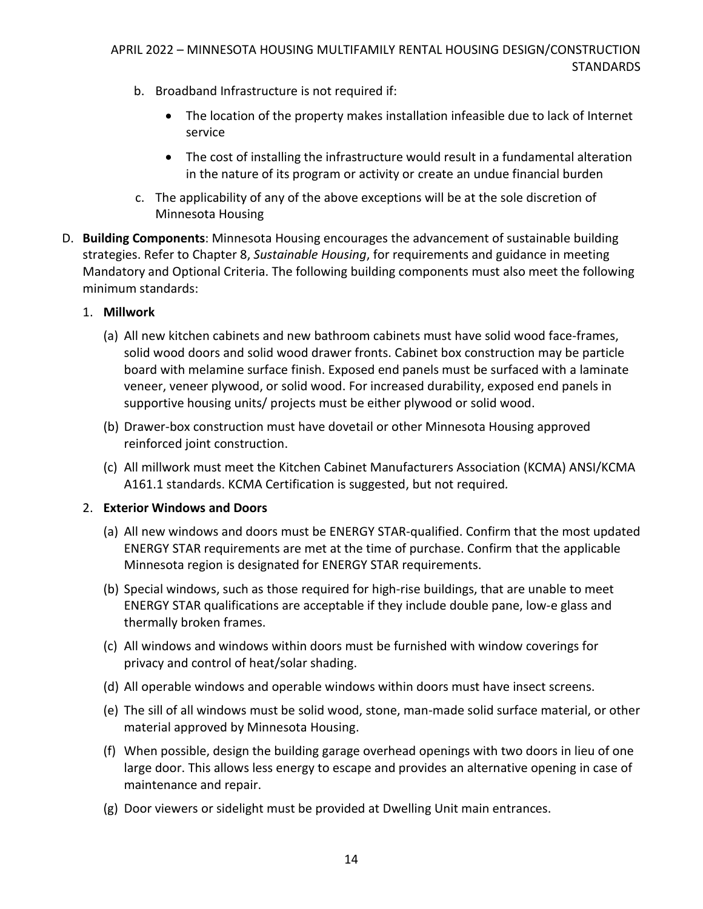b. Broadband Infrastructure is not required if:

   - The location of the property makes installation infeasible due to lack of Internet service
   - The cost of installing the infrastructure would result in a fundamental alteration in the nature of its program or activity or create an undue financial burden

c. The applicability of any of the above exceptions will be at the sole discretion of Minnesota Housing

D. **Building Components**: Minnesota Housing encourages the advancement of sustainable building strategies. Refer to Chapter 8, *Sustainable Housing*, for requirements and guidance in meeting Mandatory and Optional Criteria. The following building components must also meet the following minimum standards:

1. **Millwork**

   (a) All new kitchen cabinets and new bathroom cabinets must have solid wood face-frames, solid wood doors and solid wood drawer fronts. Cabinet box construction may be particle board with melamine surface finish. Exposed end panels must be surfaced with a laminate veneer, veneer plywood, or solid wood. For increased durability, exposed end panels in supportive housing units/ projects must be either plywood or solid wood.

   (b) Drawer-box construction must have dovetail or other Minnesota Housing approved reinforced joint construction.

   (c) All millwork must meet the Kitchen Cabinet Manufacturers Association (KCMA) ANSI/KCMA A161.1 standards. KCMA Certification is suggested, but not required*.*

2. **Exterior Windows and Doors**

   (a) All new windows and doors must be ENERGY STAR-qualified. Confirm that the most updated ENERGY STAR requirements are met at the time of purchase. Confirm that the applicable Minnesota region is designated for ENERGY STAR requirements.

   (b) Special windows, such as those required for high-rise buildings, that are unable to meet ENERGY STAR qualifications are acceptable if they include double pane, low-e glass and thermally broken frames.

   (c) All windows and windows within doors must be furnished with window coverings for privacy and control of heat/solar shading.

   (d) All operable windows and operable windows within doors must have insect screens.

   (e) The sill of all windows must be solid wood, stone, man-made solid surface material, or other material approved by Minnesota Housing.

   (f) When possible, design the building garage overhead openings with two doors in lieu of one large door. This allows less energy to escape and provides an alternative opening in case of maintenance and repair.

   (g) Door viewers or sidelight must be provided at Dwelling Unit main entrances.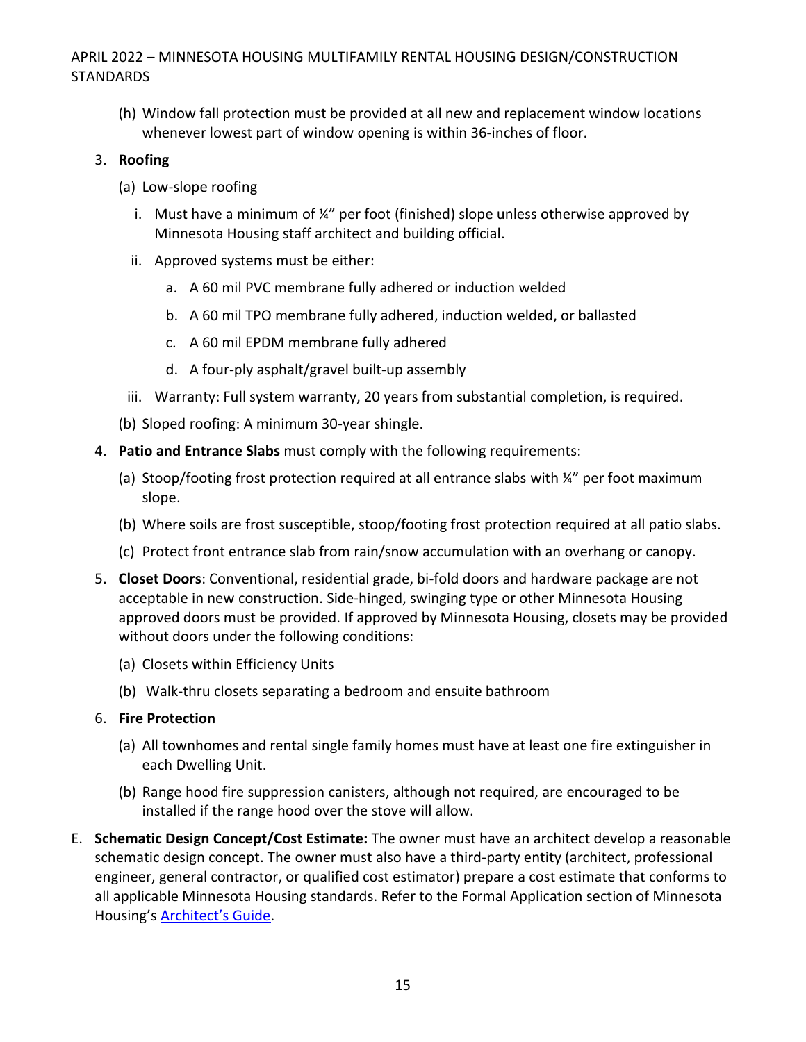(h) Window fall protection must be provided at all new and replacement window locations whenever lowest part of window opening is within 36-inches of floor.

3. **Roofing**

   (a) Low-slope roofing

      i. Must have a minimum of ¼" per foot (finished) slope unless otherwise approved by Minnesota Housing staff architect and building official.

      ii. Approved systems must be either:

         a. A 60 mil PVC membrane fully adhered or induction welded

         b. A 60 mil TPO membrane fully adhered, induction welded, or ballasted

         c. A 60 mil EPDM membrane fully adhered

         d. A four-ply asphalt/gravel built-up assembly

      iii. Warranty: Full system warranty, 20 years from substantial completion, is required.

   (b) Sloped roofing: A minimum 30-year shingle.

4. **Patio and Entrance Slabs** must comply with the following requirements:

   (a) Stoop/footing frost protection required at all entrance slabs with ¼" per foot maximum slope.

   (b) Where soils are frost susceptible, stoop/footing frost protection required at all patio slabs.

   (c) Protect front entrance slab from rain/snow accumulation with an overhang or canopy.

5. **Closet Doors**: Conventional, residential grade, bi-fold doors and hardware package are not acceptable in new construction. Side-hinged, swinging type or other Minnesota Housing approved doors must be provided. If approved by Minnesota Housing, closets may be provided without doors under the following conditions:

   (a) Closets within Efficiency Units

   (b) Walk-thru closets separating a bedroom and ensuite bathroom

6. **Fire Protection**

   (a) All townhomes and rental single family homes must have at least one fire extinguisher in each Dwelling Unit.

   (b) Range hood fire suppression canisters, although not required, are encouraged to be installed if the range hood over the stove will allow.

E. **Schematic Design Concept/Cost Estimate:** The owner must have an architect develop a reasonable schematic design concept. The owner must also have a third-party entity (architect, professional engineer, general contractor, or qualified cost estimator) prepare a cost estimate that conforms to all applicable Minnesota Housing standards. Refer to the Formal Application section of Minnesota Housing's Architect's Guide.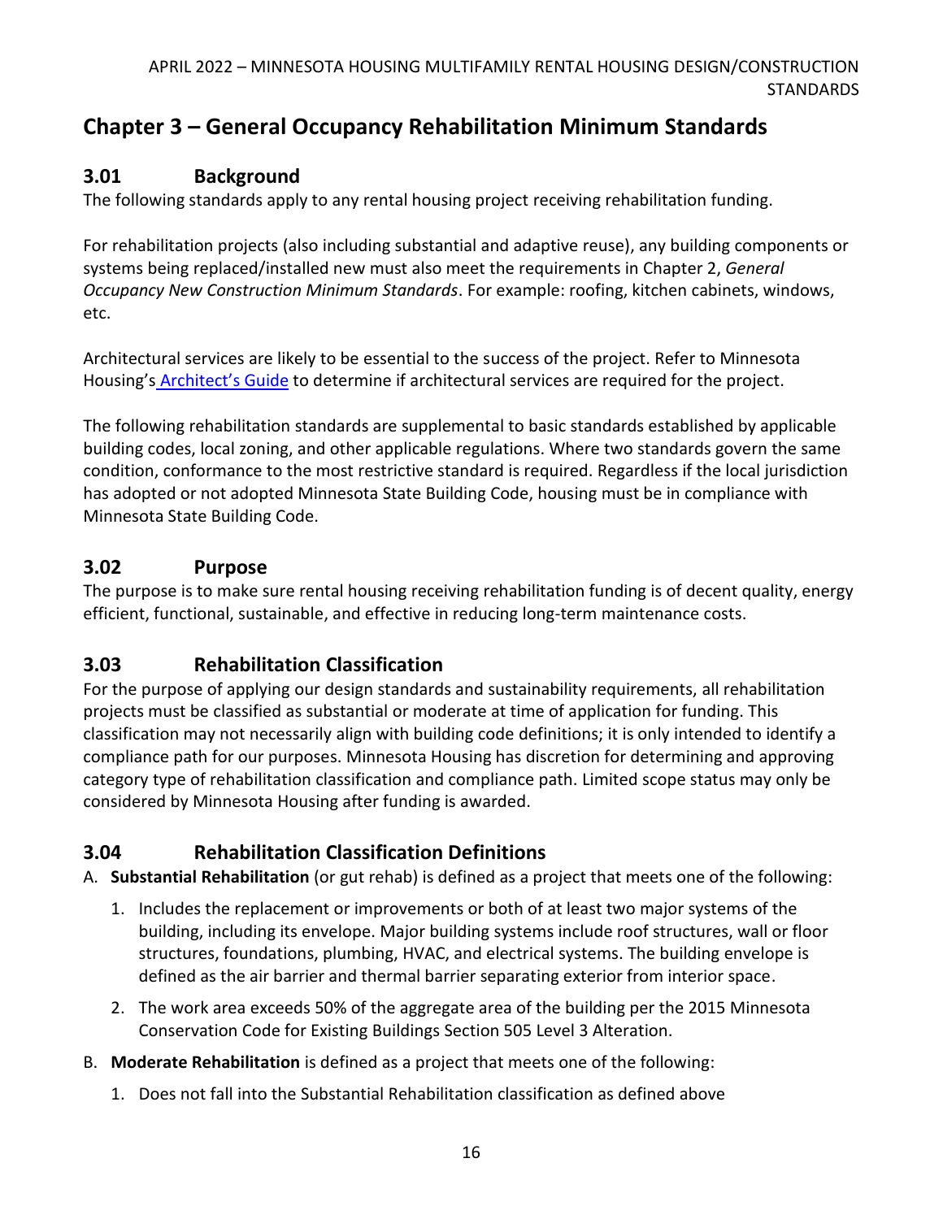## Chapter 3 – General Occupancy Rehabilitation Minimum Standards

### 3.01 Background

The following standards apply to any rental housing project receiving rehabilitation funding.

For rehabilitation projects (also including substantial and adaptive reuse), any building components or systems being replaced/installed new must also meet the requirements in Chapter 2, *General Occupancy New Construction Minimum Standards*. For example: roofing, kitchen cabinets, windows, etc.

Architectural services are likely to be essential to the success of the project. Refer to Minnesota Housing's Architect's Guide to determine if architectural services are required for the project.

The following rehabilitation standards are supplemental to basic standards established by applicable building codes, local zoning, and other applicable regulations. Where two standards govern the same condition, conformance to the most restrictive standard is required. Regardless if the local jurisdiction has adopted or not adopted Minnesota State Building Code, housing must be in compliance with Minnesota State Building Code.

### 3.02 Purpose

The purpose is to make sure rental housing receiving rehabilitation funding is of decent quality, energy efficient, functional, sustainable, and effective in reducing long-term maintenance costs.

### 3.03 Rehabilitation Classification

For the purpose of applying our design standards and sustainability requirements, all rehabilitation projects must be classified as substantial or moderate at time of application for funding. This classification may not necessarily align with building code definitions; it is only intended to identify a compliance path for our purposes. Minnesota Housing has discretion for determining and approving category type of rehabilitation classification and compliance path. Limited scope status may only be considered by Minnesota Housing after funding is awarded.

### 3.04 Rehabilitation Classification Definitions

A. **Substantial Rehabilitation** (or gut rehab) is defined as a project that meets one of the following:

1. Includes the replacement or improvements or both of at least two major systems of the building, including its envelope. Major building systems include roof structures, wall or floor structures, foundations, plumbing, HVAC, and electrical systems. The building envelope is defined as the air barrier and thermal barrier separating exterior from interior space.
2. The work area exceeds 50% of the aggregate area of the building per the 2015 Minnesota Conservation Code for Existing Buildings Section 505 Level 3 Alteration.

B. **Moderate Rehabilitation** is defined as a project that meets one of the following:

1. Does not fall into the Substantial Rehabilitation classification as defined above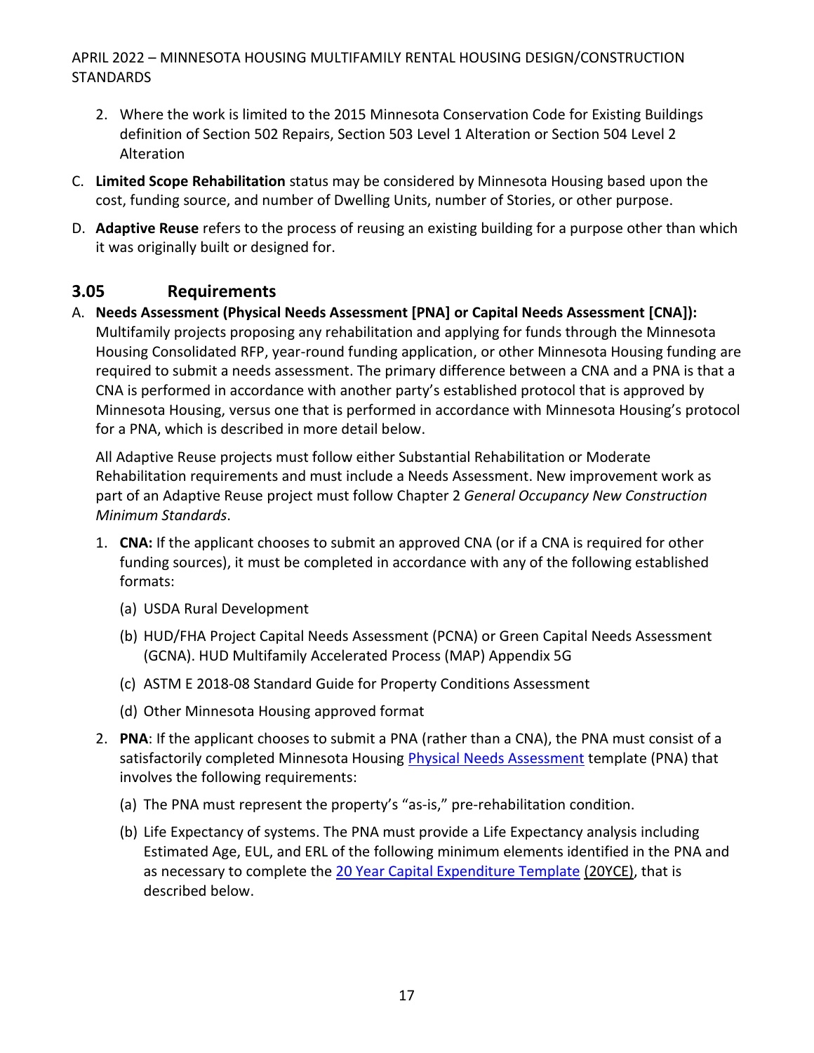2. Where the work is limited to the 2015 Minnesota Conservation Code for Existing Buildings definition of Section 502 Repairs, Section 503 Level 1 Alteration or Section 504 Level 2 Alteration

C. **Limited Scope Rehabilitation** status may be considered by Minnesota Housing based upon the cost, funding source, and number of Dwelling Units, number of Stories, or other purpose.

D. **Adaptive Reuse** refers to the process of reusing an existing building for a purpose other than which it was originally built or designed for.

## 3.05 Requirements

A. **Needs Assessment (Physical Needs Assessment [PNA] or Capital Needs Assessment [CNA]):** Multifamily projects proposing any rehabilitation and applying for funds through the Minnesota Housing Consolidated RFP, year-round funding application, or other Minnesota Housing funding are required to submit a needs assessment. The primary difference between a CNA and a PNA is that a CNA is performed in accordance with another party's established protocol that is approved by Minnesota Housing, versus one that is performed in accordance with Minnesota Housing's protocol for a PNA, which is described in more detail below.

All Adaptive Reuse projects must follow either Substantial Rehabilitation or Moderate Rehabilitation requirements and must include a Needs Assessment. New improvement work as part of an Adaptive Reuse project must follow Chapter 2 *General Occupancy New Construction Minimum Standards*.

1. **CNA:** If the applicant chooses to submit an approved CNA (or if a CNA is required for other funding sources), it must be completed in accordance with any of the following established formats:

   (a) USDA Rural Development

   (b) HUD/FHA Project Capital Needs Assessment (PCNA) or Green Capital Needs Assessment (GCNA). HUD Multifamily Accelerated Process (MAP) Appendix 5G

   (c) ASTM E 2018-08 Standard Guide for Property Conditions Assessment

   (d) Other Minnesota Housing approved format

2. **PNA**: If the applicant chooses to submit a PNA (rather than a CNA), the PNA must consist of a satisfactorily completed Minnesota Housing Physical Needs Assessment template (PNA) that involves the following requirements:

   (a) The PNA must represent the property's "as-is," pre-rehabilitation condition.

   (b) Life Expectancy of systems. The PNA must provide a Life Expectancy analysis including Estimated Age, EUL, and ERL of the following minimum elements identified in the PNA and as necessary to complete the 20 Year Capital Expenditure Template (20YCE), that is described below.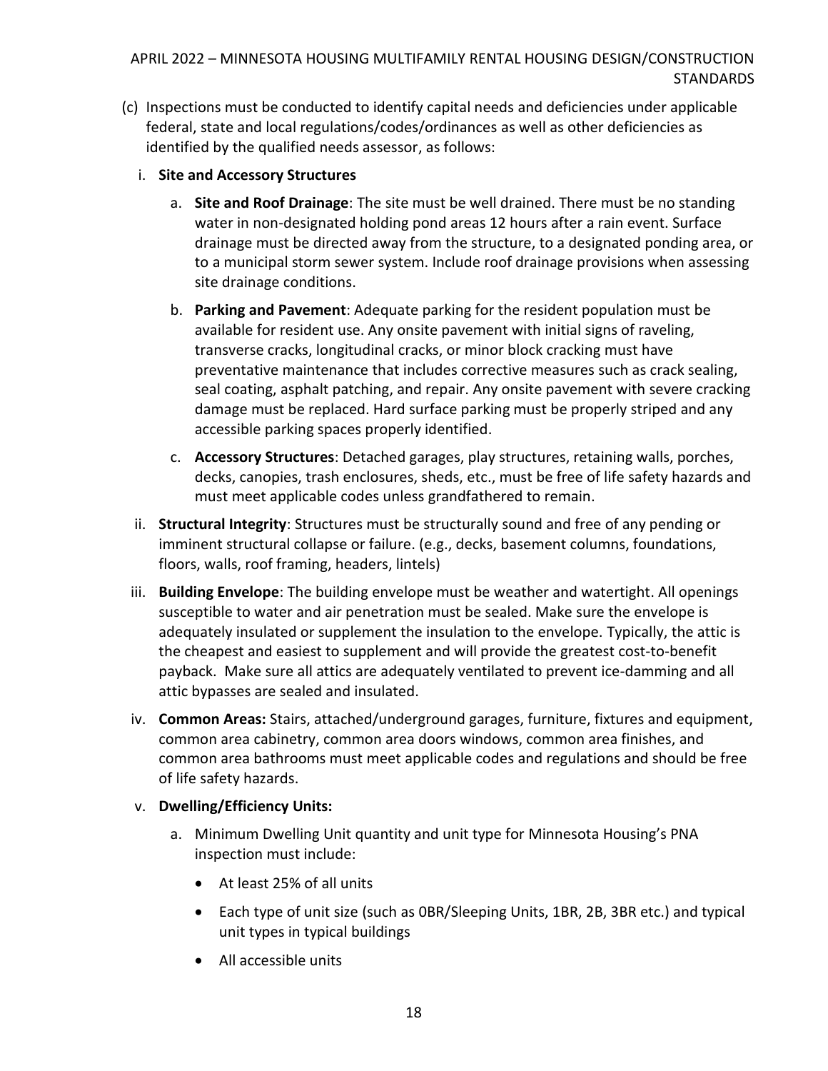(c) Inspections must be conducted to identify capital needs and deficiencies under applicable federal, state and local regulations/codes/ordinances as well as other deficiencies as identified by the qualified needs assessor, as follows:

  i. **Site and Accessory Structures**

    a. **Site and Roof Drainage**: The site must be well drained. There must be no standing water in non-designated holding pond areas 12 hours after a rain event. Surface drainage must be directed away from the structure, to a designated ponding area, or to a municipal storm sewer system. Include roof drainage provisions when assessing site drainage conditions.

    b. **Parking and Pavement**: Adequate parking for the resident population must be available for resident use. Any onsite pavement with initial signs of raveling, transverse cracks, longitudinal cracks, or minor block cracking must have preventative maintenance that includes corrective measures such as crack sealing, seal coating, asphalt patching, and repair. Any onsite pavement with severe cracking damage must be replaced. Hard surface parking must be properly striped and any accessible parking spaces properly identified.

    c. **Accessory Structures**: Detached garages, play structures, retaining walls, porches, decks, canopies, trash enclosures, sheds, etc., must be free of life safety hazards and must meet applicable codes unless grandfathered to remain.

  ii. **Structural Integrity**: Structures must be structurally sound and free of any pending or imminent structural collapse or failure. (e.g., decks, basement columns, foundations, floors, walls, roof framing, headers, lintels)

  iii. **Building Envelope**: The building envelope must be weather and watertight. All openings susceptible to water and air penetration must be sealed. Make sure the envelope is adequately insulated or supplement the insulation to the envelope. Typically, the attic is the cheapest and easiest to supplement and will provide the greatest cost-to-benefit payback. Make sure all attics are adequately ventilated to prevent ice-damming and all attic bypasses are sealed and insulated.

  iv. **Common Areas:** Stairs, attached/underground garages, furniture, fixtures and equipment, common area cabinetry, common area doors windows, common area finishes, and common area bathrooms must meet applicable codes and regulations and should be free of life safety hazards.

  v. **Dwelling/Efficiency Units:**

    a. Minimum Dwelling Unit quantity and unit type for Minnesota Housing's PNA inspection must include:

      - At least 25% of all units
      - Each type of unit size (such as 0BR/Sleeping Units, 1BR, 2B, 3BR etc.) and typical unit types in typical buildings
      - All accessible units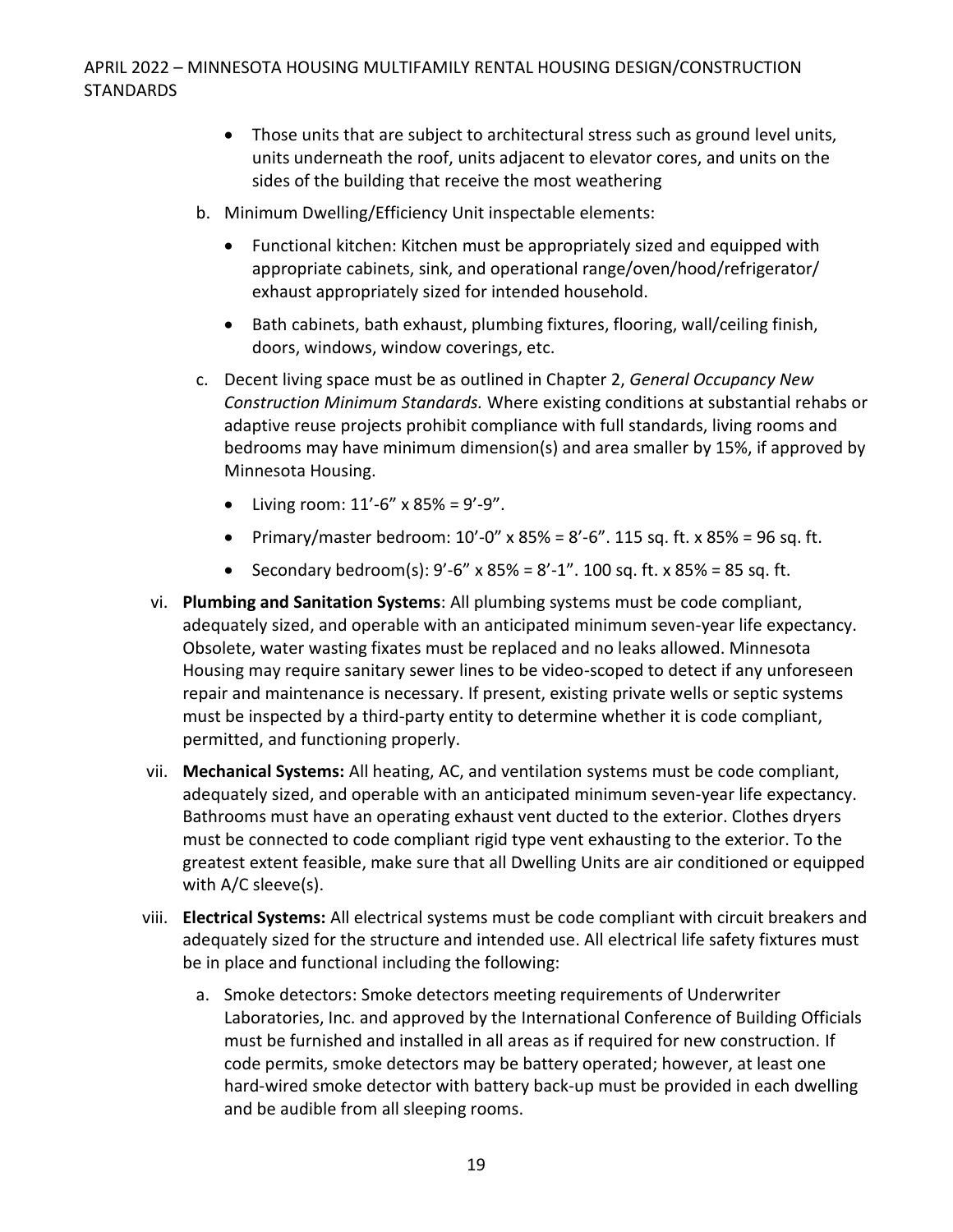- Those units that are subject to architectural stress such as ground level units, units underneath the roof, units adjacent to elevator cores, and units on the sides of the building that receive the most weathering

b. Minimum Dwelling/Efficiency Unit inspectable elements:

   - Functional kitchen: Kitchen must be appropriately sized and equipped with appropriate cabinets, sink, and operational range/oven/hood/refrigerator/ exhaust appropriately sized for intended household.
   - Bath cabinets, bath exhaust, plumbing fixtures, flooring, wall/ceiling finish, doors, windows, window coverings, etc.

c. Decent living space must be as outlined in Chapter 2, *General Occupancy New Construction Minimum Standards.* Where existing conditions at substantial rehabs or adaptive reuse projects prohibit compliance with full standards, living rooms and bedrooms may have minimum dimension(s) and area smaller by 15%, if approved by Minnesota Housing.

   - Living room: 11'-6" x 85% = 9'-9".
   - Primary/master bedroom: 10'-0" x 85% = 8'-6". 115 sq. ft. x 85% = 96 sq. ft.
   - Secondary bedroom(s): 9'-6" x 85% = 8'-1". 100 sq. ft. x 85% = 85 sq. ft.

vi. **Plumbing and Sanitation Systems**: All plumbing systems must be code compliant, adequately sized, and operable with an anticipated minimum seven-year life expectancy. Obsolete, water wasting fixates must be replaced and no leaks allowed. Minnesota Housing may require sanitary sewer lines to be video-scoped to detect if any unforeseen repair and maintenance is necessary. If present, existing private wells or septic systems must be inspected by a third-party entity to determine whether it is code compliant, permitted, and functioning properly.

vii. **Mechanical Systems:** All heating, AC, and ventilation systems must be code compliant, adequately sized, and operable with an anticipated minimum seven-year life expectancy. Bathrooms must have an operating exhaust vent ducted to the exterior. Clothes dryers must be connected to code compliant rigid type vent exhausting to the exterior. To the greatest extent feasible, make sure that all Dwelling Units are air conditioned or equipped with A/C sleeve(s).

viii. **Electrical Systems:** All electrical systems must be code compliant with circuit breakers and adequately sized for the structure and intended use. All electrical life safety fixtures must be in place and functional including the following:

a. Smoke detectors: Smoke detectors meeting requirements of Underwriter Laboratories, Inc. and approved by the International Conference of Building Officials must be furnished and installed in all areas as if required for new construction. If code permits, smoke detectors may be battery operated; however, at least one hard-wired smoke detector with battery back-up must be provided in each dwelling and be audible from all sleeping rooms.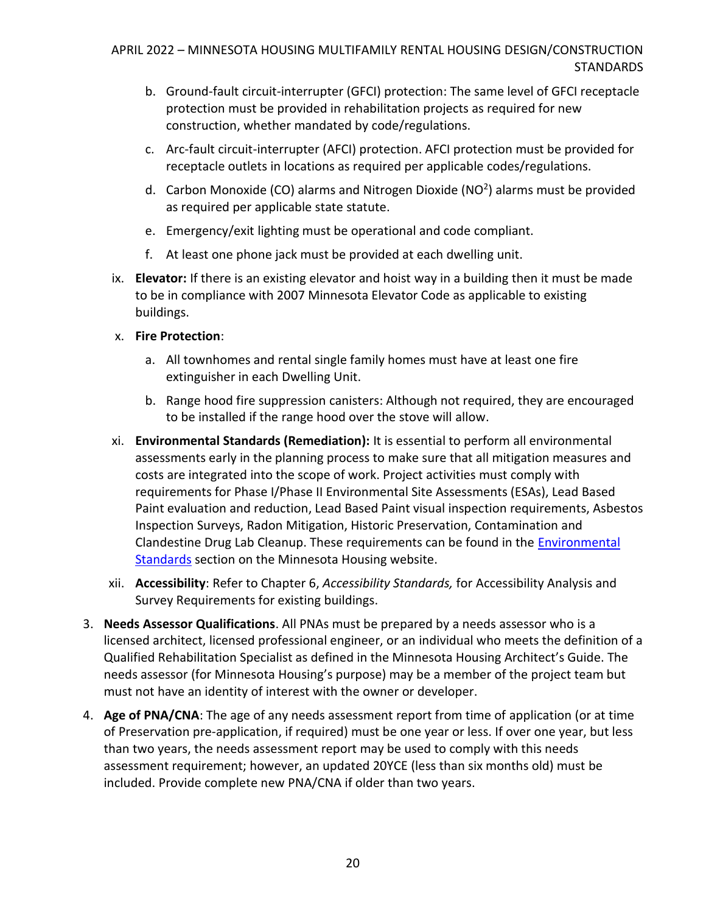b. Ground-fault circuit-interrupter (GFCI) protection: The same level of GFCI receptacle protection must be provided in rehabilitation projects as required for new construction, whether mandated by code/regulations.

c. Arc-fault circuit-interrupter (AFCI) protection. AFCI protection must be provided for receptacle outlets in locations as required per applicable codes/regulations.

d. Carbon Monoxide (CO) alarms and Nitrogen Dioxide ($NO^2$) alarms must be provided as required per applicable state statute.

e. Emergency/exit lighting must be operational and code compliant.

f. At least one phone jack must be provided at each dwelling unit.

ix. **Elevator:** If there is an existing elevator and hoist way in a building then it must be made to be in compliance with 2007 Minnesota Elevator Code as applicable to existing buildings.

x. **Fire Protection**:

a. All townhomes and rental single family homes must have at least one fire extinguisher in each Dwelling Unit.

b. Range hood fire suppression canisters: Although not required, they are encouraged to be installed if the range hood over the stove will allow.

xi. **Environmental Standards (Remediation):** It is essential to perform all environmental assessments early in the planning process to make sure that all mitigation measures and costs are integrated into the scope of work. Project activities must comply with requirements for Phase I/Phase II Environmental Site Assessments (ESAs), Lead Based Paint evaluation and reduction, Lead Based Paint visual inspection requirements, Asbestos Inspection Surveys, Radon Mitigation, Historic Preservation, Contamination and Clandestine Drug Lab Cleanup. These requirements can be found in the Environmental Standards section on the Minnesota Housing website.

xii. **Accessibility**: Refer to Chapter 6, *Accessibility Standards,* for Accessibility Analysis and Survey Requirements for existing buildings.

3. **Needs Assessor Qualifications**. All PNAs must be prepared by a needs assessor who is a licensed architect, licensed professional engineer, or an individual who meets the definition of a Qualified Rehabilitation Specialist as defined in the Minnesota Housing Architect's Guide. The needs assessor (for Minnesota Housing's purpose) may be a member of the project team but must not have an identity of interest with the owner or developer.

4. **Age of PNA/CNA**: The age of any needs assessment report from time of application (or at time of Preservation pre-application, if required) must be one year or less. If over one year, but less than two years, the needs assessment report may be used to comply with this needs assessment requirement; however, an updated 20YCE (less than six months old) must be included. Provide complete new PNA/CNA if older than two years.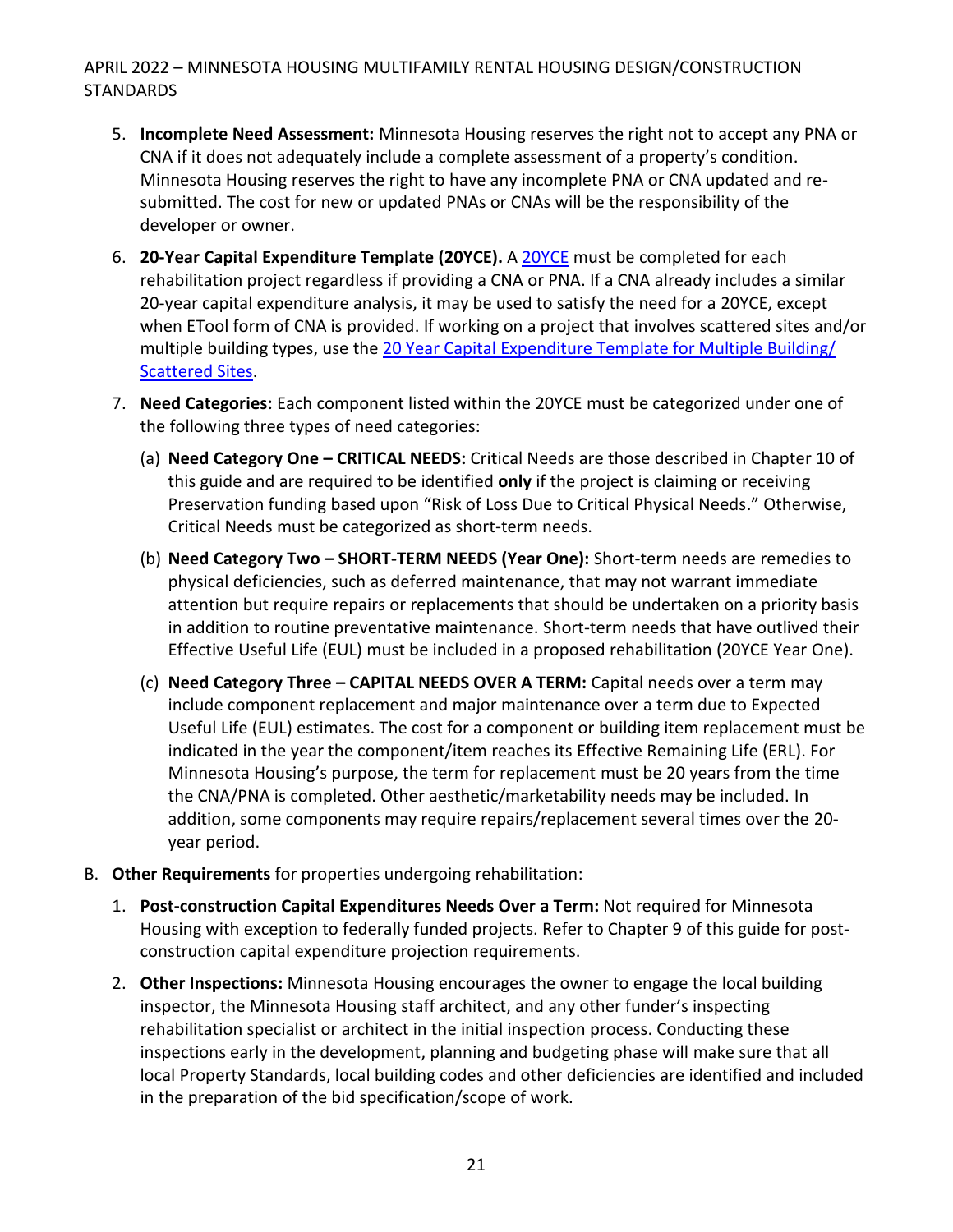5. **Incomplete Need Assessment:** Minnesota Housing reserves the right not to accept any PNA or CNA if it does not adequately include a complete assessment of a property's condition. Minnesota Housing reserves the right to have any incomplete PNA or CNA updated and re-submitted. The cost for new or updated PNAs or CNAs will be the responsibility of the developer or owner.

6. **20-Year Capital Expenditure Template (20YCE).** A 20YCE must be completed for each rehabilitation project regardless if providing a CNA or PNA. If a CNA already includes a similar 20-year capital expenditure analysis, it may be used to satisfy the need for a 20YCE, except when ETool form of CNA is provided. If working on a project that involves scattered sites and/or multiple building types, use the 20 Year Capital Expenditure Template for Multiple Building/ Scattered Sites.

7. **Need Categories:** Each component listed within the 20YCE must be categorized under one of the following three types of need categories:

   (a) **Need Category One – CRITICAL NEEDS:** Critical Needs are those described in Chapter 10 of this guide and are required to be identified **only** if the project is claiming or receiving Preservation funding based upon "Risk of Loss Due to Critical Physical Needs." Otherwise, Critical Needs must be categorized as short-term needs.

   (b) **Need Category Two – SHORT-TERM NEEDS (Year One):** Short-term needs are remedies to physical deficiencies, such as deferred maintenance, that may not warrant immediate attention but require repairs or replacements that should be undertaken on a priority basis in addition to routine preventative maintenance. Short-term needs that have outlived their Effective Useful Life (EUL) must be included in a proposed rehabilitation (20YCE Year One).

   (c) **Need Category Three – CAPITAL NEEDS OVER A TERM:** Capital needs over a term may include component replacement and major maintenance over a term due to Expected Useful Life (EUL) estimates. The cost for a component or building item replacement must be indicated in the year the component/item reaches its Effective Remaining Life (ERL). For Minnesota Housing's purpose, the term for replacement must be 20 years from the time the CNA/PNA is completed. Other aesthetic/marketability needs may be included. In addition, some components may require repairs/replacement several times over the 20-year period.

B. **Other Requirements** for properties undergoing rehabilitation:

   1. **Post-construction Capital Expenditures Needs Over a Term:** Not required for Minnesota Housing with exception to federally funded projects. Refer to Chapter 9 of this guide for post-construction capital expenditure projection requirements.

   2. **Other Inspections:** Minnesota Housing encourages the owner to engage the local building inspector, the Minnesota Housing staff architect, and any other funder's inspecting rehabilitation specialist or architect in the initial inspection process. Conducting these inspections early in the development, planning and budgeting phase will make sure that all local Property Standards, local building codes and other deficiencies are identified and included in the preparation of the bid specification/scope of work.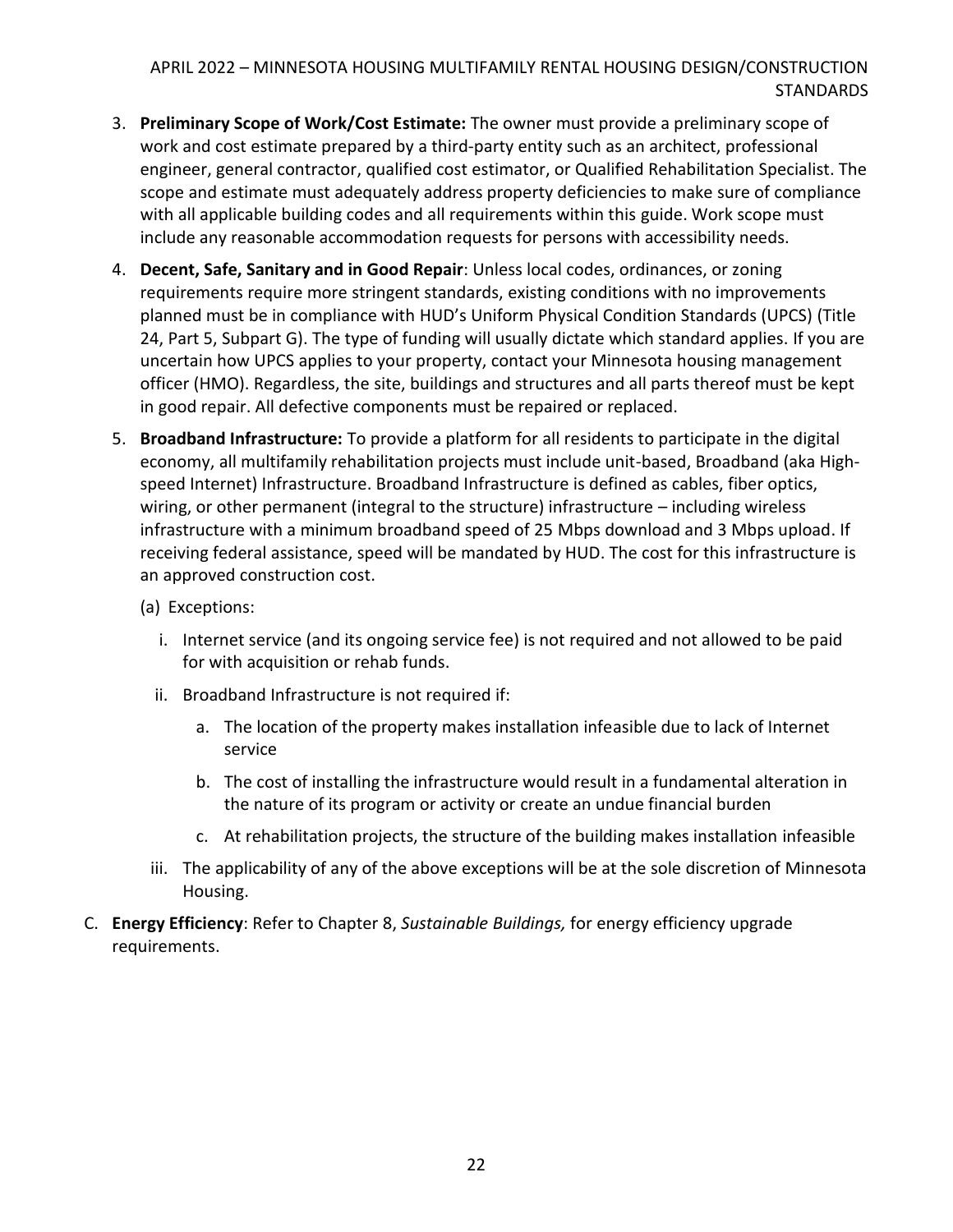3. **Preliminary Scope of Work/Cost Estimate:** The owner must provide a preliminary scope of work and cost estimate prepared by a third-party entity such as an architect, professional engineer, general contractor, qualified cost estimator, or Qualified Rehabilitation Specialist. The scope and estimate must adequately address property deficiencies to make sure of compliance with all applicable building codes and all requirements within this guide. Work scope must include any reasonable accommodation requests for persons with accessibility needs.

4. **Decent, Safe, Sanitary and in Good Repair**: Unless local codes, ordinances, or zoning requirements require more stringent standards, existing conditions with no improvements planned must be in compliance with HUD's Uniform Physical Condition Standards (UPCS) (Title 24, Part 5, Subpart G). The type of funding will usually dictate which standard applies. If you are uncertain how UPCS applies to your property, contact your Minnesota housing management officer (HMO). Regardless, the site, buildings and structures and all parts thereof must be kept in good repair. All defective components must be repaired or replaced.

5. **Broadband Infrastructure:** To provide a platform for all residents to participate in the digital economy, all multifamily rehabilitation projects must include unit-based, Broadband (aka High-speed Internet) Infrastructure. Broadband Infrastructure is defined as cables, fiber optics, wiring, or other permanent (integral to the structure) infrastructure – including wireless infrastructure with a minimum broadband speed of 25 Mbps download and 3 Mbps upload. If receiving federal assistance, speed will be mandated by HUD. The cost for this infrastructure is an approved construction cost.

   (a) Exceptions:

      i. Internet service (and its ongoing service fee) is not required and not allowed to be paid for with acquisition or rehab funds.

      ii. Broadband Infrastructure is not required if:

         a. The location of the property makes installation infeasible due to lack of Internet service

         b. The cost of installing the infrastructure would result in a fundamental alteration in the nature of its program or activity or create an undue financial burden

         c. At rehabilitation projects, the structure of the building makes installation infeasible

      iii. The applicability of any of the above exceptions will be at the sole discretion of Minnesota Housing.

C. **Energy Efficiency**: Refer to Chapter 8, *Sustainable Buildings,* for energy efficiency upgrade requirements.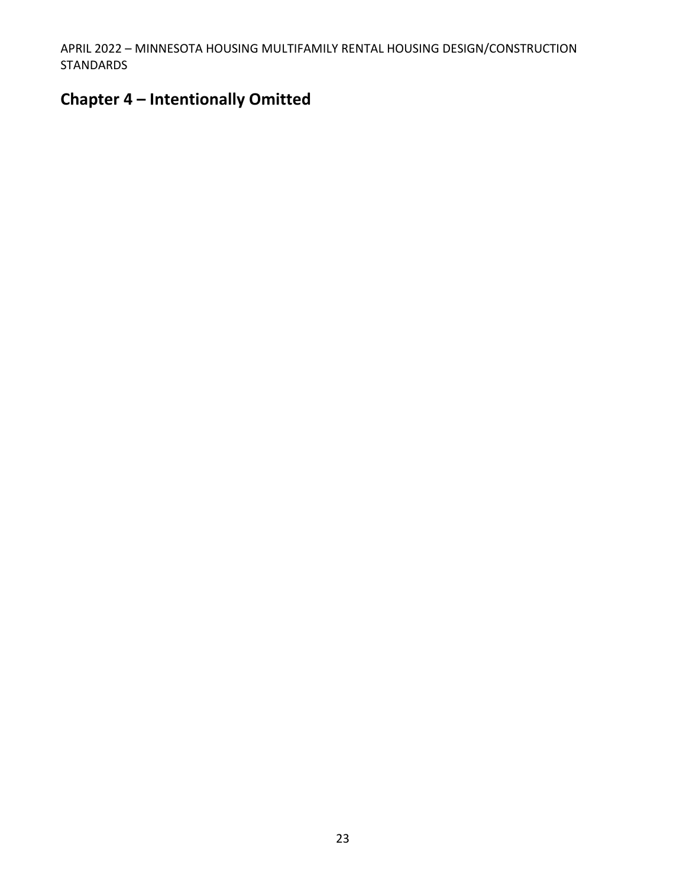# Chapter 4 – Intentionally Omitted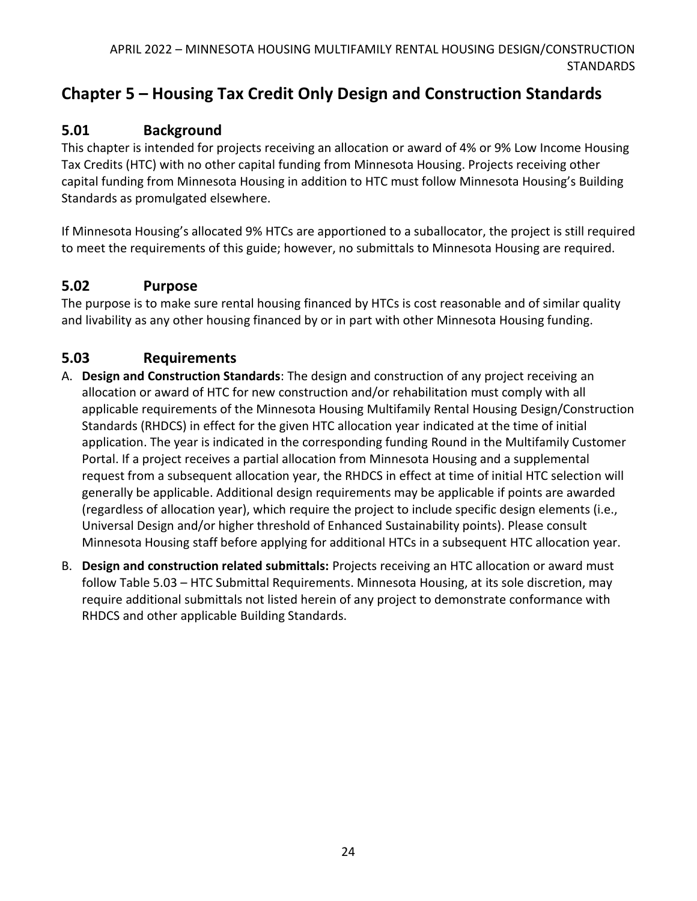# Chapter 5 – Housing Tax Credit Only Design and Construction Standards

## 5.01 Background

This chapter is intended for projects receiving an allocation or award of 4% or 9% Low Income Housing Tax Credits (HTC) with no other capital funding from Minnesota Housing. Projects receiving other capital funding from Minnesota Housing in addition to HTC must follow Minnesota Housing's Building Standards as promulgated elsewhere.

If Minnesota Housing's allocated 9% HTCs are apportioned to a suballocator, the project is still required to meet the requirements of this guide; however, no submittals to Minnesota Housing are required.

## 5.02 Purpose

The purpose is to make sure rental housing financed by HTCs is cost reasonable and of similar quality and livability as any other housing financed by or in part with other Minnesota Housing funding.

## 5.03 Requirements

A. **Design and Construction Standards**: The design and construction of any project receiving an allocation or award of HTC for new construction and/or rehabilitation must comply with all applicable requirements of the Minnesota Housing Multifamily Rental Housing Design/Construction Standards (RHDCS) in effect for the given HTC allocation year indicated at the time of initial application. The year is indicated in the corresponding funding Round in the Multifamily Customer Portal. If a project receives a partial allocation from Minnesota Housing and a supplemental request from a subsequent allocation year, the RHDCS in effect at time of initial HTC selection will generally be applicable. Additional design requirements may be applicable if points are awarded (regardless of allocation year), which require the project to include specific design elements (i.e., Universal Design and/or higher threshold of Enhanced Sustainability points). Please consult Minnesota Housing staff before applying for additional HTCs in a subsequent HTC allocation year.

B. **Design and construction related submittals:** Projects receiving an HTC allocation or award must follow Table 5.03 – HTC Submittal Requirements. Minnesota Housing, at its sole discretion, may require additional submittals not listed herein of any project to demonstrate conformance with RHDCS and other applicable Building Standards.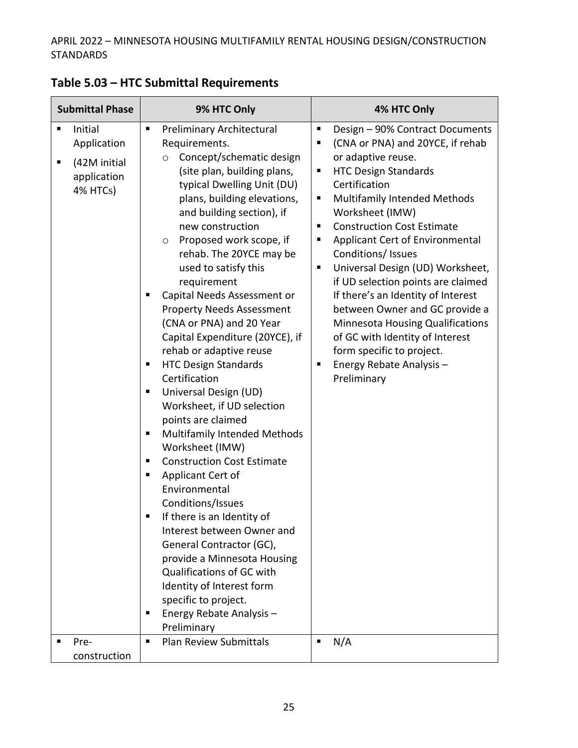## Table 5.03 – HTC Submittal Requirements

| Submittal Phase | 9% HTC Only | 4% HTC Only |
|---|---|---|
| ▪ Initial Application<br>▪ (42M initial application 4% HTCs) | ▪ Preliminary Architectural Requirements.<br>○ Concept/schematic design (site plan, building plans, typical Dwelling Unit (DU) plans, building elevations, and building section), if new construction<br>○ Proposed work scope, if rehab. The 20YCE may be used to satisfy this requirement<br>▪ Capital Needs Assessment or Property Needs Assessment (CNA or PNA) and 20 Year Capital Expenditure (20YCE), if rehab or adaptive reuse<br>▪ HTC Design Standards Certification<br>▪ Universal Design (UD) Worksheet, if UD selection points are claimed<br>▪ Multifamily Intended Methods Worksheet (IMW)<br>▪ Construction Cost Estimate<br>▪ Applicant Cert of Environmental Conditions/Issues<br>▪ If there is an Identity of Interest between Owner and General Contractor (GC), provide a Minnesota Housing Qualifications of GC with Identity of Interest form specific to project.<br>▪ Energy Rebate Analysis – Preliminary | ▪ Design – 90% Contract Documents<br>▪ (CNA or PNA) and 20YCE, if rehab or adaptive reuse.<br>▪ HTC Design Standards Certification<br>▪ Multifamily Intended Methods Worksheet (IMW)<br>▪ Construction Cost Estimate<br>▪ Applicant Cert of Environmental Conditions/ Issues<br>▪ Universal Design (UD) Worksheet, if UD selection points are claimed If there's an Identity of Interest between Owner and GC provide a Minnesota Housing Qualifications of GC with Identity of Interest form specific to project.<br>▪ Energy Rebate Analysis – Preliminary |
| ▪ Pre-construction | ▪ Plan Review Submittals | ▪ N/A |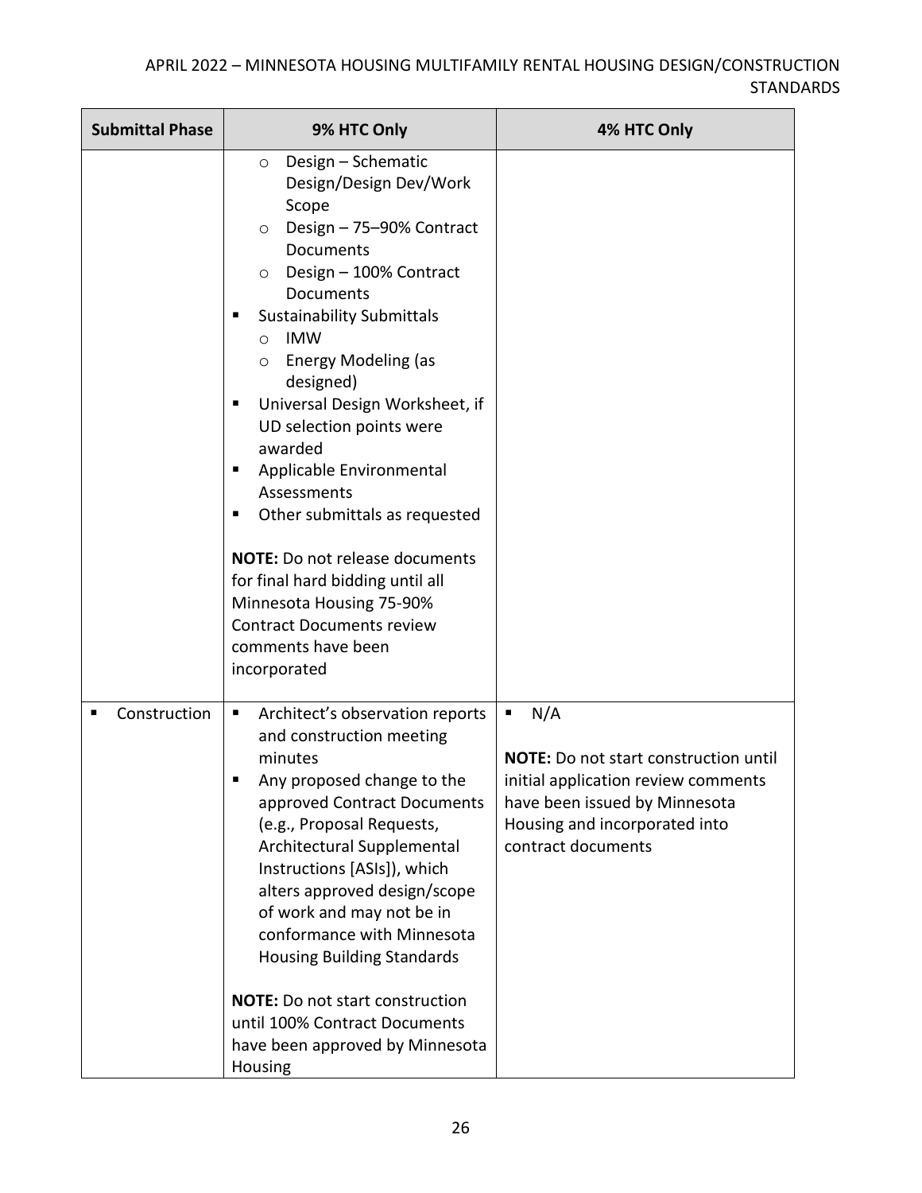| Submittal Phase | 9% HTC Only | 4% HTC Only |
|---|---|---|
| | o Design – Schematic Design/Design Dev/Work Scope<br>o Design – 75–90% Contract Documents<br>o Design – 100% Contract Documents<br>▪ Sustainability Submittals<br>o IMW<br>o Energy Modeling (as designed)<br>▪ Universal Design Worksheet, if UD selection points were awarded<br>▪ Applicable Environmental Assessments<br>▪ Other submittals as requested<br><br>**NOTE:** Do not release documents for final hard bidding until all Minnesota Housing 75-90% Contract Documents review comments have been incorporated | |
| ▪ Construction | ▪ Architect's observation reports and construction meeting minutes<br>▪ Any proposed change to the approved Contract Documents (e.g., Proposal Requests, Architectural Supplemental Instructions [ASIs]), which alters approved design/scope of work and may not be in conformance with Minnesota Housing Building Standards<br><br>**NOTE:** Do not start construction until 100% Contract Documents have been approved by Minnesota Housing | ▪ N/A<br><br>**NOTE:** Do not start construction until initial application review comments have been issued by Minnesota Housing and incorporated into contract documents |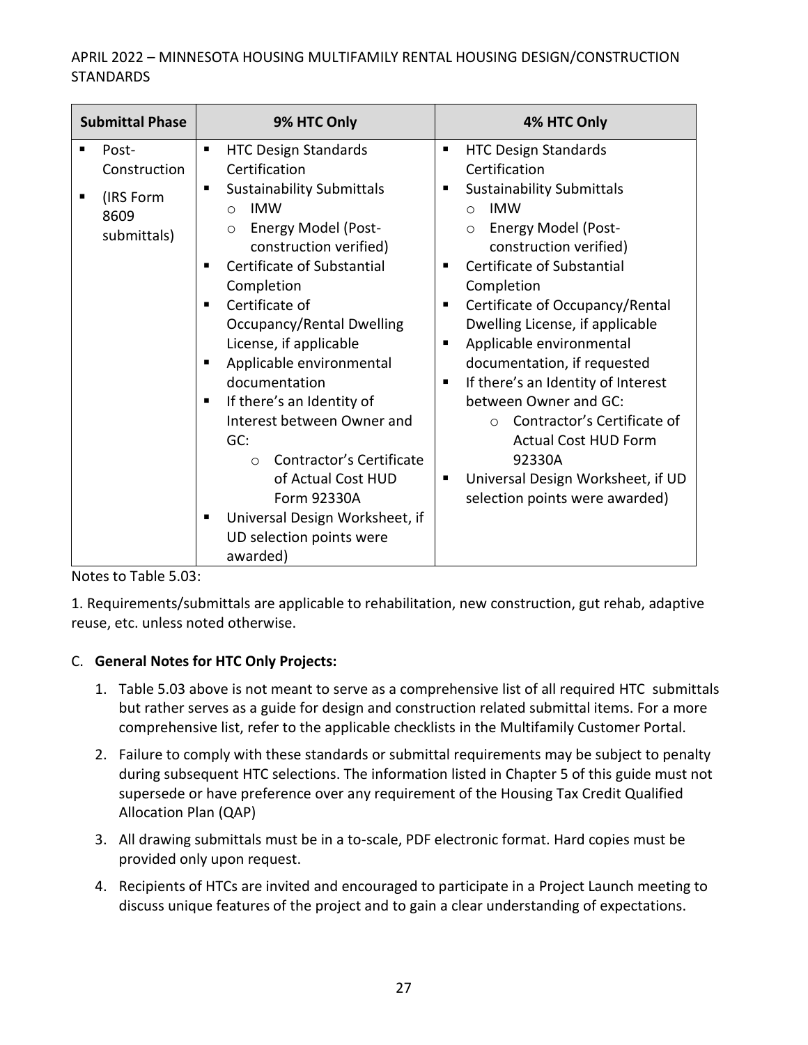| Submittal Phase | 9% HTC Only | 4% HTC Only |
|---|---|---|
| ▪ Post-Construction<br>▪ (IRS Form 8609 submittals) | ▪ HTC Design Standards Certification<br>▪ Sustainability Submittals<br>○ IMW<br>○ Energy Model (Post-construction verified)<br>▪ Certificate of Substantial Completion<br>▪ Certificate of Occupancy/Rental Dwelling License, if applicable<br>▪ Applicable environmental documentation<br>▪ If there's an Identity of Interest between Owner and GC:<br>○ Contractor's Certificate of Actual Cost HUD Form 92330A<br>▪ Universal Design Worksheet, if UD selection points were awarded) | ▪ HTC Design Standards Certification<br>▪ Sustainability Submittals<br>○ IMW<br>○ Energy Model (Post-construction verified)<br>▪ Certificate of Substantial Completion<br>▪ Certificate of Occupancy/Rental Dwelling License, if applicable<br>▪ Applicable environmental documentation, if requested<br>▪ If there's an Identity of Interest between Owner and GC:<br>○ Contractor's Certificate of Actual Cost HUD Form 92330A<br>▪ Universal Design Worksheet, if UD selection points were awarded) |

Notes to Table 5.03:

1. Requirements/submittals are applicable to rehabilitation, new construction, gut rehab, adaptive reuse, etc. unless noted otherwise.

C. **General Notes for HTC Only Projects:**

1. Table 5.03 above is not meant to serve as a comprehensive list of all required HTC submittals but rather serves as a guide for design and construction related submittal items. For a more comprehensive list, refer to the applicable checklists in the Multifamily Customer Portal.
2. Failure to comply with these standards or submittal requirements may be subject to penalty during subsequent HTC selections. The information listed in Chapter 5 of this guide must not supersede or have preference over any requirement of the Housing Tax Credit Qualified Allocation Plan (QAP)
3. All drawing submittals must be in a to-scale, PDF electronic format. Hard copies must be provided only upon request.
4. Recipients of HTCs are invited and encouraged to participate in a Project Launch meeting to discuss unique features of the project and to gain a clear understanding of expectations.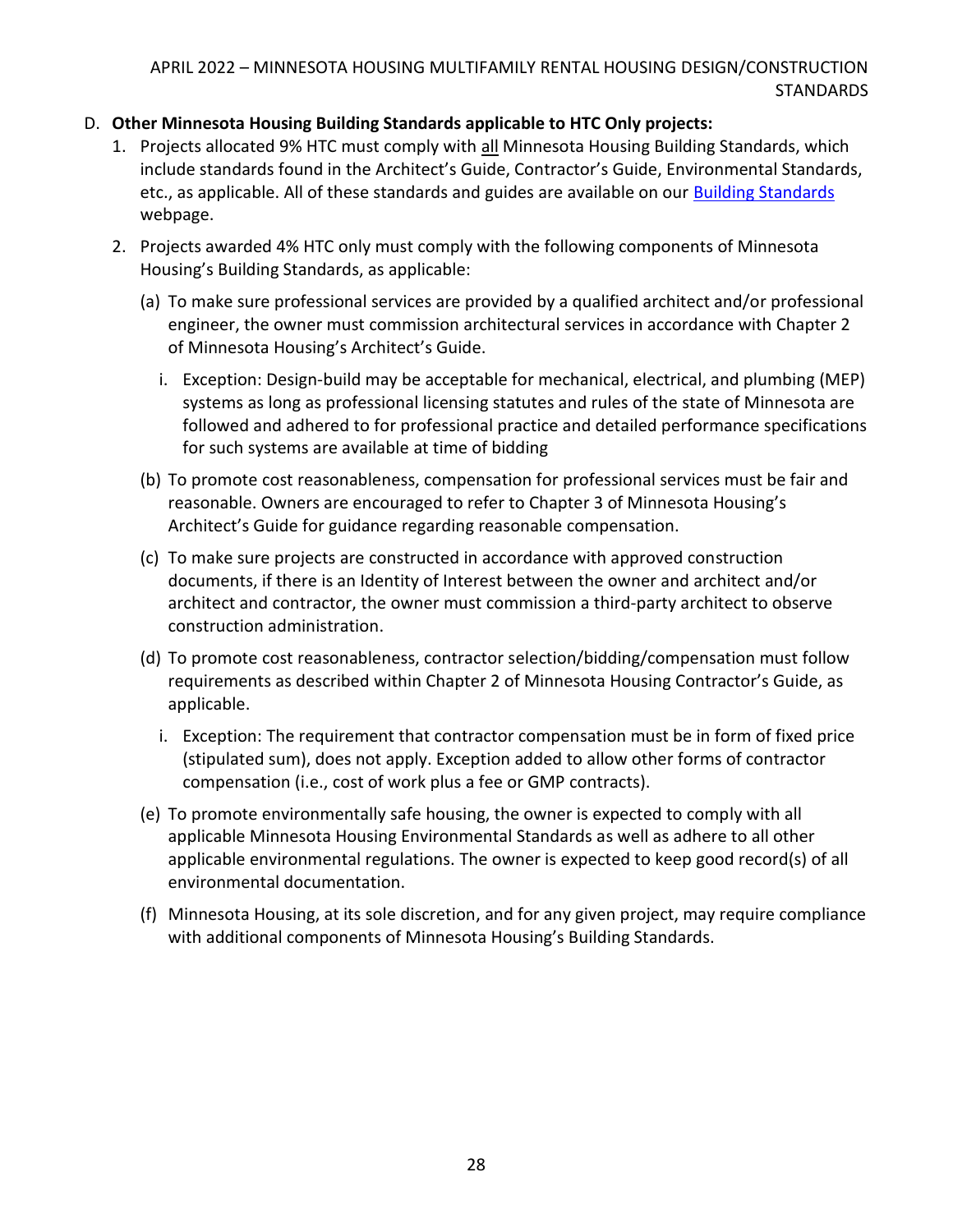D. **Other Minnesota Housing Building Standards applicable to HTC Only projects:**

1. Projects allocated 9% HTC must comply with all Minnesota Housing Building Standards, which include standards found in the Architect's Guide, Contractor's Guide, Environmental Standards, etc., as applicable. All of these standards and guides are available on our [Building Standards](#) webpage.

2. Projects awarded 4% HTC only must comply with the following components of Minnesota Housing's Building Standards, as applicable:

   (a) To make sure professional services are provided by a qualified architect and/or professional engineer, the owner must commission architectural services in accordance with Chapter 2 of Minnesota Housing's Architect's Guide.

      i. Exception: Design-build may be acceptable for mechanical, electrical, and plumbing (MEP) systems as long as professional licensing statutes and rules of the state of Minnesota are followed and adhered to for professional practice and detailed performance specifications for such systems are available at time of bidding

   (b) To promote cost reasonableness, compensation for professional services must be fair and reasonable. Owners are encouraged to refer to Chapter 3 of Minnesota Housing's Architect's Guide for guidance regarding reasonable compensation.

   (c) To make sure projects are constructed in accordance with approved construction documents, if there is an Identity of Interest between the owner and architect and/or architect and contractor, the owner must commission a third-party architect to observe construction administration.

   (d) To promote cost reasonableness, contractor selection/bidding/compensation must follow requirements as described within Chapter 2 of Minnesota Housing Contractor's Guide, as applicable.

      i. Exception: The requirement that contractor compensation must be in form of fixed price (stipulated sum), does not apply. Exception added to allow other forms of contractor compensation (i.e., cost of work plus a fee or GMP contracts).

   (e) To promote environmentally safe housing, the owner is expected to comply with all applicable Minnesota Housing Environmental Standards as well as adhere to all other applicable environmental regulations. The owner is expected to keep good record(s) of all environmental documentation.

   (f) Minnesota Housing, at its sole discretion, and for any given project, may require compliance with additional components of Minnesota Housing's Building Standards.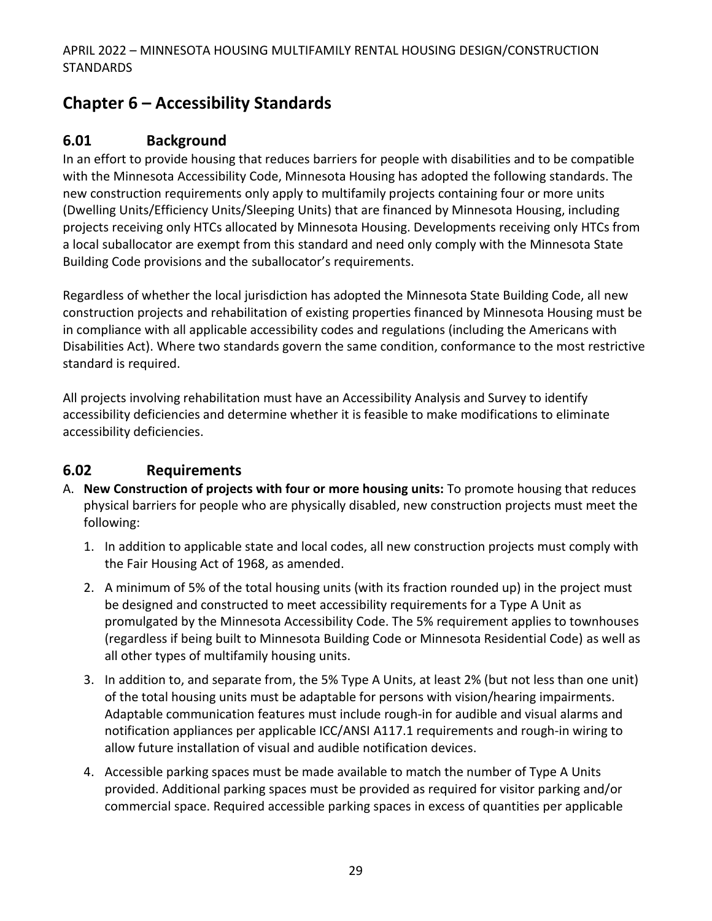# Chapter 6 – Accessibility Standards

## 6.01 Background

In an effort to provide housing that reduces barriers for people with disabilities and to be compatible with the Minnesota Accessibility Code, Minnesota Housing has adopted the following standards. The new construction requirements only apply to multifamily projects containing four or more units (Dwelling Units/Efficiency Units/Sleeping Units) that are financed by Minnesota Housing, including projects receiving only HTCs allocated by Minnesota Housing. Developments receiving only HTCs from a local suballocator are exempt from this standard and need only comply with the Minnesota State Building Code provisions and the suballocator's requirements.

Regardless of whether the local jurisdiction has adopted the Minnesota State Building Code, all new construction projects and rehabilitation of existing properties financed by Minnesota Housing must be in compliance with all applicable accessibility codes and regulations (including the Americans with Disabilities Act). Where two standards govern the same condition, conformance to the most restrictive standard is required.

All projects involving rehabilitation must have an Accessibility Analysis and Survey to identify accessibility deficiencies and determine whether it is feasible to make modifications to eliminate accessibility deficiencies.

## 6.02 Requirements

A. **New Construction of projects with four or more housing units:** To promote housing that reduces physical barriers for people who are physically disabled, new construction projects must meet the following:

   1. In addition to applicable state and local codes, all new construction projects must comply with the Fair Housing Act of 1968, as amended.
   2. A minimum of 5% of the total housing units (with its fraction rounded up) in the project must be designed and constructed to meet accessibility requirements for a Type A Unit as promulgated by the Minnesota Accessibility Code. The 5% requirement applies to townhouses (regardless if being built to Minnesota Building Code or Minnesota Residential Code) as well as all other types of multifamily housing units.
   3. In addition to, and separate from, the 5% Type A Units, at least 2% (but not less than one unit) of the total housing units must be adaptable for persons with vision/hearing impairments. Adaptable communication features must include rough-in for audible and visual alarms and notification appliances per applicable ICC/ANSI A117.1 requirements and rough-in wiring to allow future installation of visual and audible notification devices.
   4. Accessible parking spaces must be made available to match the number of Type A Units provided. Additional parking spaces must be provided as required for visitor parking and/or commercial space. Required accessible parking spaces in excess of quantities per applicable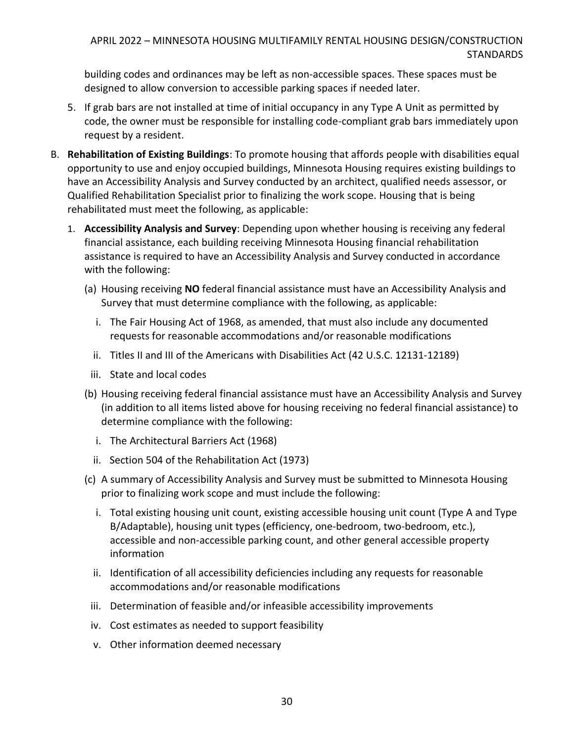building codes and ordinances may be left as non-accessible spaces. These spaces must be designed to allow conversion to accessible parking spaces if needed later.

5. If grab bars are not installed at time of initial occupancy in any Type A Unit as permitted by code, the owner must be responsible for installing code-compliant grab bars immediately upon request by a resident.

B. **Rehabilitation of Existing Buildings**: To promote housing that affords people with disabilities equal opportunity to use and enjoy occupied buildings, Minnesota Housing requires existing buildings to have an Accessibility Analysis and Survey conducted by an architect, qualified needs assessor, or Qualified Rehabilitation Specialist prior to finalizing the work scope. Housing that is being rehabilitated must meet the following, as applicable:

   1. **Accessibility Analysis and Survey**: Depending upon whether housing is receiving any federal financial assistance, each building receiving Minnesota Housing financial rehabilitation assistance is required to have an Accessibility Analysis and Survey conducted in accordance with the following:

      (a) Housing receiving **NO** federal financial assistance must have an Accessibility Analysis and Survey that must determine compliance with the following, as applicable:

         i. The Fair Housing Act of 1968, as amended, that must also include any documented requests for reasonable accommodations and/or reasonable modifications

         ii. Titles II and III of the Americans with Disabilities Act (42 U.S.C. 12131-12189)

         iii. State and local codes

      (b) Housing receiving federal financial assistance must have an Accessibility Analysis and Survey (in addition to all items listed above for housing receiving no federal financial assistance) to determine compliance with the following:

         i. The Architectural Barriers Act (1968)

         ii. Section 504 of the Rehabilitation Act (1973)

      (c) A summary of Accessibility Analysis and Survey must be submitted to Minnesota Housing prior to finalizing work scope and must include the following:

         i. Total existing housing unit count, existing accessible housing unit count (Type A and Type B/Adaptable), housing unit types (efficiency, one-bedroom, two-bedroom, etc.), accessible and non-accessible parking count, and other general accessible property information

         ii. Identification of all accessibility deficiencies including any requests for reasonable accommodations and/or reasonable modifications

         iii. Determination of feasible and/or infeasible accessibility improvements

         iv. Cost estimates as needed to support feasibility

         v. Other information deemed necessary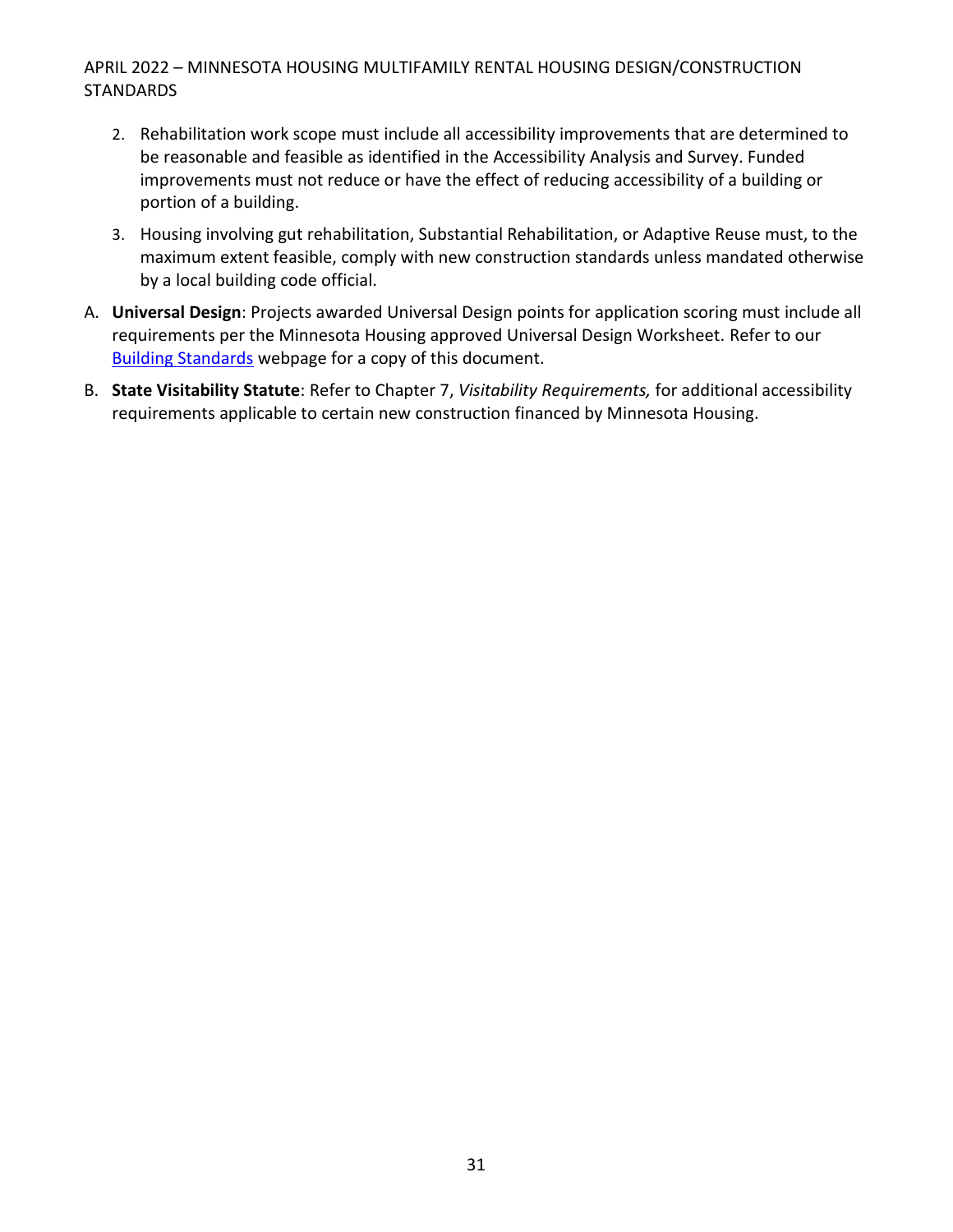2. Rehabilitation work scope must include all accessibility improvements that are determined to be reasonable and feasible as identified in the Accessibility Analysis and Survey. Funded improvements must not reduce or have the effect of reducing accessibility of a building or portion of a building.

3. Housing involving gut rehabilitation, Substantial Rehabilitation, or Adaptive Reuse must, to the maximum extent feasible, comply with new construction standards unless mandated otherwise by a local building code official.

A. **Universal Design**: Projects awarded Universal Design points for application scoring must include all requirements per the Minnesota Housing approved Universal Design Worksheet. Refer to our [Building Standards] webpage for a copy of this document.

B. **State Visitability Statute**: Refer to Chapter 7, *Visitability Requirements,* for additional accessibility requirements applicable to certain new construction financed by Minnesota Housing.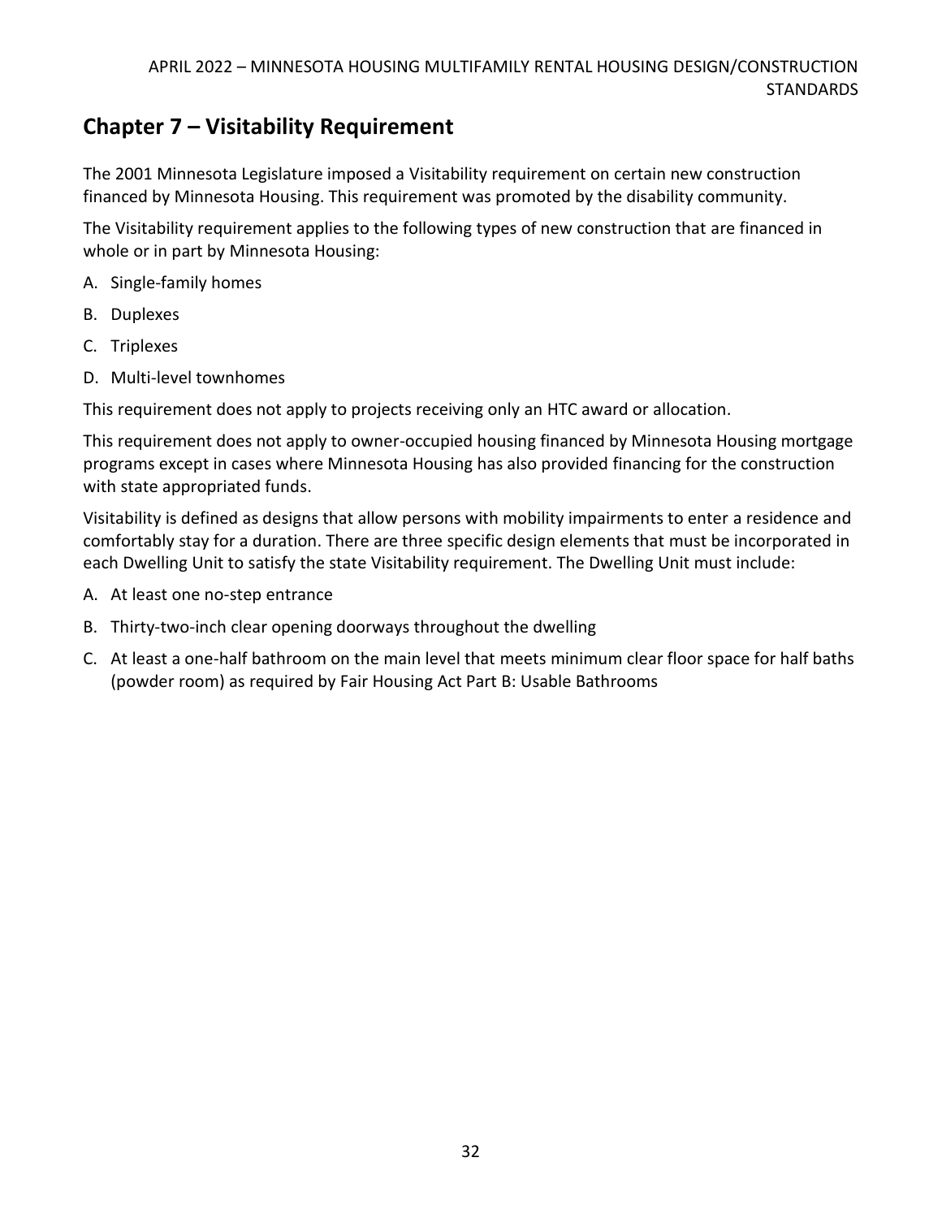## Chapter 7 – Visitability Requirement

The 2001 Minnesota Legislature imposed a Visitability requirement on certain new construction financed by Minnesota Housing. This requirement was promoted by the disability community.

The Visitability requirement applies to the following types of new construction that are financed in whole or in part by Minnesota Housing:

A. Single-family homes
B. Duplexes
C. Triplexes
D. Multi-level townhomes

This requirement does not apply to projects receiving only an HTC award or allocation.

This requirement does not apply to owner-occupied housing financed by Minnesota Housing mortgage programs except in cases where Minnesota Housing has also provided financing for the construction with state appropriated funds.

Visitability is defined as designs that allow persons with mobility impairments to enter a residence and comfortably stay for a duration. There are three specific design elements that must be incorporated in each Dwelling Unit to satisfy the state Visitability requirement. The Dwelling Unit must include:

A. At least one no-step entrance
B. Thirty-two-inch clear opening doorways throughout the dwelling
C. At least a one-half bathroom on the main level that meets minimum clear floor space for half baths (powder room) as required by Fair Housing Act Part B: Usable Bathrooms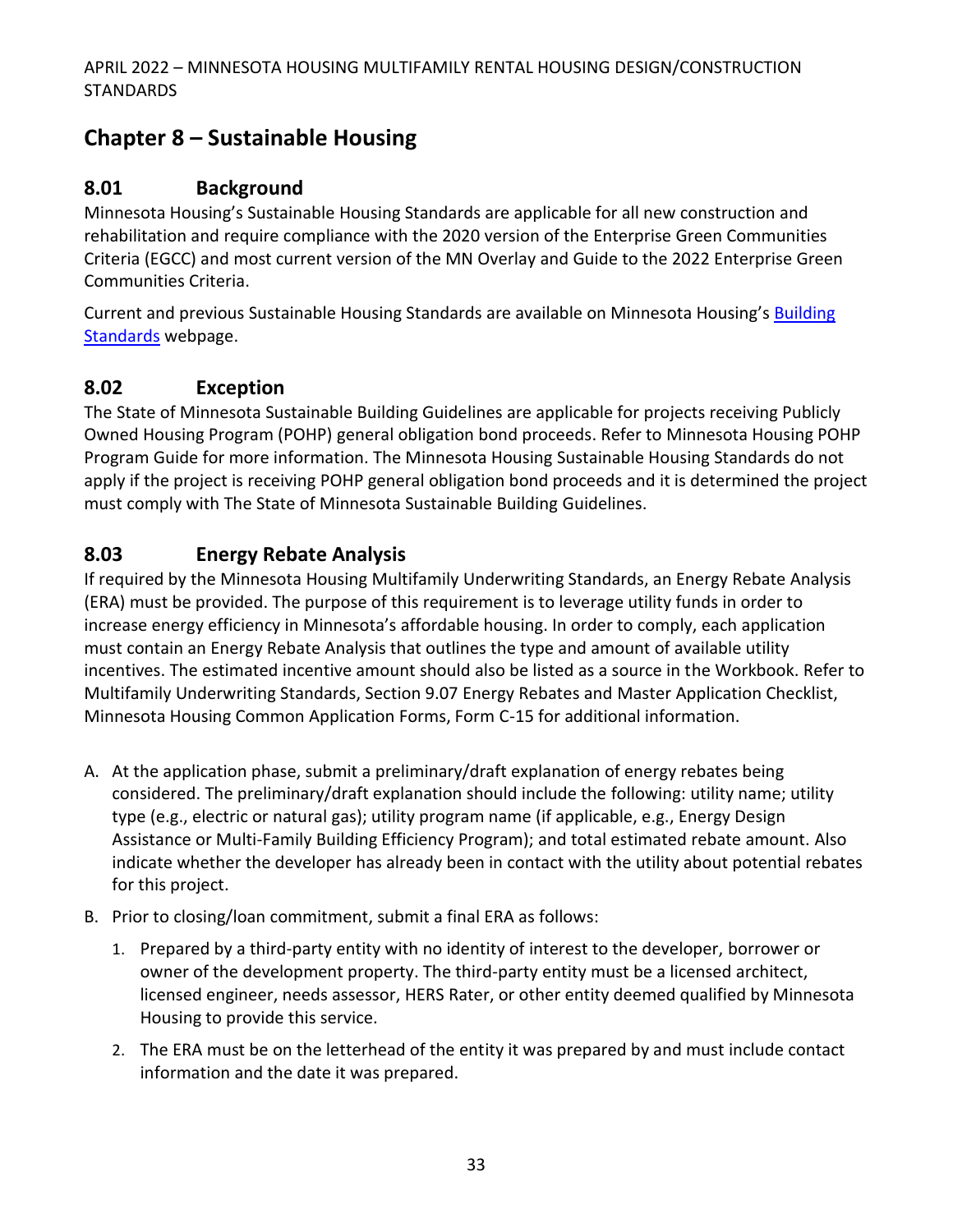# Chapter 8 – Sustainable Housing

## 8.01 Background

Minnesota Housing's Sustainable Housing Standards are applicable for all new construction and rehabilitation and require compliance with the 2020 version of the Enterprise Green Communities Criteria (EGCC) and most current version of the MN Overlay and Guide to the 2022 Enterprise Green Communities Criteria.

Current and previous Sustainable Housing Standards are available on Minnesota Housing's Building Standards webpage.

## 8.02 Exception

The State of Minnesota Sustainable Building Guidelines are applicable for projects receiving Publicly Owned Housing Program (POHP) general obligation bond proceeds. Refer to Minnesota Housing POHP Program Guide for more information. The Minnesota Housing Sustainable Housing Standards do not apply if the project is receiving POHP general obligation bond proceeds and it is determined the project must comply with The State of Minnesota Sustainable Building Guidelines.

## 8.03 Energy Rebate Analysis

If required by the Minnesota Housing Multifamily Underwriting Standards, an Energy Rebate Analysis (ERA) must be provided. The purpose of this requirement is to leverage utility funds in order to increase energy efficiency in Minnesota's affordable housing. In order to comply, each application must contain an Energy Rebate Analysis that outlines the type and amount of available utility incentives. The estimated incentive amount should also be listed as a source in the Workbook. Refer to Multifamily Underwriting Standards, Section 9.07 Energy Rebates and Master Application Checklist, Minnesota Housing Common Application Forms, Form C-15 for additional information.

A. At the application phase, submit a preliminary/draft explanation of energy rebates being considered. The preliminary/draft explanation should include the following: utility name; utility type (e.g., electric or natural gas); utility program name (if applicable, e.g., Energy Design Assistance or Multi-Family Building Efficiency Program); and total estimated rebate amount. Also indicate whether the developer has already been in contact with the utility about potential rebates for this project.

B. Prior to closing/loan commitment, submit a final ERA as follows:

   1. Prepared by a third-party entity with no identity of interest to the developer, borrower or owner of the development property. The third-party entity must be a licensed architect, licensed engineer, needs assessor, HERS Rater, or other entity deemed qualified by Minnesota Housing to provide this service.

   2. The ERA must be on the letterhead of the entity it was prepared by and must include contact information and the date it was prepared.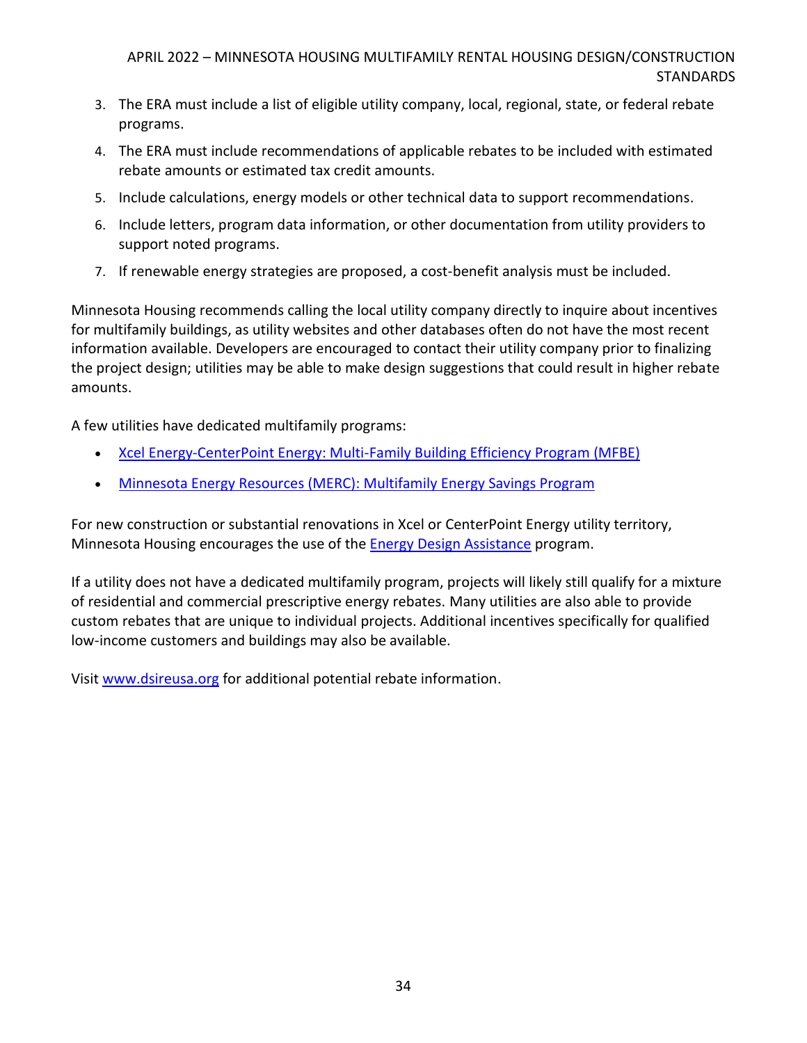3. The ERA must include a list of eligible utility company, local, regional, state, or federal rebate programs.
4. The ERA must include recommendations of applicable rebates to be included with estimated rebate amounts or estimated tax credit amounts.
5. Include calculations, energy models or other technical data to support recommendations.
6. Include letters, program data information, or other documentation from utility providers to support noted programs.
7. If renewable energy strategies are proposed, a cost-benefit analysis must be included.

Minnesota Housing recommends calling the local utility company directly to inquire about incentives for multifamily buildings, as utility websites and other databases often do not have the most recent information available. Developers are encouraged to contact their utility company prior to finalizing the project design; utilities may be able to make design suggestions that could result in higher rebate amounts.

A few utilities have dedicated multifamily programs:

- Xcel Energy-CenterPoint Energy: Multi-Family Building Efficiency Program (MFBE)
- Minnesota Energy Resources (MERC): Multifamily Energy Savings Program

For new construction or substantial renovations in Xcel or CenterPoint Energy utility territory, Minnesota Housing encourages the use of the Energy Design Assistance program.

If a utility does not have a dedicated multifamily program, projects will likely still qualify for a mixture of residential and commercial prescriptive energy rebates. Many utilities are also able to provide custom rebates that are unique to individual projects. Additional incentives specifically for qualified low-income customers and buildings may also be available.

Visit www.dsireusa.org for additional potential rebate information.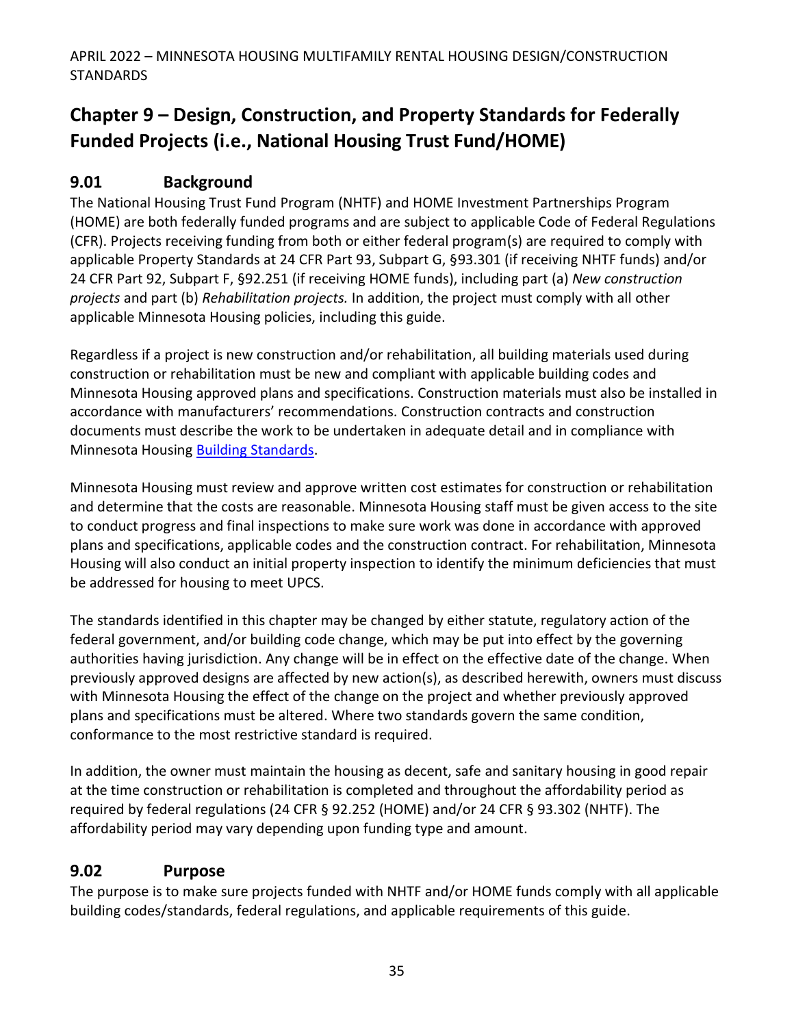## Chapter 9 – Design, Construction, and Property Standards for Federally Funded Projects (i.e., National Housing Trust Fund/HOME)

### 9.01 Background

The National Housing Trust Fund Program (NHTF) and HOME Investment Partnerships Program (HOME) are both federally funded programs and are subject to applicable Code of Federal Regulations (CFR). Projects receiving funding from both or either federal program(s) are required to comply with applicable Property Standards at 24 CFR Part 93, Subpart G, §93.301 (if receiving NHTF funds) and/or 24 CFR Part 92, Subpart F, §92.251 (if receiving HOME funds), including part (a) *New construction projects* and part (b) *Rehabilitation projects.* In addition, the project must comply with all other applicable Minnesota Housing policies, including this guide.

Regardless if a project is new construction and/or rehabilitation, all building materials used during construction or rehabilitation must be new and compliant with applicable building codes and Minnesota Housing approved plans and specifications. Construction materials must also be installed in accordance with manufacturers' recommendations. Construction contracts and construction documents must describe the work to be undertaken in adequate detail and in compliance with Minnesota Housing Building Standards.

Minnesota Housing must review and approve written cost estimates for construction or rehabilitation and determine that the costs are reasonable. Minnesota Housing staff must be given access to the site to conduct progress and final inspections to make sure work was done in accordance with approved plans and specifications, applicable codes and the construction contract. For rehabilitation, Minnesota Housing will also conduct an initial property inspection to identify the minimum deficiencies that must be addressed for housing to meet UPCS.

The standards identified in this chapter may be changed by either statute, regulatory action of the federal government, and/or building code change, which may be put into effect by the governing authorities having jurisdiction. Any change will be in effect on the effective date of the change. When previously approved designs are affected by new action(s), as described herewith, owners must discuss with Minnesota Housing the effect of the change on the project and whether previously approved plans and specifications must be altered. Where two standards govern the same condition, conformance to the most restrictive standard is required.

In addition, the owner must maintain the housing as decent, safe and sanitary housing in good repair at the time construction or rehabilitation is completed and throughout the affordability period as required by federal regulations (24 CFR § 92.252 (HOME) and/or 24 CFR § 93.302 (NHTF). The affordability period may vary depending upon funding type and amount.

### 9.02 Purpose

The purpose is to make sure projects funded with NHTF and/or HOME funds comply with all applicable building codes/standards, federal regulations, and applicable requirements of this guide.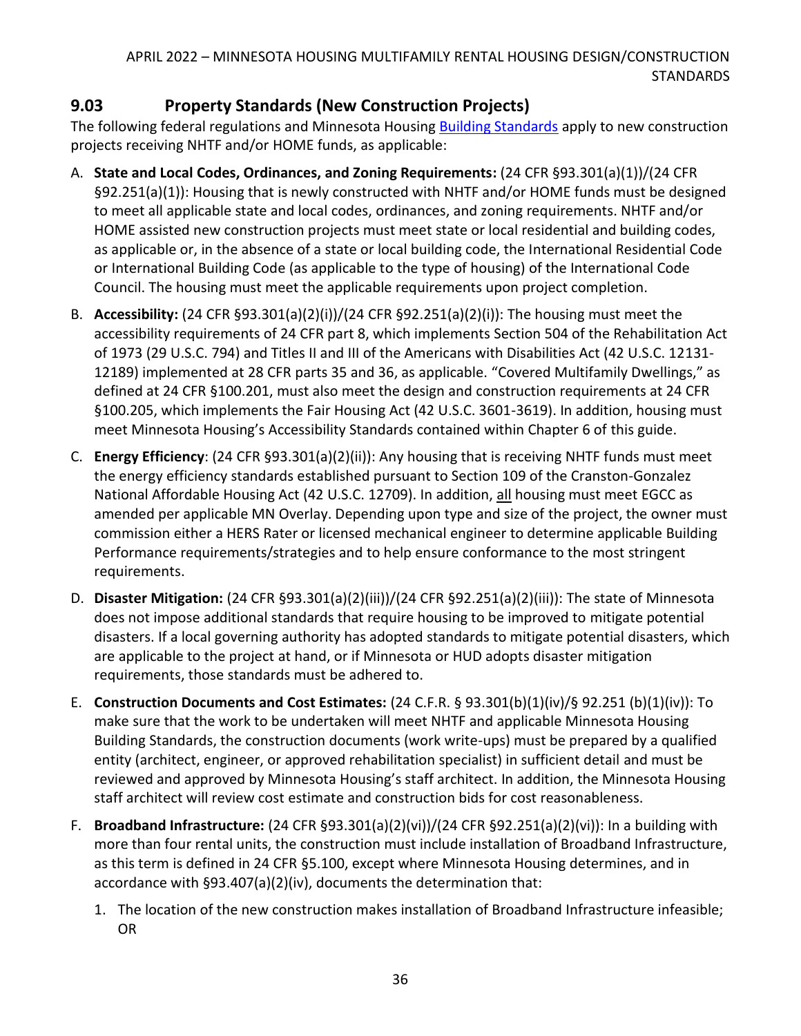## 9.03 Property Standards (New Construction Projects)

The following federal regulations and Minnesota Housing [Building Standards](#) apply to new construction projects receiving NHTF and/or HOME funds, as applicable:

A. **State and Local Codes, Ordinances, and Zoning Requirements:** (24 CFR §93.301(a)(1))/(24 CFR §92.251(a)(1)): Housing that is newly constructed with NHTF and/or HOME funds must be designed to meet all applicable state and local codes, ordinances, and zoning requirements. NHTF and/or HOME assisted new construction projects must meet state or local residential and building codes, as applicable or, in the absence of a state or local building code, the International Residential Code or International Building Code (as applicable to the type of housing) of the International Code Council. The housing must meet the applicable requirements upon project completion.

B. **Accessibility:** (24 CFR §93.301(a)(2)(i))/(24 CFR §92.251(a)(2)(i)): The housing must meet the accessibility requirements of 24 CFR part 8, which implements Section 504 of the Rehabilitation Act of 1973 (29 U.S.C. 794) and Titles II and III of the Americans with Disabilities Act (42 U.S.C. 12131-12189) implemented at 28 CFR parts 35 and 36, as applicable. "Covered Multifamily Dwellings," as defined at 24 CFR §100.201, must also meet the design and construction requirements at 24 CFR §100.205, which implements the Fair Housing Act (42 U.S.C. 3601-3619). In addition, housing must meet Minnesota Housing's Accessibility Standards contained within Chapter 6 of this guide.

C. **Energy Efficiency**: (24 CFR §93.301(a)(2)(ii)): Any housing that is receiving NHTF funds must meet the energy efficiency standards established pursuant to Section 109 of the Cranston-Gonzalez National Affordable Housing Act (42 U.S.C. 12709). In addition, <u>all</u> housing must meet EGCC as amended per applicable MN Overlay. Depending upon type and size of the project, the owner must commission either a HERS Rater or licensed mechanical engineer to determine applicable Building Performance requirements/strategies and to help ensure conformance to the most stringent requirements.

D. **Disaster Mitigation:** (24 CFR §93.301(a)(2)(iii))/(24 CFR §92.251(a)(2)(iii)): The state of Minnesota does not impose additional standards that require housing to be improved to mitigate potential disasters. If a local governing authority has adopted standards to mitigate potential disasters, which are applicable to the project at hand, or if Minnesota or HUD adopts disaster mitigation requirements, those standards must be adhered to.

E. **Construction Documents and Cost Estimates:** (24 C.F.R. § 93.301(b)(1)(iv)/§ 92.251 (b)(1)(iv)): To make sure that the work to be undertaken will meet NHTF and applicable Minnesota Housing Building Standards, the construction documents (work write-ups) must be prepared by a qualified entity (architect, engineer, or approved rehabilitation specialist) in sufficient detail and must be reviewed and approved by Minnesota Housing's staff architect. In addition, the Minnesota Housing staff architect will review cost estimate and construction bids for cost reasonableness.

F. **Broadband Infrastructure:** (24 CFR §93.301(a)(2)(vi))/(24 CFR §92.251(a)(2)(vi)): In a building with more than four rental units, the construction must include installation of Broadband Infrastructure, as this term is defined in 24 CFR §5.100, except where Minnesota Housing determines, and in accordance with §93.407(a)(2)(iv), documents the determination that:

   1. The location of the new construction makes installation of Broadband Infrastructure infeasible; OR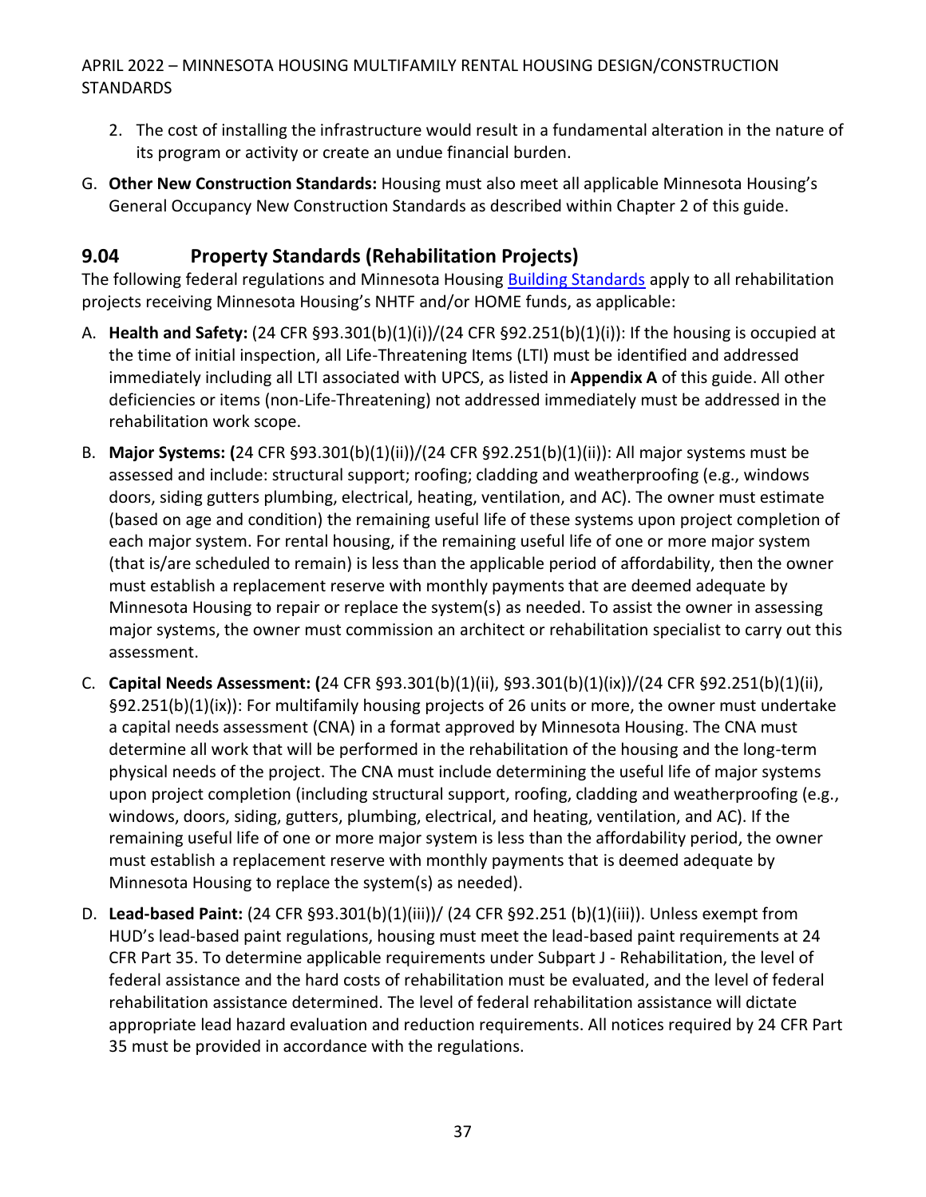2. The cost of installing the infrastructure would result in a fundamental alteration in the nature of its program or activity or create an undue financial burden.

G. **Other New Construction Standards:** Housing must also meet all applicable Minnesota Housing's General Occupancy New Construction Standards as described within Chapter 2 of this guide.

## 9.04 Property Standards (Rehabilitation Projects)

The following federal regulations and Minnesota Housing Building Standards apply to all rehabilitation projects receiving Minnesota Housing's NHTF and/or HOME funds, as applicable:

A. **Health and Safety:** (24 CFR §93.301(b)(1)(i))/(24 CFR §92.251(b)(1)(i)): If the housing is occupied at the time of initial inspection, all Life-Threatening Items (LTI) must be identified and addressed immediately including all LTI associated with UPCS, as listed in **Appendix A** of this guide. All other deficiencies or items (non-Life-Threatening) not addressed immediately must be addressed in the rehabilitation work scope.

B. **Major Systems: (**24 CFR §93.301(b)(1)(ii))/(24 CFR §92.251(b)(1)(ii)): All major systems must be assessed and include: structural support; roofing; cladding and weatherproofing (e.g., windows doors, siding gutters plumbing, electrical, heating, ventilation, and AC). The owner must estimate (based on age and condition) the remaining useful life of these systems upon project completion of each major system. For rental housing, if the remaining useful life of one or more major system (that is/are scheduled to remain) is less than the applicable period of affordability, then the owner must establish a replacement reserve with monthly payments that are deemed adequate by Minnesota Housing to repair or replace the system(s) as needed. To assist the owner in assessing major systems, the owner must commission an architect or rehabilitation specialist to carry out this assessment.

C. **Capital Needs Assessment: (**24 CFR §93.301(b)(1)(ii), §93.301(b)(1)(ix))/(24 CFR §92.251(b)(1)(ii), §92.251(b)(1)(ix)): For multifamily housing projects of 26 units or more, the owner must undertake a capital needs assessment (CNA) in a format approved by Minnesota Housing. The CNA must determine all work that will be performed in the rehabilitation of the housing and the long-term physical needs of the project. The CNA must include determining the useful life of major systems upon project completion (including structural support, roofing, cladding and weatherproofing (e.g., windows, doors, siding, gutters, plumbing, electrical, and heating, ventilation, and AC). If the remaining useful life of one or more major system is less than the affordability period, the owner must establish a replacement reserve with monthly payments that is deemed adequate by Minnesota Housing to replace the system(s) as needed).

D. **Lead-based Paint:** (24 CFR §93.301(b)(1)(iii))/ (24 CFR §92.251 (b)(1)(iii)). Unless exempt from HUD's lead-based paint regulations, housing must meet the lead-based paint requirements at 24 CFR Part 35. To determine applicable requirements under Subpart J - Rehabilitation, the level of federal assistance and the hard costs of rehabilitation must be evaluated, and the level of federal rehabilitation assistance determined. The level of federal rehabilitation assistance will dictate appropriate lead hazard evaluation and reduction requirements. All notices required by 24 CFR Part 35 must be provided in accordance with the regulations.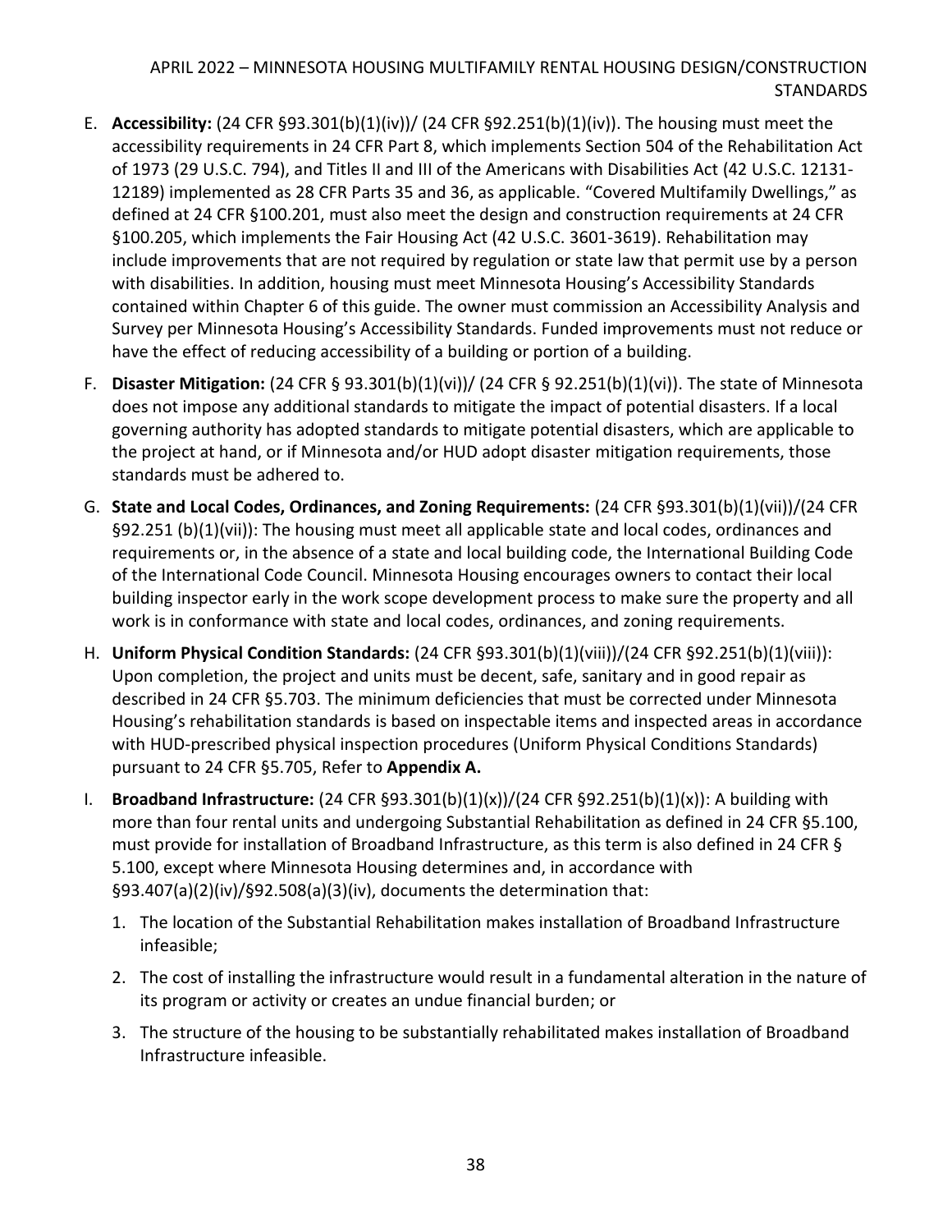E. **Accessibility:** (24 CFR §93.301(b)(1)(iv))/ (24 CFR §92.251(b)(1)(iv)). The housing must meet the accessibility requirements in 24 CFR Part 8, which implements Section 504 of the Rehabilitation Act of 1973 (29 U.S.C. 794), and Titles II and III of the Americans with Disabilities Act (42 U.S.C. 12131-12189) implemented as 28 CFR Parts 35 and 36, as applicable. "Covered Multifamily Dwellings," as defined at 24 CFR §100.201, must also meet the design and construction requirements at 24 CFR §100.205, which implements the Fair Housing Act (42 U.S.C. 3601-3619). Rehabilitation may include improvements that are not required by regulation or state law that permit use by a person with disabilities. In addition, housing must meet Minnesota Housing's Accessibility Standards contained within Chapter 6 of this guide. The owner must commission an Accessibility Analysis and Survey per Minnesota Housing's Accessibility Standards. Funded improvements must not reduce or have the effect of reducing accessibility of a building or portion of a building.

F. **Disaster Mitigation:** (24 CFR § 93.301(b)(1)(vi))/ (24 CFR § 92.251(b)(1)(vi)). The state of Minnesota does not impose any additional standards to mitigate the impact of potential disasters. If a local governing authority has adopted standards to mitigate potential disasters, which are applicable to the project at hand, or if Minnesota and/or HUD adopt disaster mitigation requirements, those standards must be adhered to.

G. **State and Local Codes, Ordinances, and Zoning Requirements:** (24 CFR §93.301(b)(1)(vii))/(24 CFR §92.251 (b)(1)(vii)): The housing must meet all applicable state and local codes, ordinances and requirements or, in the absence of a state and local building code, the International Building Code of the International Code Council. Minnesota Housing encourages owners to contact their local building inspector early in the work scope development process to make sure the property and all work is in conformance with state and local codes, ordinances, and zoning requirements.

H. **Uniform Physical Condition Standards:** (24 CFR §93.301(b)(1)(viii))/(24 CFR §92.251(b)(1)(viii)): Upon completion, the project and units must be decent, safe, sanitary and in good repair as described in 24 CFR §5.703. The minimum deficiencies that must be corrected under Minnesota Housing's rehabilitation standards is based on inspectable items and inspected areas in accordance with HUD-prescribed physical inspection procedures (Uniform Physical Conditions Standards) pursuant to 24 CFR §5.705, Refer to **Appendix A.**

I. **Broadband Infrastructure:** (24 CFR §93.301(b)(1)(x))/(24 CFR §92.251(b)(1)(x)): A building with more than four rental units and undergoing Substantial Rehabilitation as defined in 24 CFR §5.100, must provide for installation of Broadband Infrastructure, as this term is also defined in 24 CFR § 5.100, except where Minnesota Housing determines and, in accordance with §93.407(a)(2)(iv)/§92.508(a)(3)(iv), documents the determination that:

   1. The location of the Substantial Rehabilitation makes installation of Broadband Infrastructure infeasible;
   2. The cost of installing the infrastructure would result in a fundamental alteration in the nature of its program or activity or creates an undue financial burden; or
   3. The structure of the housing to be substantially rehabilitated makes installation of Broadband Infrastructure infeasible.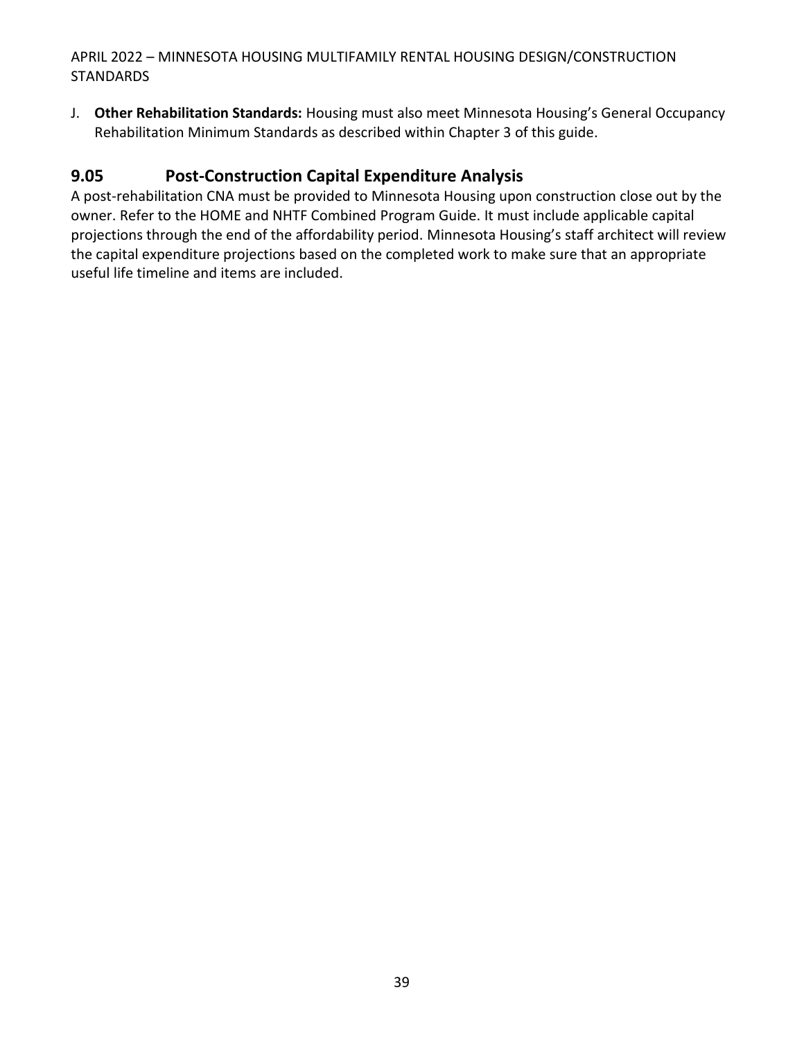J. **Other Rehabilitation Standards:** Housing must also meet Minnesota Housing's General Occupancy Rehabilitation Minimum Standards as described within Chapter 3 of this guide.

## 9.05 Post-Construction Capital Expenditure Analysis

A post-rehabilitation CNA must be provided to Minnesota Housing upon construction close out by the owner. Refer to the HOME and NHTF Combined Program Guide. It must include applicable capital projections through the end of the affordability period. Minnesota Housing's staff architect will review the capital expenditure projections based on the completed work to make sure that an appropriate useful life timeline and items are included.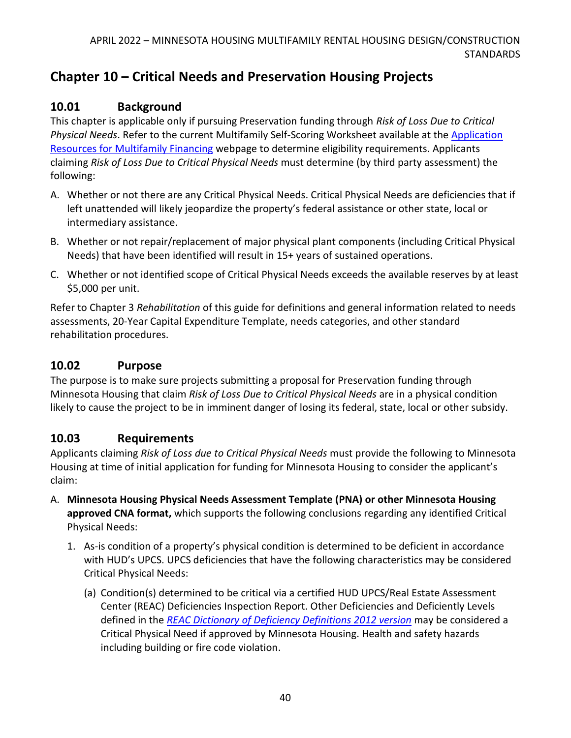## Chapter 10 – Critical Needs and Preservation Housing Projects

### 10.01 Background

This chapter is applicable only if pursuing Preservation funding through *Risk of Loss Due to Critical Physical Needs*. Refer to the current Multifamily Self-Scoring Worksheet available at the [Application Resources for Multifamily Financing](#) webpage to determine eligibility requirements. Applicants claiming *Risk of Loss Due to Critical Physical Needs* must determine (by third party assessment) the following:

A. Whether or not there are any Critical Physical Needs. Critical Physical Needs are deficiencies that if left unattended will likely jeopardize the property's federal assistance or other state, local or intermediary assistance.

B. Whether or not repair/replacement of major physical plant components (including Critical Physical Needs) that have been identified will result in 15+ years of sustained operations.

C. Whether or not identified scope of Critical Physical Needs exceeds the available reserves by at least $5,000 per unit.

Refer to Chapter 3 *Rehabilitation* of this guide for definitions and general information related to needs assessments, 20-Year Capital Expenditure Template, needs categories, and other standard rehabilitation procedures.

### 10.02 Purpose

The purpose is to make sure projects submitting a proposal for Preservation funding through Minnesota Housing that claim *Risk of Loss Due to Critical Physical Needs* are in a physical condition likely to cause the project to be in imminent danger of losing its federal, state, local or other subsidy.

### 10.03 Requirements

Applicants claiming *Risk of Loss due to Critical Physical Needs* must provide the following to Minnesota Housing at time of initial application for funding for Minnesota Housing to consider the applicant's claim:

A. **Minnesota Housing Physical Needs Assessment Template (PNA) or other Minnesota Housing approved CNA format,** which supports the following conclusions regarding any identified Critical Physical Needs:

   1. As-is condition of a property's physical condition is determined to be deficient in accordance with HUD's UPCS. UPCS deficiencies that have the following characteristics may be considered Critical Physical Needs:

      (a) Condition(s) determined to be critical via a certified HUD UPCS/Real Estate Assessment Center (REAC) Deficiencies Inspection Report. Other Deficiencies and Deficiently Levels defined in the *[REAC Dictionary of Deficiency Definitions 2012 version](#)* may be considered a Critical Physical Need if approved by Minnesota Housing. Health and safety hazards including building or fire code violation.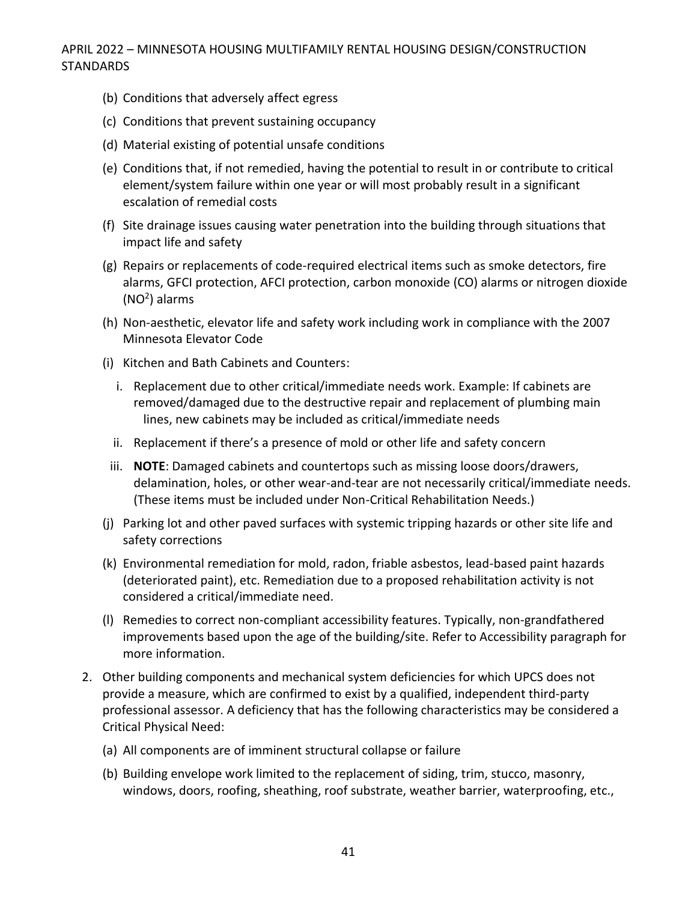(b) Conditions that adversely affect egress

(c) Conditions that prevent sustaining occupancy

(d) Material existing of potential unsafe conditions

(e) Conditions that, if not remedied, having the potential to result in or contribute to critical element/system failure within one year or will most probably result in a significant escalation of remedial costs

(f) Site drainage issues causing water penetration into the building through situations that impact life and safety

(g) Repairs or replacements of code-required electrical items such as smoke detectors, fire alarms, GFCI protection, AFCI protection, carbon monoxide (CO) alarms or nitrogen dioxide ($NO^2$) alarms

(h) Non-aesthetic, elevator life and safety work including work in compliance with the 2007 Minnesota Elevator Code

(i) Kitchen and Bath Cabinets and Counters:

   i. Replacement due to other critical/immediate needs work. Example: If cabinets are removed/damaged due to the destructive repair and replacement of plumbing main lines, new cabinets may be included as critical/immediate needs

   ii. Replacement if there's a presence of mold or other life and safety concern

   iii. **NOTE**: Damaged cabinets and countertops such as missing loose doors/drawers, delamination, holes, or other wear-and-tear are not necessarily critical/immediate needs. (These items must be included under Non-Critical Rehabilitation Needs.)

(j) Parking lot and other paved surfaces with systemic tripping hazards or other site life and safety corrections

(k) Environmental remediation for mold, radon, friable asbestos, lead-based paint hazards (deteriorated paint), etc. Remediation due to a proposed rehabilitation activity is not considered a critical/immediate need.

(l) Remedies to correct non-compliant accessibility features. Typically, non-grandfathered improvements based upon the age of the building/site. Refer to Accessibility paragraph for more information.

2. Other building components and mechanical system deficiencies for which UPCS does not provide a measure, which are confirmed to exist by a qualified, independent third-party professional assessor. A deficiency that has the following characteristics may be considered a Critical Physical Need:

   (a) All components are of imminent structural collapse or failure

   (b) Building envelope work limited to the replacement of siding, trim, stucco, masonry, windows, doors, roofing, sheathing, roof substrate, weather barrier, waterproofing, etc.,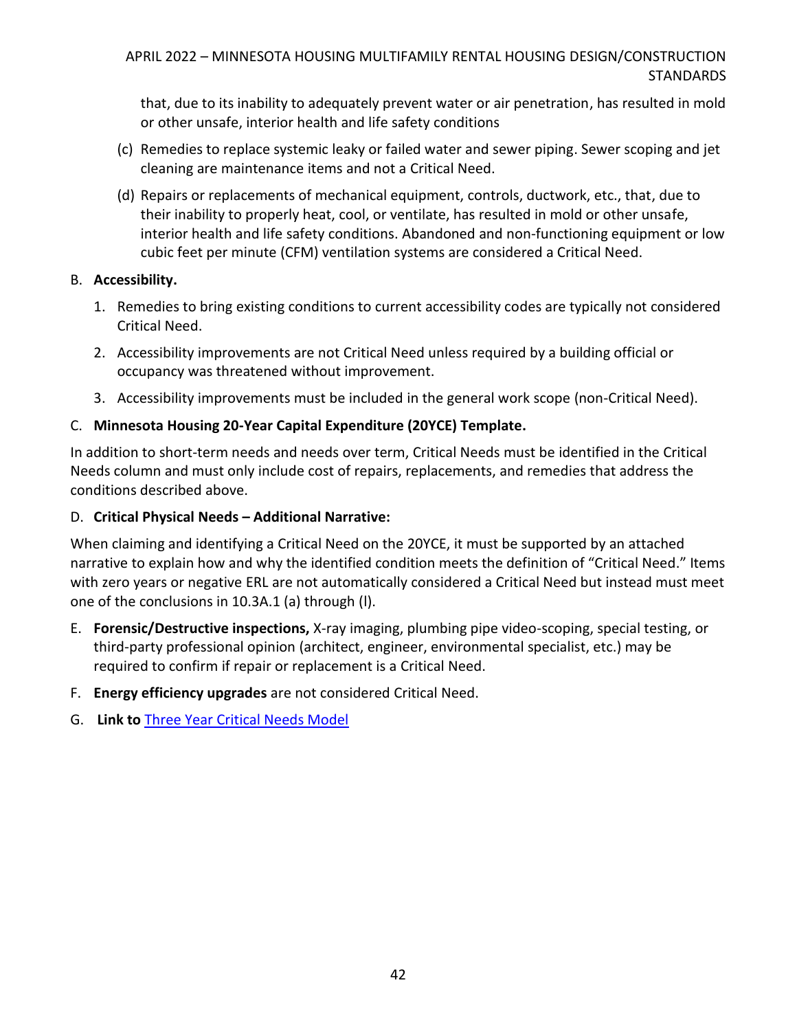that, due to its inability to adequately prevent water or air penetration, has resulted in mold or other unsafe, interior health and life safety conditions

(c) Remedies to replace systemic leaky or failed water and sewer piping. Sewer scoping and jet cleaning are maintenance items and not a Critical Need.

(d) Repairs or replacements of mechanical equipment, controls, ductwork, etc., that, due to their inability to properly heat, cool, or ventilate, has resulted in mold or other unsafe, interior health and life safety conditions. Abandoned and non-functioning equipment or low cubic feet per minute (CFM) ventilation systems are considered a Critical Need.

B. **Accessibility.**

1. Remedies to bring existing conditions to current accessibility codes are typically not considered Critical Need.
2. Accessibility improvements are not Critical Need unless required by a building official or occupancy was threatened without improvement.
3. Accessibility improvements must be included in the general work scope (non-Critical Need).

C. **Minnesota Housing 20-Year Capital Expenditure (20YCE) Template.**

In addition to short-term needs and needs over term, Critical Needs must be identified in the Critical Needs column and must only include cost of repairs, replacements, and remedies that address the conditions described above.

D. **Critical Physical Needs – Additional Narrative:**

When claiming and identifying a Critical Need on the 20YCE, it must be supported by an attached narrative to explain how and why the identified condition meets the definition of "Critical Need." Items with zero years or negative ERL are not automatically considered a Critical Need but instead must meet one of the conclusions in 10.3A.1 (a) through (l).

E. **Forensic/Destructive inspections,** X-ray imaging, plumbing pipe video-scoping, special testing, or third-party professional opinion (architect, engineer, environmental specialist, etc.) may be required to confirm if repair or replacement is a Critical Need.

F. **Energy efficiency upgrades** are not considered Critical Need.

G. **Link to** [Three Year Critical Needs Model]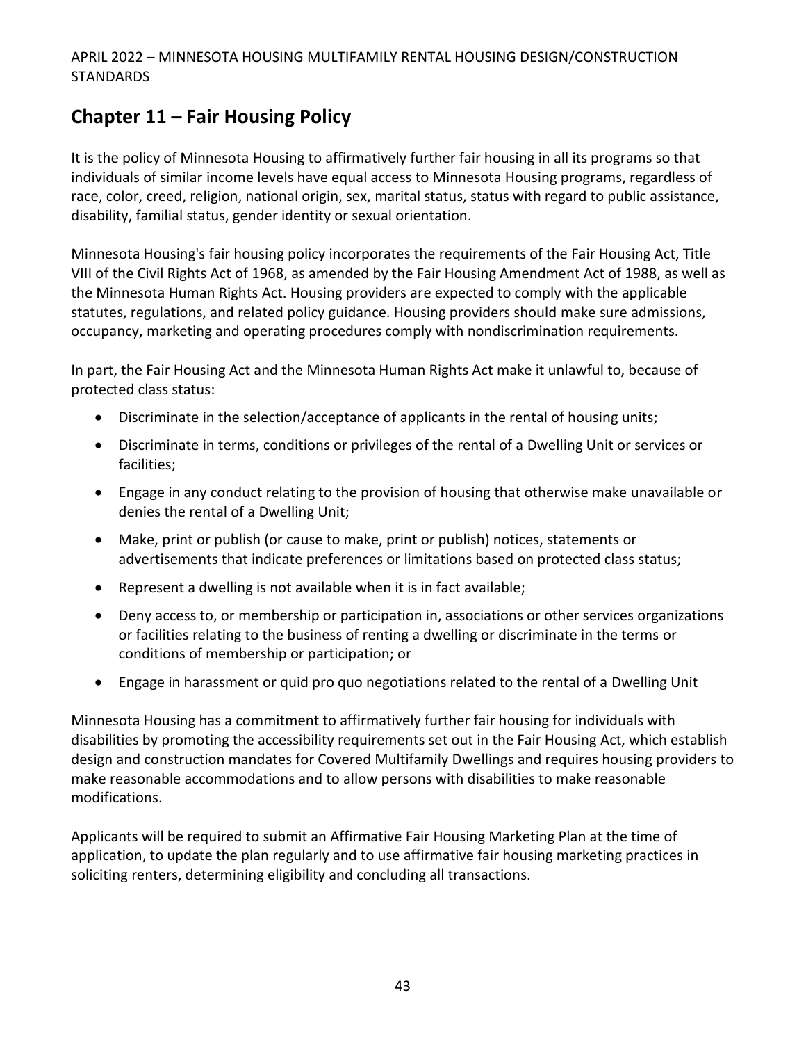## Chapter 11 – Fair Housing Policy

It is the policy of Minnesota Housing to affirmatively further fair housing in all its programs so that individuals of similar income levels have equal access to Minnesota Housing programs, regardless of race, color, creed, religion, national origin, sex, marital status, status with regard to public assistance, disability, familial status, gender identity or sexual orientation.

Minnesota Housing's fair housing policy incorporates the requirements of the Fair Housing Act, Title VIII of the Civil Rights Act of 1968, as amended by the Fair Housing Amendment Act of 1988, as well as the Minnesota Human Rights Act. Housing providers are expected to comply with the applicable statutes, regulations, and related policy guidance. Housing providers should make sure admissions, occupancy, marketing and operating procedures comply with nondiscrimination requirements.

In part, the Fair Housing Act and the Minnesota Human Rights Act make it unlawful to, because of protected class status:

- Discriminate in the selection/acceptance of applicants in the rental of housing units;
- Discriminate in terms, conditions or privileges of the rental of a Dwelling Unit or services or facilities;
- Engage in any conduct relating to the provision of housing that otherwise make unavailable or denies the rental of a Dwelling Unit;
- Make, print or publish (or cause to make, print or publish) notices, statements or advertisements that indicate preferences or limitations based on protected class status;
- Represent a dwelling is not available when it is in fact available;
- Deny access to, or membership or participation in, associations or other services organizations or facilities relating to the business of renting a dwelling or discriminate in the terms or conditions of membership or participation; or
- Engage in harassment or quid pro quo negotiations related to the rental of a Dwelling Unit

Minnesota Housing has a commitment to affirmatively further fair housing for individuals with disabilities by promoting the accessibility requirements set out in the Fair Housing Act, which establish design and construction mandates for Covered Multifamily Dwellings and requires housing providers to make reasonable accommodations and to allow persons with disabilities to make reasonable modifications.

Applicants will be required to submit an Affirmative Fair Housing Marketing Plan at the time of application, to update the plan regularly and to use affirmative fair housing marketing practices in soliciting renters, determining eligibility and concluding all transactions.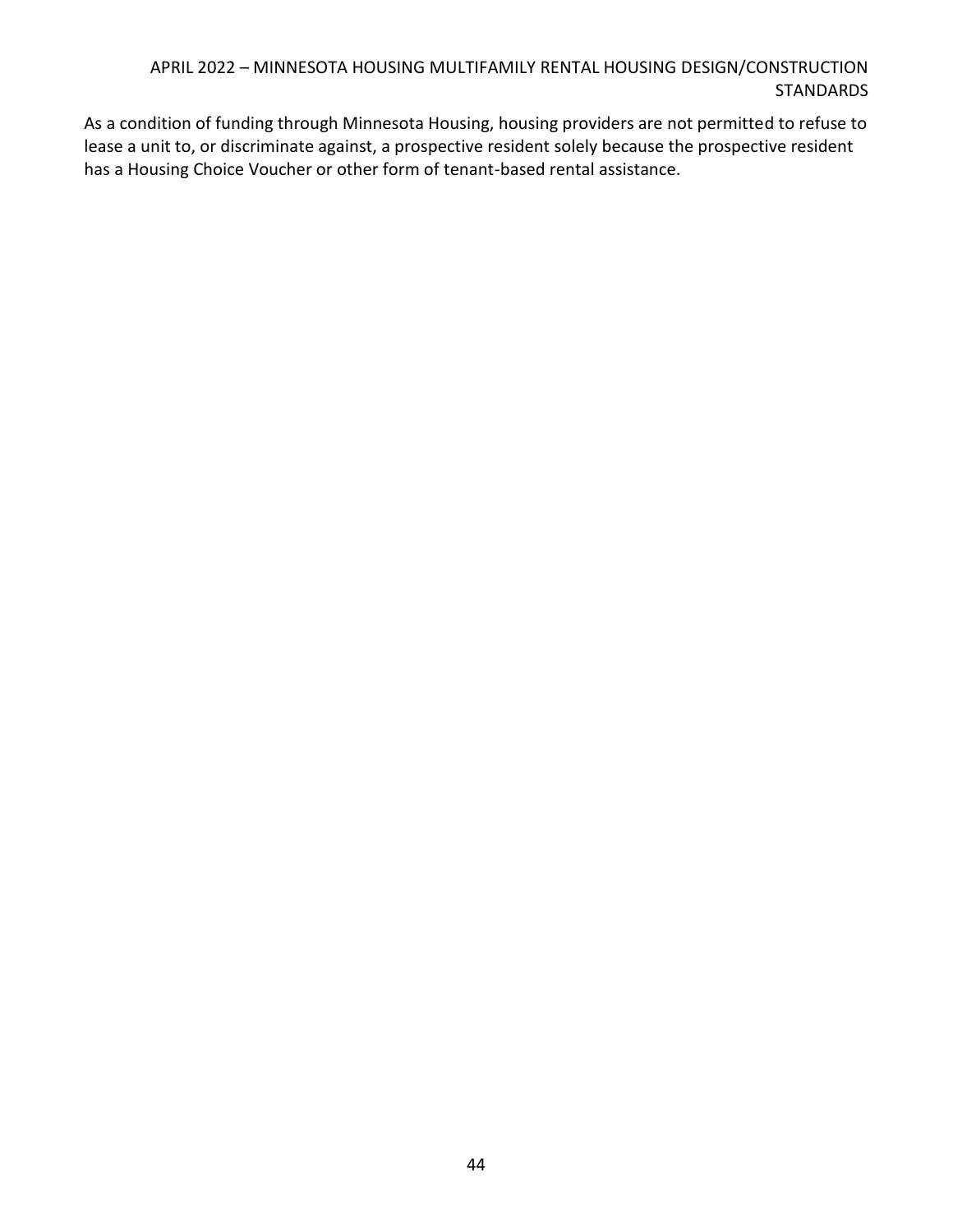As a condition of funding through Minnesota Housing, housing providers are not permitted to refuse to lease a unit to, or discriminate against, a prospective resident solely because the prospective resident has a Housing Choice Voucher or other form of tenant-based rental assistance.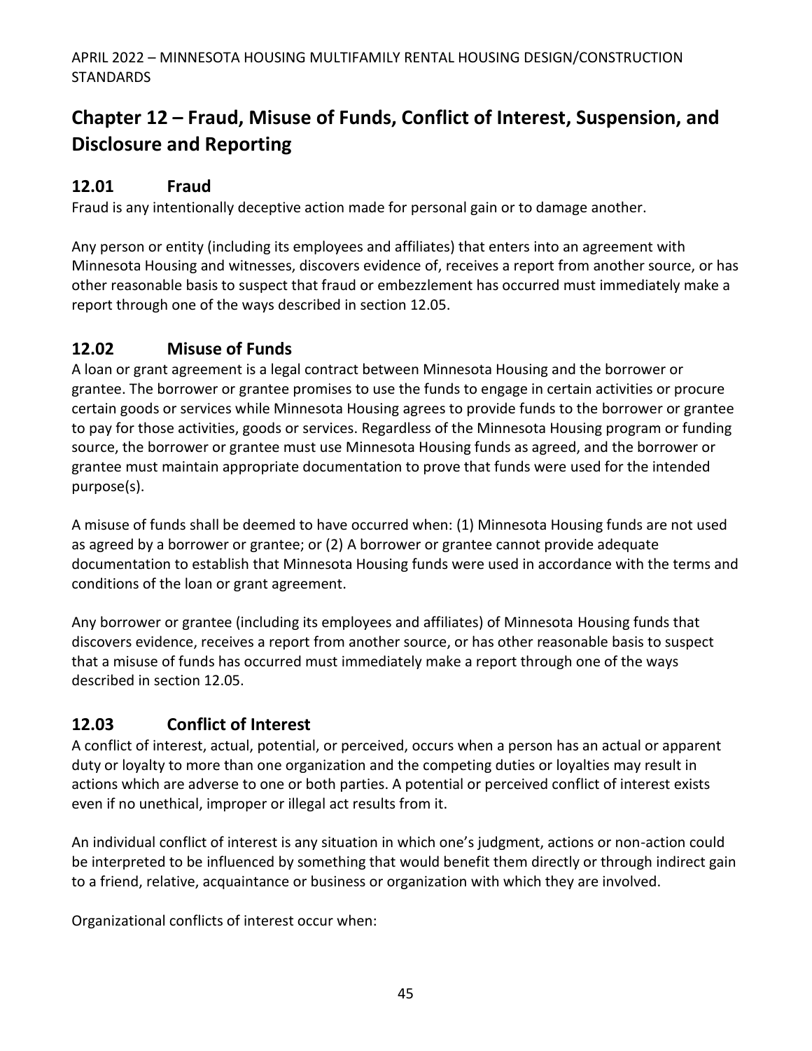# Chapter 12 – Fraud, Misuse of Funds, Conflict of Interest, Suspension, and Disclosure and Reporting

## 12.01 Fraud

Fraud is any intentionally deceptive action made for personal gain or to damage another.

Any person or entity (including its employees and affiliates) that enters into an agreement with Minnesota Housing and witnesses, discovers evidence of, receives a report from another source, or has other reasonable basis to suspect that fraud or embezzlement has occurred must immediately make a report through one of the ways described in section 12.05.

## 12.02 Misuse of Funds

A loan or grant agreement is a legal contract between Minnesota Housing and the borrower or grantee. The borrower or grantee promises to use the funds to engage in certain activities or procure certain goods or services while Minnesota Housing agrees to provide funds to the borrower or grantee to pay for those activities, goods or services. Regardless of the Minnesota Housing program or funding source, the borrower or grantee must use Minnesota Housing funds as agreed, and the borrower or grantee must maintain appropriate documentation to prove that funds were used for the intended purpose(s).

A misuse of funds shall be deemed to have occurred when: (1) Minnesota Housing funds are not used as agreed by a borrower or grantee; or (2) A borrower or grantee cannot provide adequate documentation to establish that Minnesota Housing funds were used in accordance with the terms and conditions of the loan or grant agreement.

Any borrower or grantee (including its employees and affiliates) of Minnesota Housing funds that discovers evidence, receives a report from another source, or has other reasonable basis to suspect that a misuse of funds has occurred must immediately make a report through one of the ways described in section 12.05.

## 12.03 Conflict of Interest

A conflict of interest, actual, potential, or perceived, occurs when a person has an actual or apparent duty or loyalty to more than one organization and the competing duties or loyalties may result in actions which are adverse to one or both parties. A potential or perceived conflict of interest exists even if no unethical, improper or illegal act results from it.

An individual conflict of interest is any situation in which one's judgment, actions or non-action could be interpreted to be influenced by something that would benefit them directly or through indirect gain to a friend, relative, acquaintance or business or organization with which they are involved.

Organizational conflicts of interest occur when: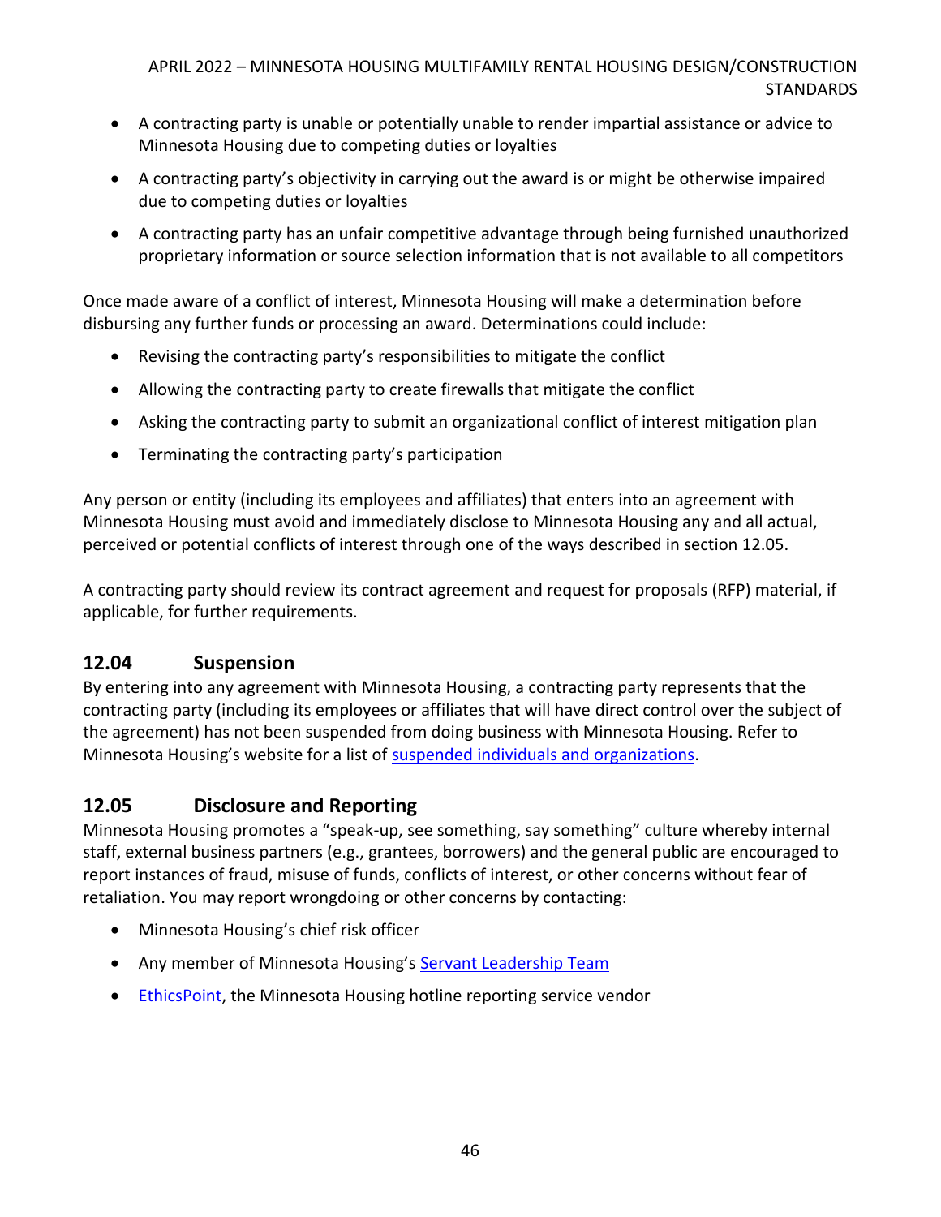- A contracting party is unable or potentially unable to render impartial assistance or advice to Minnesota Housing due to competing duties or loyalties
- A contracting party's objectivity in carrying out the award is or might be otherwise impaired due to competing duties or loyalties
- A contracting party has an unfair competitive advantage through being furnished unauthorized proprietary information or source selection information that is not available to all competitors

Once made aware of a conflict of interest, Minnesota Housing will make a determination before disbursing any further funds or processing an award. Determinations could include:

- Revising the contracting party's responsibilities to mitigate the conflict
- Allowing the contracting party to create firewalls that mitigate the conflict
- Asking the contracting party to submit an organizational conflict of interest mitigation plan
- Terminating the contracting party's participation

Any person or entity (including its employees and affiliates) that enters into an agreement with Minnesota Housing must avoid and immediately disclose to Minnesota Housing any and all actual, perceived or potential conflicts of interest through one of the ways described in section 12.05.

A contracting party should review its contract agreement and request for proposals (RFP) material, if applicable, for further requirements.

## 12.04 Suspension

By entering into any agreement with Minnesota Housing, a contracting party represents that the contracting party (including its employees or affiliates that will have direct control over the subject of the agreement) has not been suspended from doing business with Minnesota Housing. Refer to Minnesota Housing's website for a list of suspended individuals and organizations.

## 12.05 Disclosure and Reporting

Minnesota Housing promotes a "speak-up, see something, say something" culture whereby internal staff, external business partners (e.g., grantees, borrowers) and the general public are encouraged to report instances of fraud, misuse of funds, conflicts of interest, or other concerns without fear of retaliation. You may report wrongdoing or other concerns by contacting:

- Minnesota Housing's chief risk officer
- Any member of Minnesota Housing's Servant Leadership Team
- EthicsPoint, the Minnesota Housing hotline reporting service vendor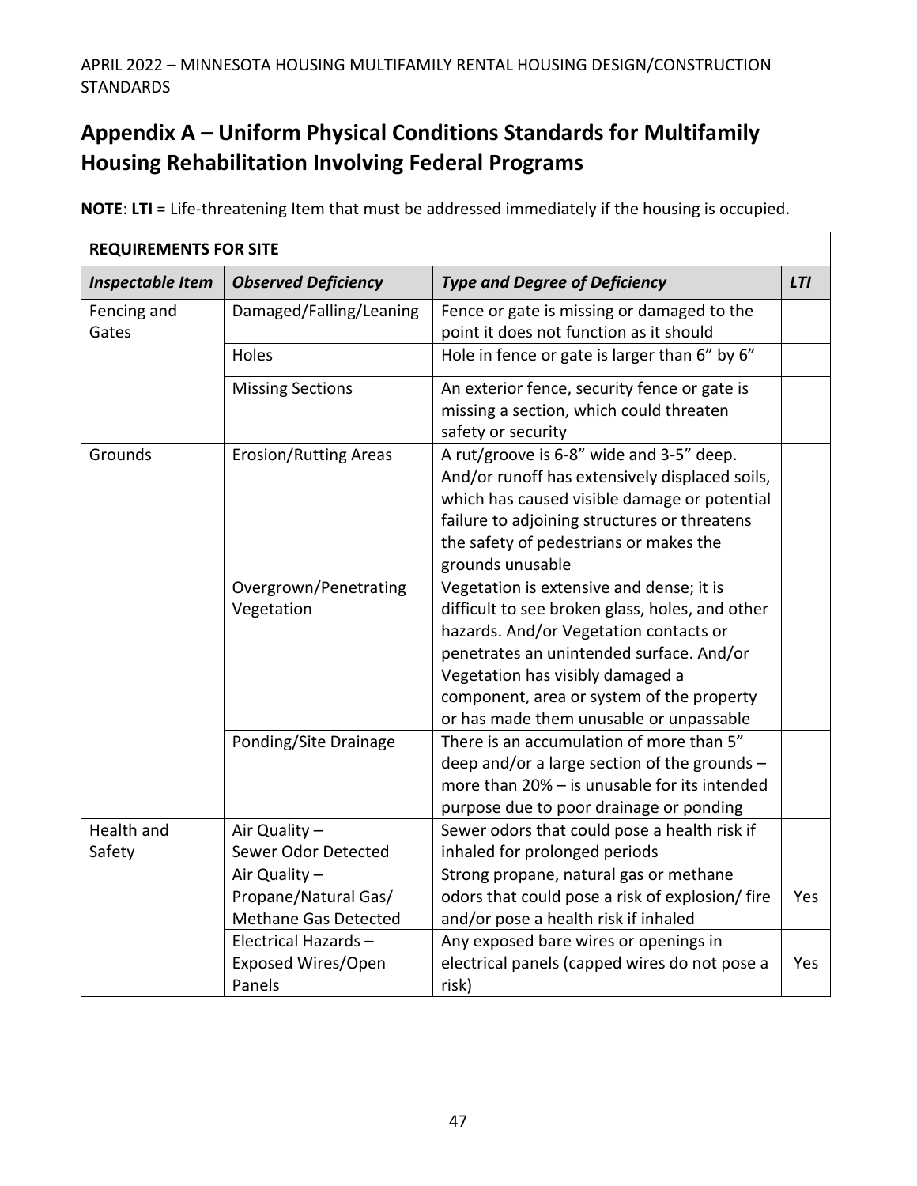## Appendix A – Uniform Physical Conditions Standards for Multifamily Housing Rehabilitation Involving Federal Programs

**NOTE**: **LTI** = Life-threatening Item that must be addressed immediately if the housing is occupied.

| **REQUIREMENTS FOR SITE** | | | |
|---|---|---|---|
| ***Inspectable Item*** | ***Observed Deficiency*** | ***Type and Degree of Deficiency*** | ***LTI*** |
| Fencing and Gates | Damaged/Falling/Leaning | Fence or gate is missing or damaged to the point it does not function as it should | |
| | Holes | Hole in fence or gate is larger than 6" by 6" | |
| | Missing Sections | An exterior fence, security fence or gate is missing a section, which could threaten safety or security | |
| Grounds | Erosion/Rutting Areas | A rut/groove is 6-8" wide and 3-5" deep. And/or runoff has extensively displaced soils, which has caused visible damage or potential failure to adjoining structures or threatens the safety of pedestrians or makes the grounds unusable | |
| | Overgrown/Penetrating Vegetation | Vegetation is extensive and dense; it is difficult to see broken glass, holes, and other hazards. And/or Vegetation contacts or penetrates an unintended surface. And/or Vegetation has visibly damaged a component, area or system of the property or has made them unusable or unpassable | |
| | Ponding/Site Drainage | There is an accumulation of more than 5" deep and/or a large section of the grounds – more than 20% – is unusable for its intended purpose due to poor drainage or ponding | |
| Health and Safety | Air Quality – Sewer Odor Detected | Sewer odors that could pose a health risk if inhaled for prolonged periods | |
| | Air Quality – Propane/Natural Gas/ Methane Gas Detected | Strong propane, natural gas or methane odors that could pose a risk of explosion/ fire and/or pose a health risk if inhaled | Yes |
| | Electrical Hazards – Exposed Wires/Open Panels | Any exposed bare wires or openings in electrical panels (capped wires do not pose a risk) | Yes |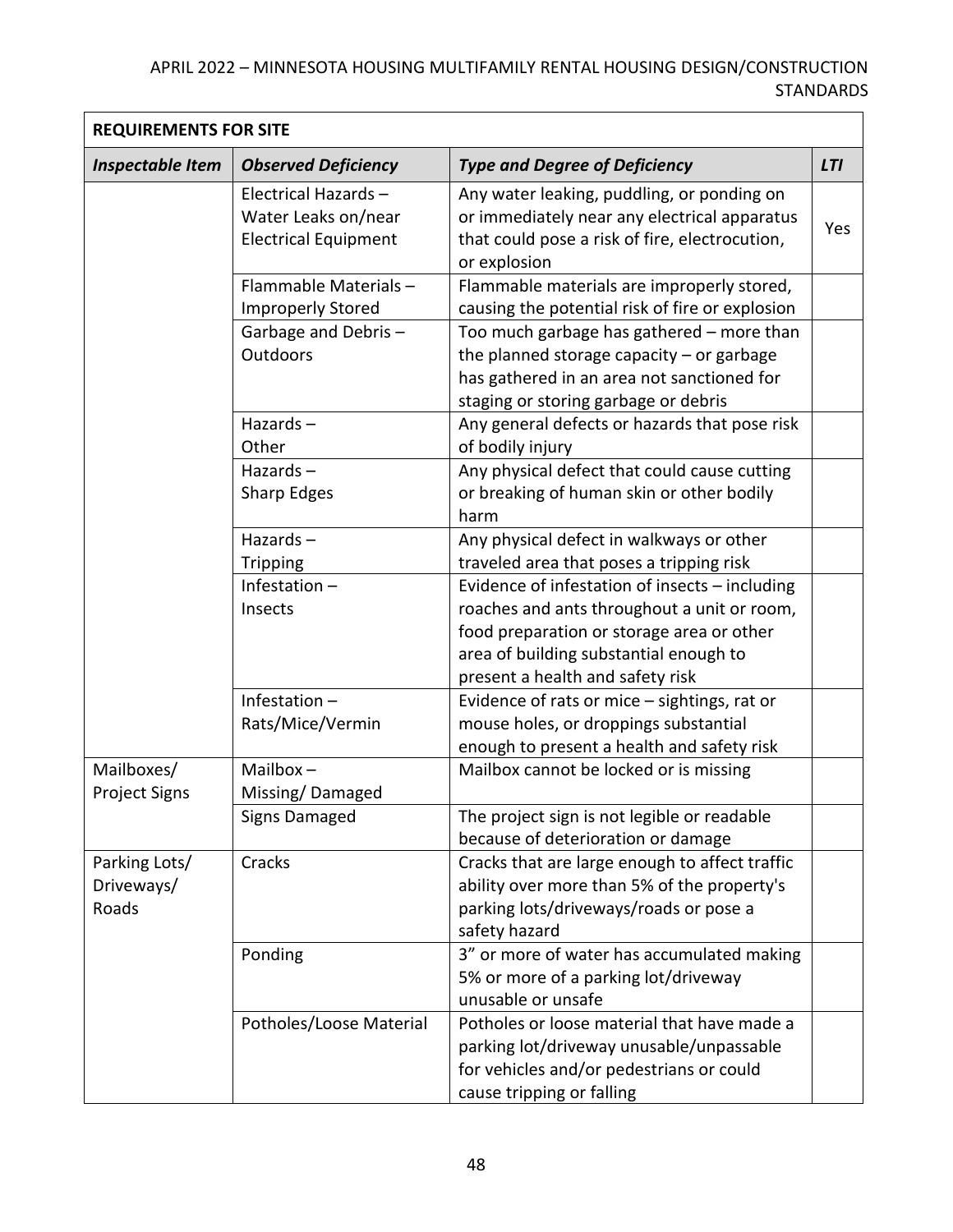| REQUIREMENTS FOR SITE | | | |
|---|---|---|---|
| ***Inspectable Item*** | ***Observed Deficiency*** | ***Type and Degree of Deficiency*** | ***LTI*** |
| | Electrical Hazards – Water Leaks on/near Electrical Equipment | Any water leaking, puddling, or ponding on or immediately near any electrical apparatus that could pose a risk of fire, electrocution, or explosion | Yes |
| | Flammable Materials – Improperly Stored | Flammable materials are improperly stored, causing the potential risk of fire or explosion | |
| | Garbage and Debris – Outdoors | Too much garbage has gathered – more than the planned storage capacity – or garbage has gathered in an area not sanctioned for staging or storing garbage or debris | |
| | Hazards – Other | Any general defects or hazards that pose risk of bodily injury | |
| | Hazards – Sharp Edges | Any physical defect that could cause cutting or breaking of human skin or other bodily harm | |
| | Hazards – Tripping | Any physical defect in walkways or other traveled area that poses a tripping risk | |
| | Infestation – Insects | Evidence of infestation of insects – including roaches and ants throughout a unit or room, food preparation or storage area or other area of building substantial enough to present a health and safety risk | |
| | Infestation – Rats/Mice/Vermin | Evidence of rats or mice – sightings, rat or mouse holes, or droppings substantial enough to present a health and safety risk | |
| Mailboxes/ Project Signs | Mailbox – Missing/ Damaged | Mailbox cannot be locked or is missing | |
| | Signs Damaged | The project sign is not legible or readable because of deterioration or damage | |
| Parking Lots/ Driveways/ Roads | Cracks | Cracks that are large enough to affect traffic ability over more than 5% of the property's parking lots/driveways/roads or pose a safety hazard | |
| | Ponding | 3" or more of water has accumulated making 5% or more of a parking lot/driveway unusable or unsafe | |
| | Potholes/Loose Material | Potholes or loose material that have made a parking lot/driveway unusable/unpassable for vehicles and/or pedestrians or could cause tripping or falling | |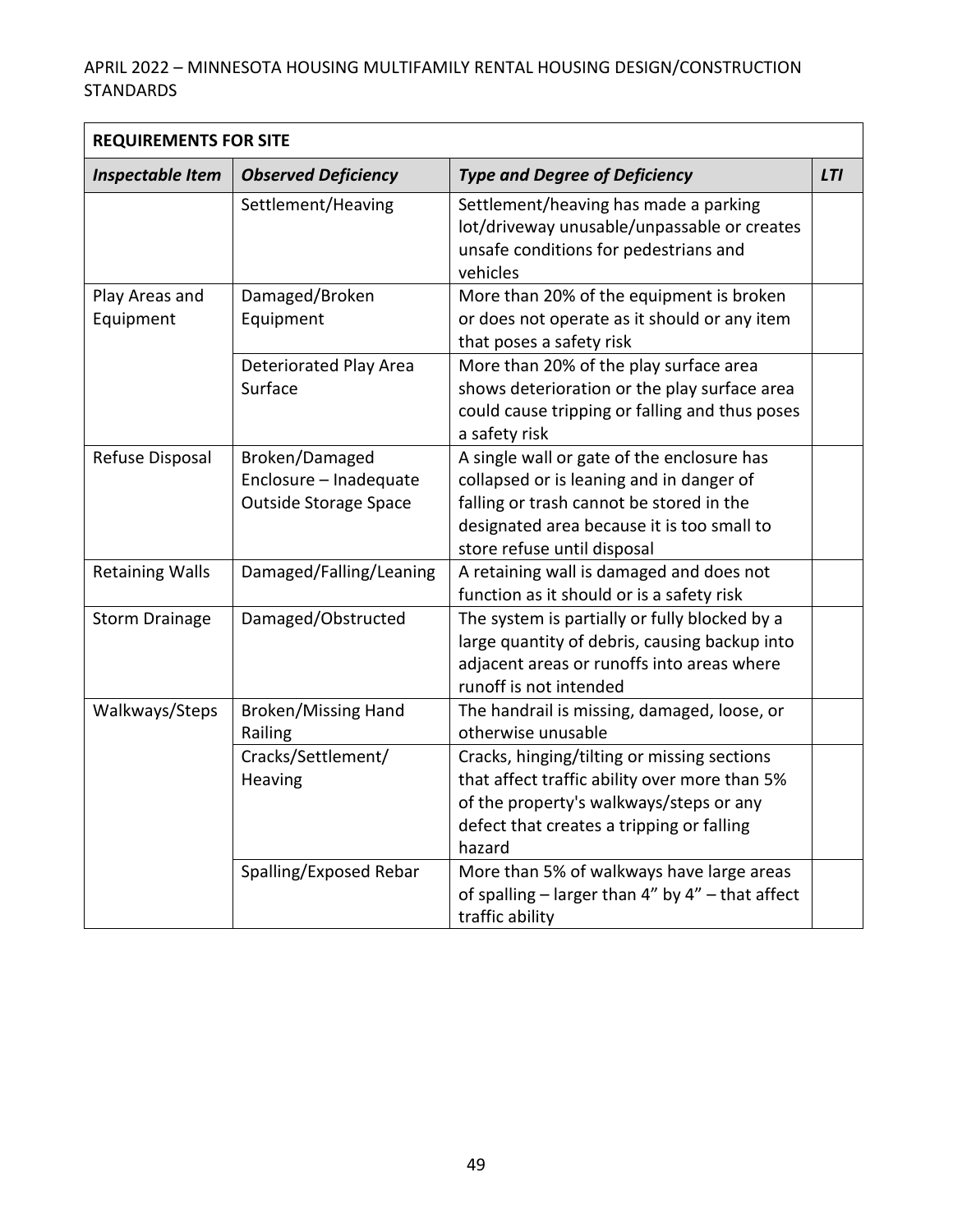| REQUIREMENTS FOR SITE | | | |
|---|---|---|---|
| ***Inspectable Item*** | ***Observed Deficiency*** | ***Type and Degree of Deficiency*** | ***LTI*** |
| | Settlement/Heaving | Settlement/heaving has made a parking lot/driveway unusable/unpassable or creates unsafe conditions for pedestrians and vehicles | |
| Play Areas and Equipment | Damaged/Broken Equipment | More than 20% of the equipment is broken or does not operate as it should or any item that poses a safety risk | |
| | Deteriorated Play Area Surface | More than 20% of the play surface area shows deterioration or the play surface area could cause tripping or falling and thus poses a safety risk | |
| Refuse Disposal | Broken/Damaged Enclosure – Inadequate Outside Storage Space | A single wall or gate of the enclosure has collapsed or is leaning and in danger of falling or trash cannot be stored in the designated area because it is too small to store refuse until disposal | |
| Retaining Walls | Damaged/Falling/Leaning | A retaining wall is damaged and does not function as it should or is a safety risk | |
| Storm Drainage | Damaged/Obstructed | The system is partially or fully blocked by a large quantity of debris, causing backup into adjacent areas or runoffs into areas where runoff is not intended | |
| Walkways/Steps | Broken/Missing Hand Railing | The handrail is missing, damaged, loose, or otherwise unusable | |
| | Cracks/Settlement/ Heaving | Cracks, hinging/tilting or missing sections that affect traffic ability over more than 5% of the property's walkways/steps or any defect that creates a tripping or falling hazard | |
| | Spalling/Exposed Rebar | More than 5% of walkways have large areas of spalling – larger than 4” by 4” – that affect traffic ability | |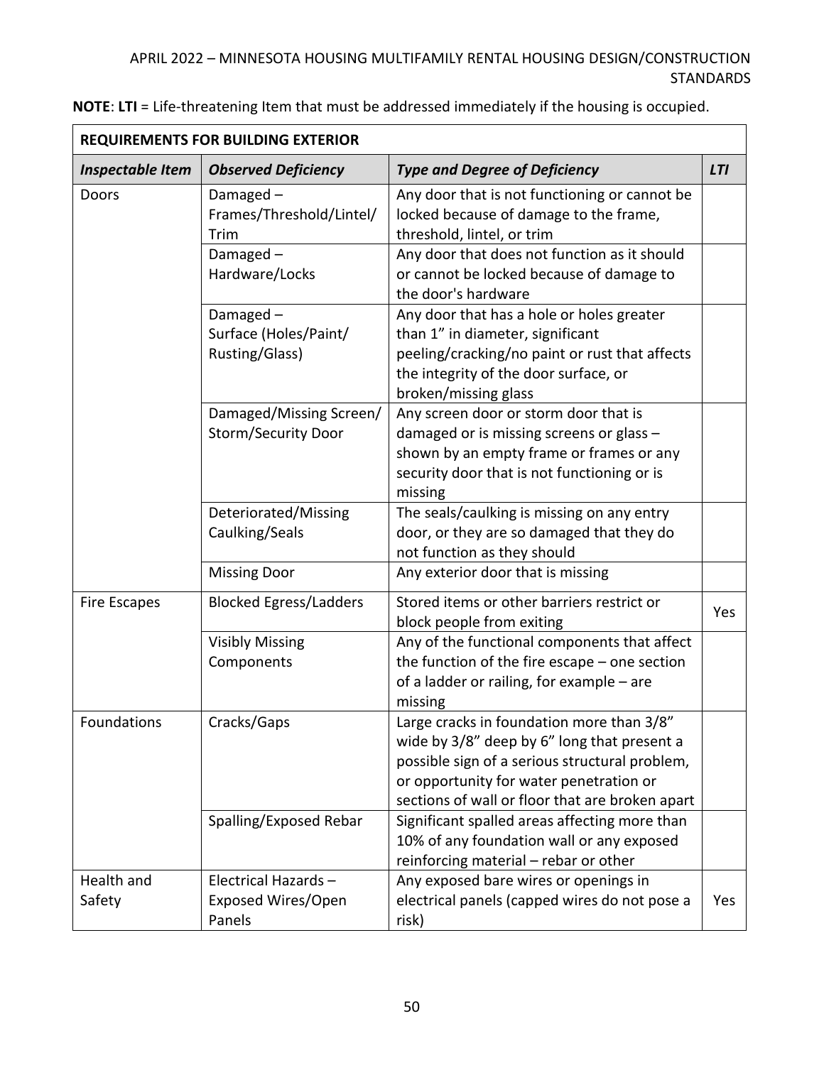**NOTE**: **LTI** = Life-threatening Item that must be addressed immediately if the housing is occupied.

| **REQUIREMENTS FOR BUILDING EXTERIOR** | | | |
|---|---|---|---|
| ***Inspectable Item*** | ***Observed Deficiency*** | ***Type and Degree of Deficiency*** | ***LTI*** |
| Doors | Damaged – Frames/Threshold/Lintel/ Trim | Any door that is not functioning or cannot be locked because of damage to the frame, threshold, lintel, or trim | |
| | Damaged – Hardware/Locks | Any door that does not function as it should or cannot be locked because of damage to the door's hardware | |
| | Damaged – Surface (Holes/Paint/ Rusting/Glass) | Any door that has a hole or holes greater than 1" in diameter, significant peeling/cracking/no paint or rust that affects the integrity of the door surface, or broken/missing glass | |
| | Damaged/Missing Screen/ Storm/Security Door | Any screen door or storm door that is damaged or is missing screens or glass – shown by an empty frame or frames or any security door that is not functioning or is missing | |
| | Deteriorated/Missing Caulking/Seals | The seals/caulking is missing on any entry door, or they are so damaged that they do not function as they should | |
| | Missing Door | Any exterior door that is missing | |
| Fire Escapes | Blocked Egress/Ladders | Stored items or other barriers restrict or block people from exiting | Yes |
| | Visibly Missing Components | Any of the functional components that affect the function of the fire escape – one section of a ladder or railing, for example – are missing | |
| Foundations | Cracks/Gaps | Large cracks in foundation more than 3/8" wide by 3/8" deep by 6" long that present a possible sign of a serious structural problem, or opportunity for water penetration or sections of wall or floor that are broken apart | |
| | Spalling/Exposed Rebar | Significant spalled areas affecting more than 10% of any foundation wall or any exposed reinforcing material – rebar or other | |
| Health and Safety | Electrical Hazards – Exposed Wires/Open Panels | Any exposed bare wires or openings in electrical panels (capped wires do not pose a risk) | Yes |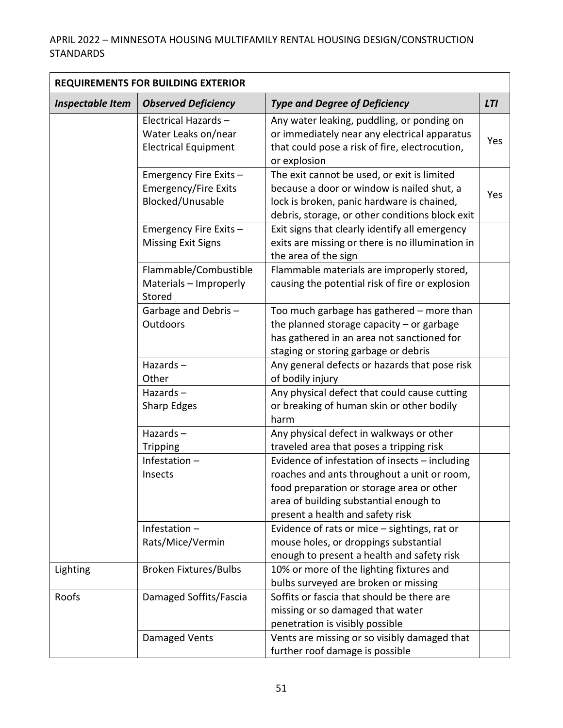| REQUIREMENTS FOR BUILDING EXTERIOR | | | |
|---|---|---|---|
| ***Inspectable Item*** | ***Observed Deficiency*** | ***Type and Degree of Deficiency*** | ***LTI*** |
| | Electrical Hazards – Water Leaks on/near Electrical Equipment | Any water leaking, puddling, or ponding on or immediately near any electrical apparatus that could pose a risk of fire, electrocution, or explosion | Yes |
| | Emergency Fire Exits – Emergency/Fire Exits Blocked/Unusable | The exit cannot be used, or exit is limited because a door or window is nailed shut, a lock is broken, panic hardware is chained, debris, storage, or other conditions block exit | Yes |
| | Emergency Fire Exits – Missing Exit Signs | Exit signs that clearly identify all emergency exits are missing or there is no illumination in the area of the sign | |
| | Flammable/Combustible Materials – Improperly Stored | Flammable materials are improperly stored, causing the potential risk of fire or explosion | |
| | Garbage and Debris – Outdoors | Too much garbage has gathered – more than the planned storage capacity – or garbage has gathered in an area not sanctioned for staging or storing garbage or debris | |
| | Hazards – Other | Any general defects or hazards that pose risk of bodily injury | |
| | Hazards – Sharp Edges | Any physical defect that could cause cutting or breaking of human skin or other bodily harm | |
| | Hazards – Tripping | Any physical defect in walkways or other traveled area that poses a tripping risk | |
| | Infestation – Insects | Evidence of infestation of insects – including roaches and ants throughout a unit or room, food preparation or storage area or other area of building substantial enough to present a health and safety risk | |
| | Infestation – Rats/Mice/Vermin | Evidence of rats or mice – sightings, rat or mouse holes, or droppings substantial enough to present a health and safety risk | |
| Lighting | Broken Fixtures/Bulbs | 10% or more of the lighting fixtures and bulbs surveyed are broken or missing | |
| Roofs | Damaged Soffits/Fascia | Soffits or fascia that should be there are missing or so damaged that water penetration is visibly possible | |
| | Damaged Vents | Vents are missing or so visibly damaged that further roof damage is possible | |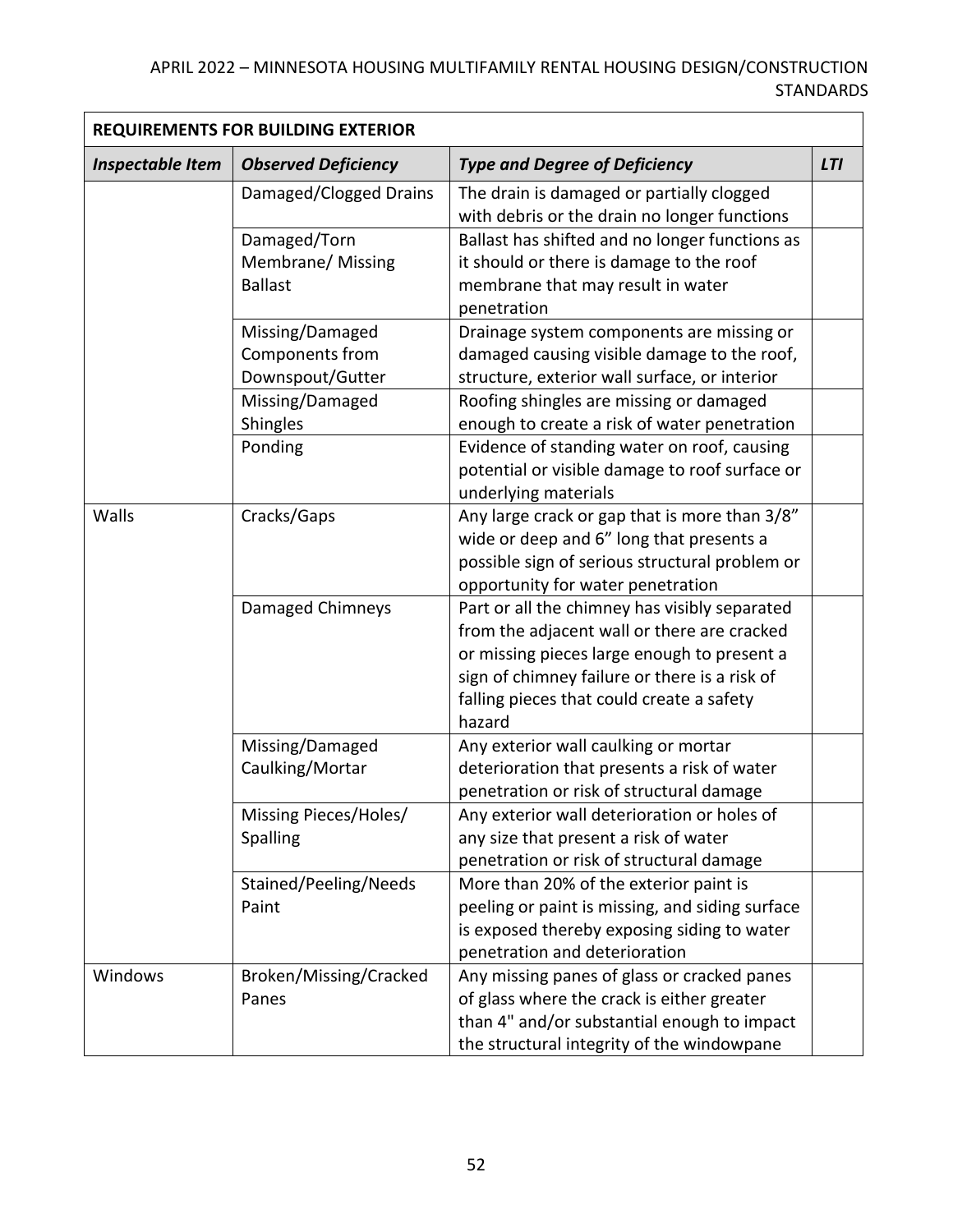| REQUIREMENTS FOR BUILDING EXTERIOR | | | |
|---|---|---|---|
| ***Inspectable Item*** | ***Observed Deficiency*** | ***Type and Degree of Deficiency*** | ***LTI*** |
| | Damaged/Clogged Drains | The drain is damaged or partially clogged with debris or the drain no longer functions | |
| | Damaged/Torn Membrane/ Missing Ballast | Ballast has shifted and no longer functions as it should or there is damage to the roof membrane that may result in water penetration | |
| | Missing/Damaged Components from Downspout/Gutter | Drainage system components are missing or damaged causing visible damage to the roof, structure, exterior wall surface, or interior | |
| | Missing/Damaged Shingles | Roofing shingles are missing or damaged enough to create a risk of water penetration | |
| | Ponding | Evidence of standing water on roof, causing potential or visible damage to roof surface or underlying materials | |
| Walls | Cracks/Gaps | Any large crack or gap that is more than 3/8" wide or deep and 6" long that presents a possible sign of serious structural problem or opportunity for water penetration | |
| | Damaged Chimneys | Part or all the chimney has visibly separated from the adjacent wall or there are cracked or missing pieces large enough to present a sign of chimney failure or there is a risk of falling pieces that could create a safety hazard | |
| | Missing/Damaged Caulking/Mortar | Any exterior wall caulking or mortar deterioration that presents a risk of water penetration or risk of structural damage | |
| | Missing Pieces/Holes/ Spalling | Any exterior wall deterioration or holes of any size that present a risk of water penetration or risk of structural damage | |
| | Stained/Peeling/Needs Paint | More than 20% of the exterior paint is peeling or paint is missing, and siding surface is exposed thereby exposing siding to water penetration and deterioration | |
| Windows | Broken/Missing/Cracked Panes | Any missing panes of glass or cracked panes of glass where the crack is either greater than 4" and/or substantial enough to impact the structural integrity of the windowpane | |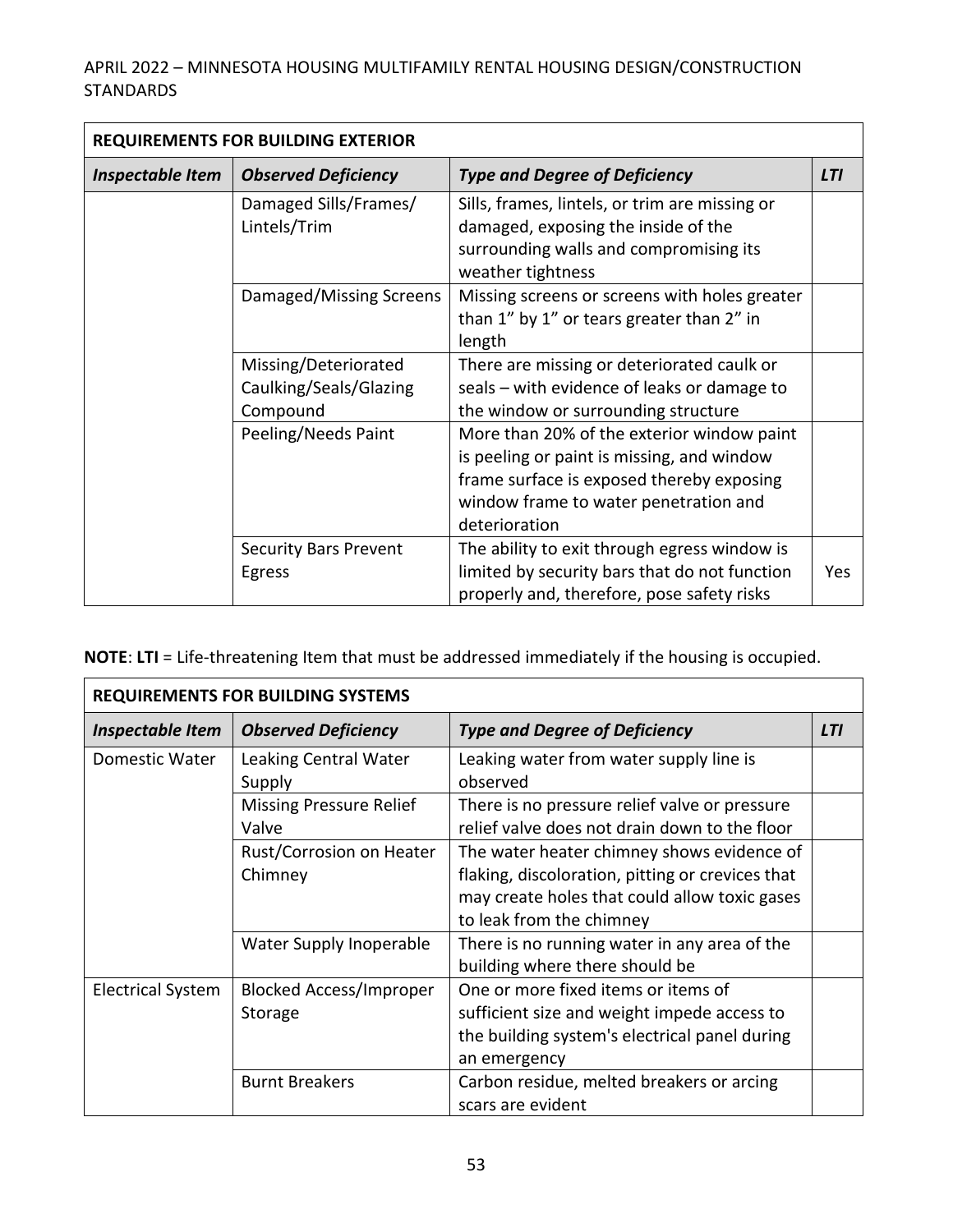| REQUIREMENTS FOR BUILDING EXTERIOR | | | |
|---|---|---|---|
| ***Inspectable Item*** | ***Observed Deficiency*** | ***Type and Degree of Deficiency*** | ***LTI*** |
| | Damaged Sills/Frames/ Lintels/Trim | Sills, frames, lintels, or trim are missing or damaged, exposing the inside of the surrounding walls and compromising its weather tightness | |
| | Damaged/Missing Screens | Missing screens or screens with holes greater than 1" by 1" or tears greater than 2" in length | |
| | Missing/Deteriorated Caulking/Seals/Glazing Compound | There are missing or deteriorated caulk or seals – with evidence of leaks or damage to the window or surrounding structure | |
| | Peeling/Needs Paint | More than 20% of the exterior window paint is peeling or paint is missing, and window frame surface is exposed thereby exposing window frame to water penetration and deterioration | |
| | Security Bars Prevent Egress | The ability to exit through egress window is limited by security bars that do not function properly and, therefore, pose safety risks | Yes |

**NOTE**: **LTI** = Life-threatening Item that must be addressed immediately if the housing is occupied.

| REQUIREMENTS FOR BUILDING SYSTEMS | | | |
|---|---|---|---|
| ***Inspectable Item*** | ***Observed Deficiency*** | ***Type and Degree of Deficiency*** | ***LTI*** |
| Domestic Water | Leaking Central Water Supply | Leaking water from water supply line is observed | |
| | Missing Pressure Relief Valve | There is no pressure relief valve or pressure relief valve does not drain down to the floor | |
| | Rust/Corrosion on Heater Chimney | The water heater chimney shows evidence of flaking, discoloration, pitting or crevices that may create holes that could allow toxic gases to leak from the chimney | |
| | Water Supply Inoperable | There is no running water in any area of the building where there should be | |
| Electrical System | Blocked Access/Improper Storage | One or more fixed items or items of sufficient size and weight impede access to the building system's electrical panel during an emergency | |
| | Burnt Breakers | Carbon residue, melted breakers or arcing scars are evident | |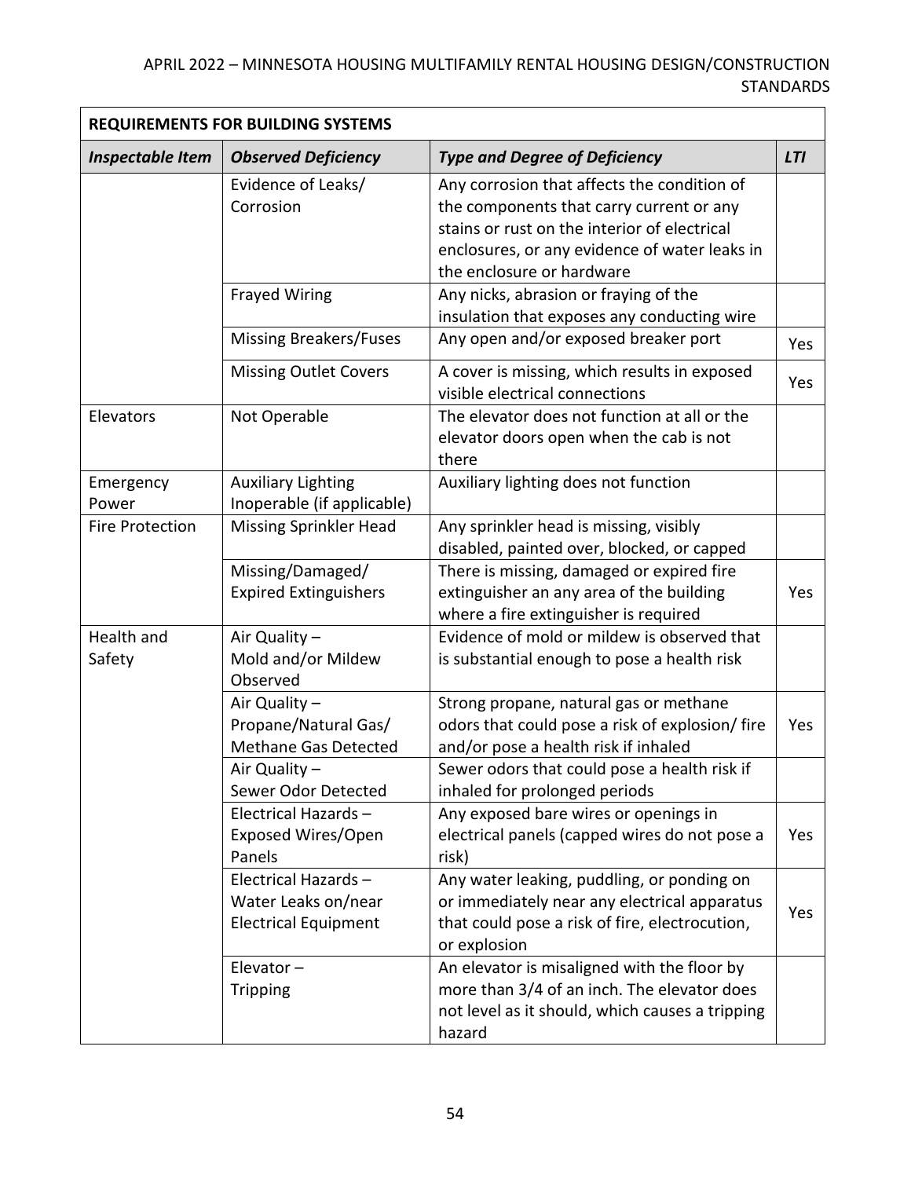| REQUIREMENTS FOR BUILDING SYSTEMS | | | |
|---|---|---|---|
| ***Inspectable Item*** | ***Observed Deficiency*** | ***Type and Degree of Deficiency*** | ***LTI*** |
| | Evidence of Leaks/ Corrosion | Any corrosion that affects the condition of the components that carry current or any stains or rust on the interior of electrical enclosures, or any evidence of water leaks in the enclosure or hardware | |
| | Frayed Wiring | Any nicks, abrasion or fraying of the insulation that exposes any conducting wire | |
| | Missing Breakers/Fuses | Any open and/or exposed breaker port | Yes |
| | Missing Outlet Covers | A cover is missing, which results in exposed visible electrical connections | Yes |
| Elevators | Not Operable | The elevator does not function at all or the elevator doors open when the cab is not there | |
| Emergency Power | Auxiliary Lighting Inoperable (if applicable) | Auxiliary lighting does not function | |
| Fire Protection | Missing Sprinkler Head | Any sprinkler head is missing, visibly disabled, painted over, blocked, or capped | |
| | Missing/Damaged/ Expired Extinguishers | There is missing, damaged or expired fire extinguisher an any area of the building where a fire extinguisher is required | Yes |
| Health and Safety | Air Quality – Mold and/or Mildew Observed | Evidence of mold or mildew is observed that is substantial enough to pose a health risk | |
| | Air Quality – Propane/Natural Gas/ Methane Gas Detected | Strong propane, natural gas or methane odors that could pose a risk of explosion/ fire and/or pose a health risk if inhaled | Yes |
| | Air Quality – Sewer Odor Detected | Sewer odors that could pose a health risk if inhaled for prolonged periods | |
| | Electrical Hazards – Exposed Wires/Open Panels | Any exposed bare wires or openings in electrical panels (capped wires do not pose a risk) | Yes |
| | Electrical Hazards – Water Leaks on/near Electrical Equipment | Any water leaking, puddling, or ponding on or immediately near any electrical apparatus that could pose a risk of fire, electrocution, or explosion | Yes |
| | Elevator – Tripping | An elevator is misaligned with the floor by more than 3/4 of an inch. The elevator does not level as it should, which causes a tripping hazard | |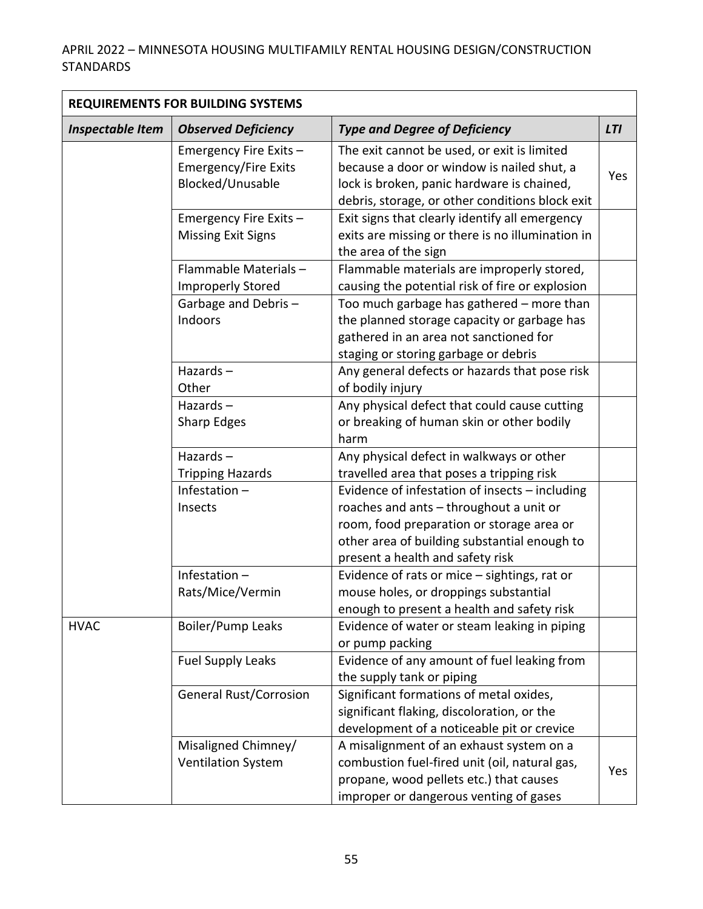| REQUIREMENTS FOR BUILDING SYSTEMS | | | |
|---|---|---|---|
| ***Inspectable Item*** | ***Observed Deficiency*** | ***Type and Degree of Deficiency*** | ***LTI*** |
| | Emergency Fire Exits – Emergency/Fire Exits Blocked/Unusable | The exit cannot be used, or exit is limited because a door or window is nailed shut, a lock is broken, panic hardware is chained, debris, storage, or other conditions block exit | Yes |
| | Emergency Fire Exits – Missing Exit Signs | Exit signs that clearly identify all emergency exits are missing or there is no illumination in the area of the sign | |
| | Flammable Materials – Improperly Stored | Flammable materials are improperly stored, causing the potential risk of fire or explosion | |
| | Garbage and Debris – Indoors | Too much garbage has gathered – more than the planned storage capacity or garbage has gathered in an area not sanctioned for staging or storing garbage or debris | |
| | Hazards – Other | Any general defects or hazards that pose risk of bodily injury | |
| | Hazards – Sharp Edges | Any physical defect that could cause cutting or breaking of human skin or other bodily harm | |
| | Hazards – Tripping Hazards | Any physical defect in walkways or other travelled area that poses a tripping risk | |
| | Infestation – Insects | Evidence of infestation of insects – including roaches and ants – throughout a unit or room, food preparation or storage area or other area of building substantial enough to present a health and safety risk | |
| | Infestation – Rats/Mice/Vermin | Evidence of rats or mice – sightings, rat or mouse holes, or droppings substantial enough to present a health and safety risk | |
| HVAC | Boiler/Pump Leaks | Evidence of water or steam leaking in piping or pump packing | |
| | Fuel Supply Leaks | Evidence of any amount of fuel leaking from the supply tank or piping | |
| | General Rust/Corrosion | Significant formations of metal oxides, significant flaking, discoloration, or the development of a noticeable pit or crevice | |
| | Misaligned Chimney/ Ventilation System | A misalignment of an exhaust system on a combustion fuel-fired unit (oil, natural gas, propane, wood pellets etc.) that causes improper or dangerous venting of gases | Yes |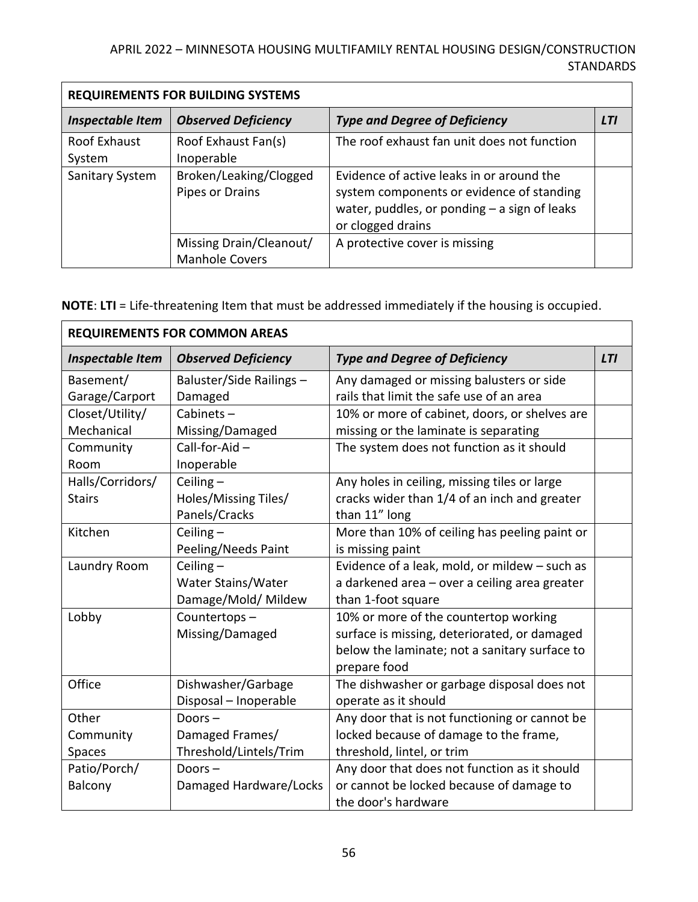| REQUIREMENTS FOR BUILDING SYSTEMS | | | |
|---|---|---|---|
| ***Inspectable Item*** | ***Observed Deficiency*** | ***Type and Degree of Deficiency*** | ***LTI*** |
| Roof Exhaust System | Roof Exhaust Fan(s) Inoperable | The roof exhaust fan unit does not function | |
| Sanitary System | Broken/Leaking/Clogged Pipes or Drains | Evidence of active leaks in or around the system components or evidence of standing water, puddles, or ponding – a sign of leaks or clogged drains | |
| | Missing Drain/Cleanout/ Manhole Covers | A protective cover is missing | |

**NOTE**: **LTI** = Life-threatening Item that must be addressed immediately if the housing is occupied.

| REQUIREMENTS FOR COMMON AREAS | | | |
|---|---|---|---|
| ***Inspectable Item*** | ***Observed Deficiency*** | ***Type and Degree of Deficiency*** | ***LTI*** |
| Basement/ Garage/Carport | Baluster/Side Railings – Damaged | Any damaged or missing balusters or side rails that limit the safe use of an area | |
| Closet/Utility/ Mechanical | Cabinets – Missing/Damaged | 10% or more of cabinet, doors, or shelves are missing or the laminate is separating | |
| Community Room | Call-for-Aid – Inoperable | The system does not function as it should | |
| Halls/Corridors/ Stairs | Ceiling – Holes/Missing Tiles/ Panels/Cracks | Any holes in ceiling, missing tiles or large cracks wider than 1/4 of an inch and greater than 11" long | |
| Kitchen | Ceiling – Peeling/Needs Paint | More than 10% of ceiling has peeling paint or is missing paint | |
| Laundry Room | Ceiling – Water Stains/Water Damage/Mold/ Mildew | Evidence of a leak, mold, or mildew – such as a darkened area – over a ceiling area greater than 1-foot square | |
| Lobby | Countertops – Missing/Damaged | 10% or more of the countertop working surface is missing, deteriorated, or damaged below the laminate; not a sanitary surface to prepare food | |
| Office | Dishwasher/Garbage Disposal – Inoperable | The dishwasher or garbage disposal does not operate as it should | |
| Other Community Spaces | Doors – Damaged Frames/ Threshold/Lintels/Trim | Any door that is not functioning or cannot be locked because of damage to the frame, threshold, lintel, or trim | |
| Patio/Porch/ Balcony | Doors – Damaged Hardware/Locks | Any door that does not function as it should or cannot be locked because of damage to the door's hardware | |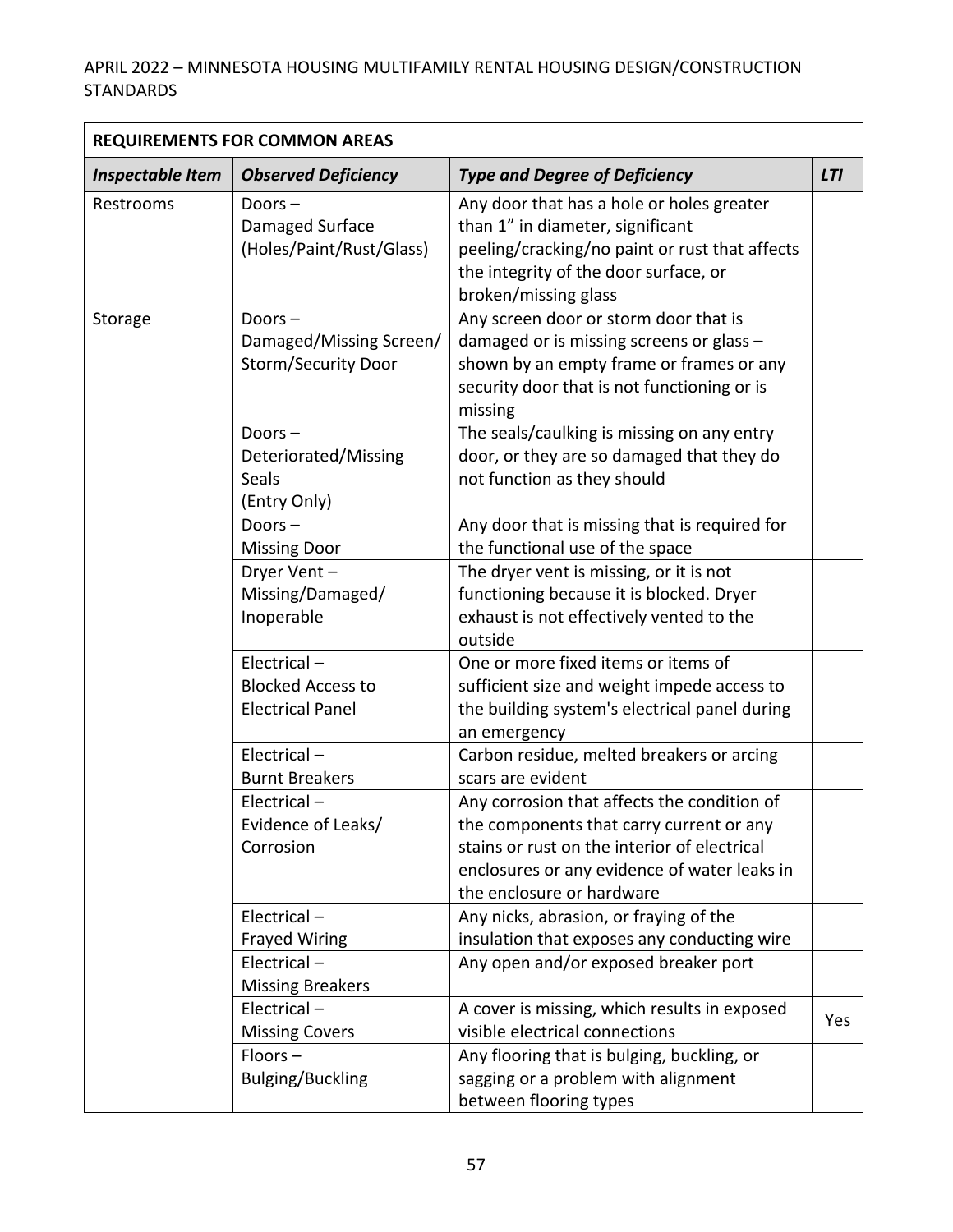| REQUIREMENTS FOR COMMON AREAS | | | |
|---|---|---|---|
| ***Inspectable Item*** | ***Observed Deficiency*** | ***Type and Degree of Deficiency*** | ***LTI*** |
| Restrooms | Doors – Damaged Surface (Holes/Paint/Rust/Glass) | Any door that has a hole or holes greater than 1" in diameter, significant peeling/cracking/no paint or rust that affects the integrity of the door surface, or broken/missing glass | |
| Storage | Doors – Damaged/Missing Screen/ Storm/Security Door | Any screen door or storm door that is damaged or is missing screens or glass – shown by an empty frame or frames or any security door that is not functioning or is missing | |
| | Doors – Deteriorated/Missing Seals (Entry Only) | The seals/caulking is missing on any entry door, or they are so damaged that they do not function as they should | |
| | Doors – Missing Door | Any door that is missing that is required for the functional use of the space | |
| | Dryer Vent – Missing/Damaged/ Inoperable | The dryer vent is missing, or it is not functioning because it is blocked. Dryer exhaust is not effectively vented to the outside | |
| | Electrical – Blocked Access to Electrical Panel | One or more fixed items or items of sufficient size and weight impede access to the building system's electrical panel during an emergency | |
| | Electrical – Burnt Breakers | Carbon residue, melted breakers or arcing scars are evident | |
| | Electrical – Evidence of Leaks/ Corrosion | Any corrosion that affects the condition of the components that carry current or any stains or rust on the interior of electrical enclosures or any evidence of water leaks in the enclosure or hardware | |
| | Electrical – Frayed Wiring | Any nicks, abrasion, or fraying of the insulation that exposes any conducting wire | |
| | Electrical – Missing Breakers | Any open and/or exposed breaker port | |
| | Electrical – Missing Covers | A cover is missing, which results in exposed visible electrical connections | Yes |
| | Floors – Bulging/Buckling | Any flooring that is bulging, buckling, or sagging or a problem with alignment between flooring types | |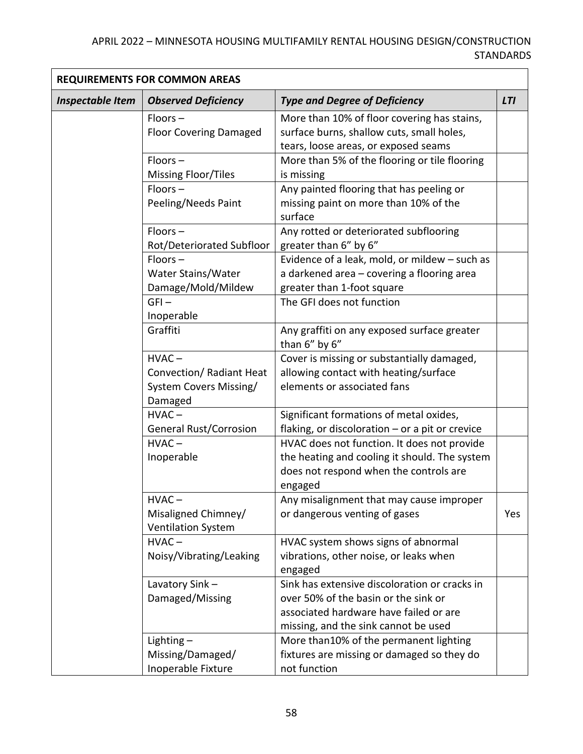| REQUIREMENTS FOR COMMON AREAS | | | |
|---|---|---|---|
| ***Inspectable Item*** | ***Observed Deficiency*** | ***Type and Degree of Deficiency*** | ***LTI*** |
| | Floors – Floor Covering Damaged | More than 10% of floor covering has stains, surface burns, shallow cuts, small holes, tears, loose areas, or exposed seams | |
| | Floors – Missing Floor/Tiles | More than 5% of the flooring or tile flooring is missing | |
| | Floors – Peeling/Needs Paint | Any painted flooring that has peeling or missing paint on more than 10% of the surface | |
| | Floors – Rot/Deteriorated Subfloor | Any rotted or deteriorated subflooring greater than 6" by 6" | |
| | Floors – Water Stains/Water Damage/Mold/Mildew | Evidence of a leak, mold, or mildew – such as a darkened area – covering a flooring area greater than 1-foot square | |
| | GFI – Inoperable | The GFI does not function | |
| | Graffiti | Any graffiti on any exposed surface greater than 6" by 6" | |
| | HVAC – Convection/ Radiant Heat System Covers Missing/ Damaged | Cover is missing or substantially damaged, allowing contact with heating/surface elements or associated fans | |
| | HVAC – General Rust/Corrosion | Significant formations of metal oxides, flaking, or discoloration – or a pit or crevice | |
| | HVAC – Inoperable | HVAC does not function. It does not provide the heating and cooling it should. The system does not respond when the controls are engaged | |
| | HVAC – Misaligned Chimney/ Ventilation System | Any misalignment that may cause improper or dangerous venting of gases | Yes |
| | HVAC – Noisy/Vibrating/Leaking | HVAC system shows signs of abnormal vibrations, other noise, or leaks when engaged | |
| | Lavatory Sink – Damaged/Missing | Sink has extensive discoloration or cracks in over 50% of the basin or the sink or associated hardware have failed or are missing, and the sink cannot be used | |
| | Lighting – Missing/Damaged/ Inoperable Fixture | More than10% of the permanent lighting fixtures are missing or damaged so they do not function | |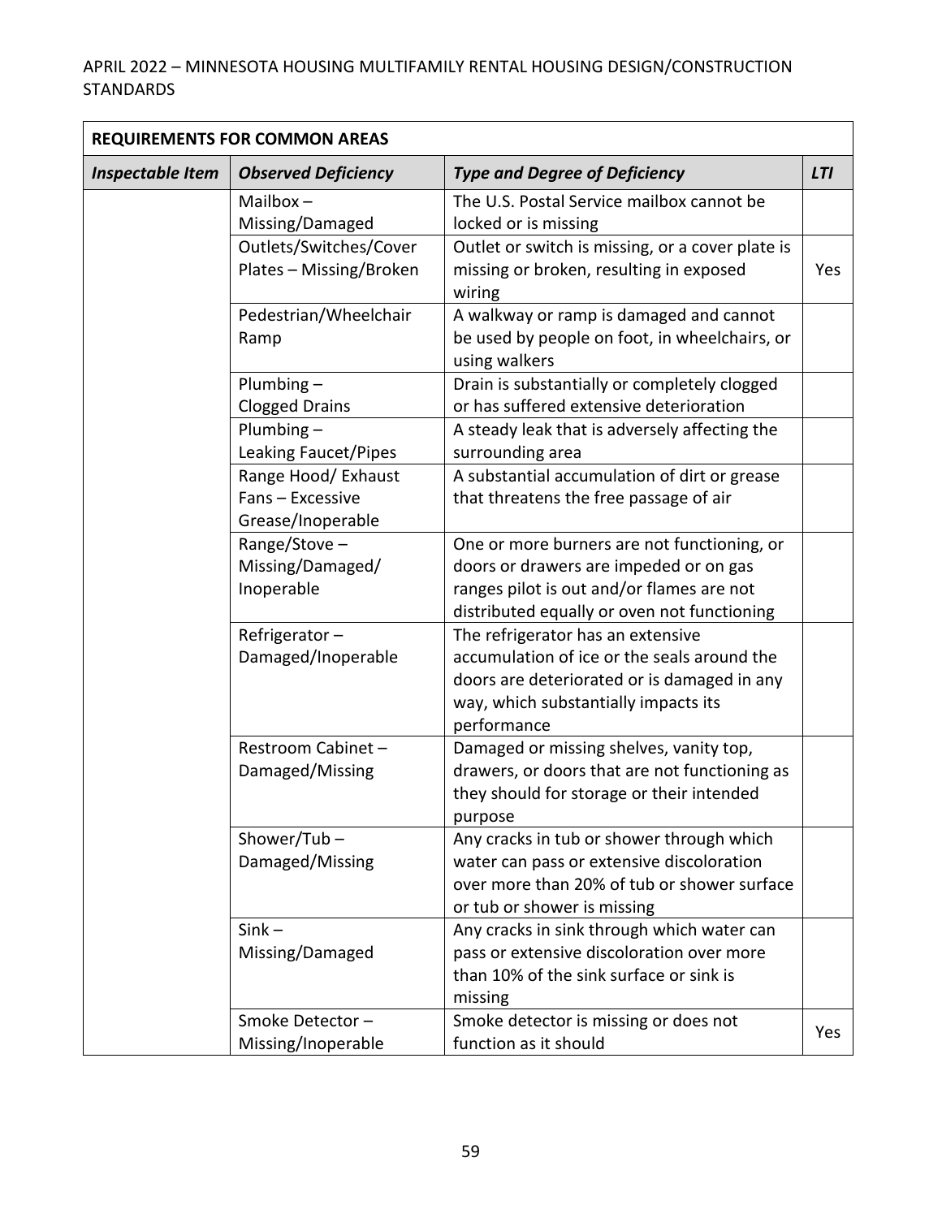| REQUIREMENTS FOR COMMON AREAS | | | |
|---|---|---|---|
| ***Inspectable Item*** | ***Observed Deficiency*** | ***Type and Degree of Deficiency*** | ***LTI*** |
| | Mailbox – Missing/Damaged | The U.S. Postal Service mailbox cannot be locked or is missing | |
| | Outlets/Switches/Cover Plates – Missing/Broken | Outlet or switch is missing, or a cover plate is missing or broken, resulting in exposed wiring | Yes |
| | Pedestrian/Wheelchair Ramp | A walkway or ramp is damaged and cannot be used by people on foot, in wheelchairs, or using walkers | |
| | Plumbing – Clogged Drains | Drain is substantially or completely clogged or has suffered extensive deterioration | |
| | Plumbing – Leaking Faucet/Pipes | A steady leak that is adversely affecting the surrounding area | |
| | Range Hood/ Exhaust Fans – Excessive Grease/Inoperable | A substantial accumulation of dirt or grease that threatens the free passage of air | |
| | Range/Stove – Missing/Damaged/ Inoperable | One or more burners are not functioning, or doors or drawers are impeded or on gas ranges pilot is out and/or flames are not distributed equally or oven not functioning | |
| | Refrigerator – Damaged/Inoperable | The refrigerator has an extensive accumulation of ice or the seals around the doors are deteriorated or is damaged in any way, which substantially impacts its performance | |
| | Restroom Cabinet – Damaged/Missing | Damaged or missing shelves, vanity top, drawers, or doors that are not functioning as they should for storage or their intended purpose | |
| | Shower/Tub – Damaged/Missing | Any cracks in tub or shower through which water can pass or extensive discoloration over more than 20% of tub or shower surface or tub or shower is missing | |
| | Sink – Missing/Damaged | Any cracks in sink through which water can pass or extensive discoloration over more than 10% of the sink surface or sink is missing | |
| | Smoke Detector – Missing/Inoperable | Smoke detector is missing or does not function as it should | Yes |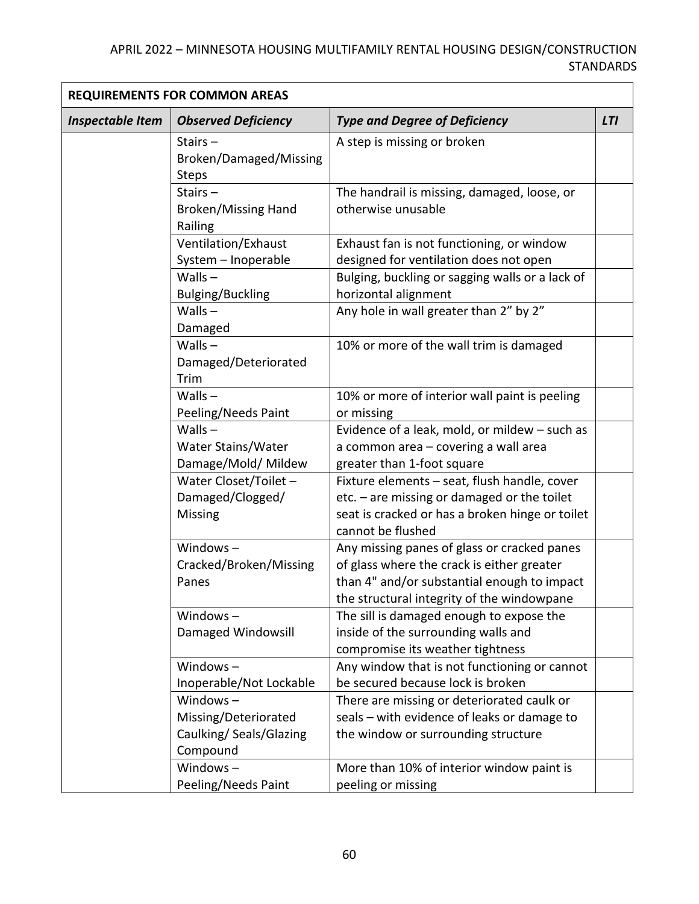| REQUIREMENTS FOR COMMON AREAS | | | |
|---|---|---|---|
| ***Inspectable Item*** | ***Observed Deficiency*** | ***Type and Degree of Deficiency*** | ***LTI*** |
| | Stairs – Broken/Damaged/Missing Steps | A step is missing or broken | |
| | Stairs – Broken/Missing Hand Railing | The handrail is missing, damaged, loose, or otherwise unusable | |
| | Ventilation/Exhaust System – Inoperable | Exhaust fan is not functioning, or window designed for ventilation does not open | |
| | Walls – Bulging/Buckling | Bulging, buckling or sagging walls or a lack of horizontal alignment | |
| | Walls – Damaged | Any hole in wall greater than 2” by 2” | |
| | Walls – Damaged/Deteriorated Trim | 10% or more of the wall trim is damaged | |
| | Walls – Peeling/Needs Paint | 10% or more of interior wall paint is peeling or missing | |
| | Walls – Water Stains/Water Damage/Mold/ Mildew | Evidence of a leak, mold, or mildew – such as a common area – covering a wall area greater than 1-foot square | |
| | Water Closet/Toilet – Damaged/Clogged/ Missing | Fixture elements – seat, flush handle, cover etc. – are missing or damaged or the toilet seat is cracked or has a broken hinge or toilet cannot be flushed | |
| | Windows – Cracked/Broken/Missing Panes | Any missing panes of glass or cracked panes of glass where the crack is either greater than 4" and/or substantial enough to impact the structural integrity of the windowpane | |
| | Windows – Damaged Windowsill | The sill is damaged enough to expose the inside of the surrounding walls and compromise its weather tightness | |
| | Windows – Inoperable/Not Lockable | Any window that is not functioning or cannot be secured because lock is broken | |
| | Windows – Missing/Deteriorated Caulking/ Seals/Glazing Compound | There are missing or deteriorated caulk or seals – with evidence of leaks or damage to the window or surrounding structure | |
| | Windows – Peeling/Needs Paint | More than 10% of interior window paint is peeling or missing | |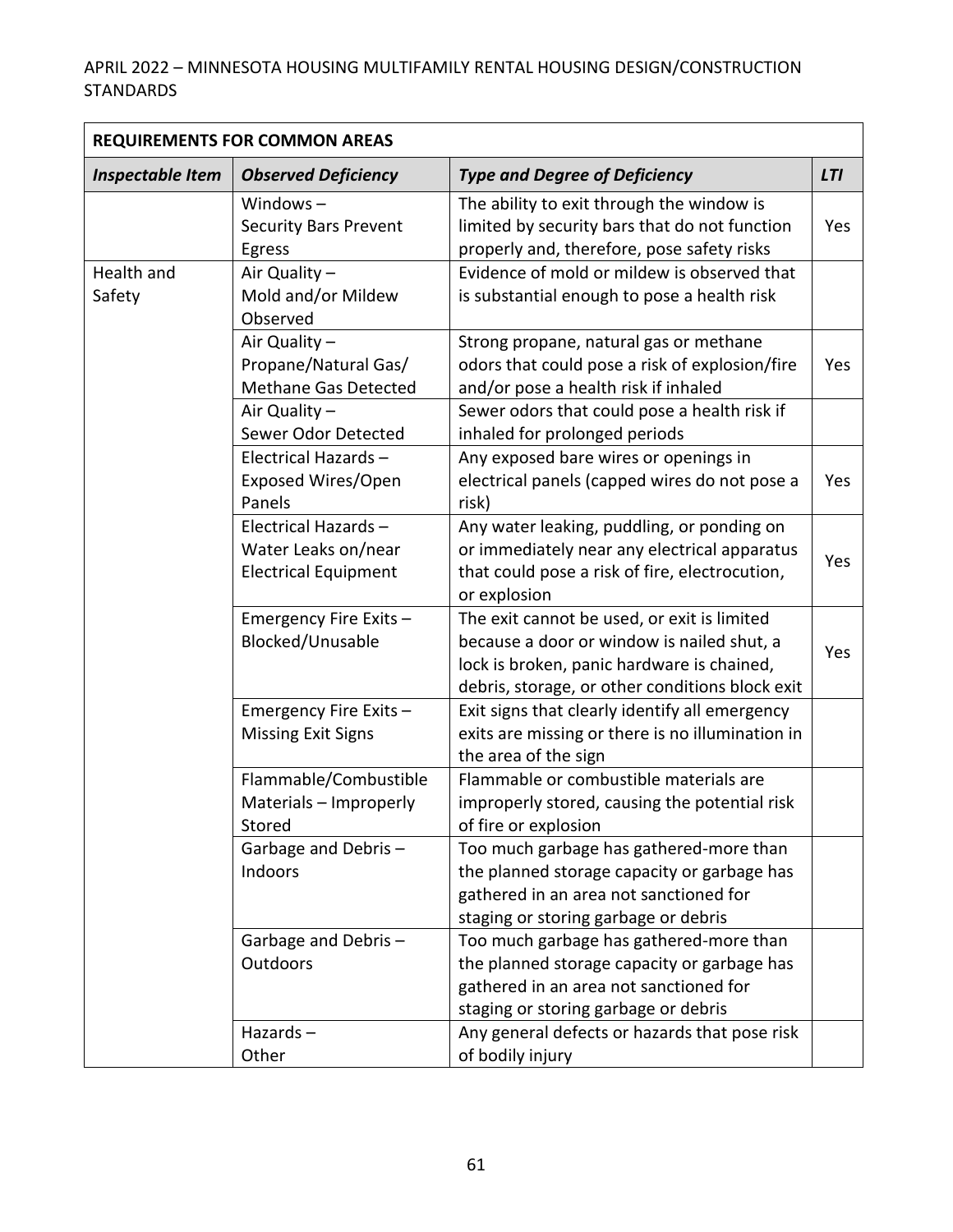| REQUIREMENTS FOR COMMON AREAS | | | |
|---|---|---|---|
| ***Inspectable Item*** | ***Observed Deficiency*** | ***Type and Degree of Deficiency*** | ***LTI*** |
| | Windows – Security Bars Prevent Egress | The ability to exit through the window is limited by security bars that do not function properly and, therefore, pose safety risks | Yes |
| Health and Safety | Air Quality – Mold and/or Mildew Observed | Evidence of mold or mildew is observed that is substantial enough to pose a health risk | |
| | Air Quality – Propane/Natural Gas/ Methane Gas Detected | Strong propane, natural gas or methane odors that could pose a risk of explosion/fire and/or pose a health risk if inhaled | Yes |
| | Air Quality – Sewer Odor Detected | Sewer odors that could pose a health risk if inhaled for prolonged periods | |
| | Electrical Hazards – Exposed Wires/Open Panels | Any exposed bare wires or openings in electrical panels (capped wires do not pose a risk) | Yes |
| | Electrical Hazards – Water Leaks on/near Electrical Equipment | Any water leaking, puddling, or ponding on or immediately near any electrical apparatus that could pose a risk of fire, electrocution, or explosion | Yes |
| | Emergency Fire Exits – Blocked/Unusable | The exit cannot be used, or exit is limited because a door or window is nailed shut, a lock is broken, panic hardware is chained, debris, storage, or other conditions block exit | Yes |
| | Emergency Fire Exits – Missing Exit Signs | Exit signs that clearly identify all emergency exits are missing or there is no illumination in the area of the sign | |
| | Flammable/Combustible Materials – Improperly Stored | Flammable or combustible materials are improperly stored, causing the potential risk of fire or explosion | |
| | Garbage and Debris – Indoors | Too much garbage has gathered-more than the planned storage capacity or garbage has gathered in an area not sanctioned for staging or storing garbage or debris | |
| | Garbage and Debris – Outdoors | Too much garbage has gathered-more than the planned storage capacity or garbage has gathered in an area not sanctioned for staging or storing garbage or debris | |
| | Hazards – Other | Any general defects or hazards that pose risk of bodily injury | |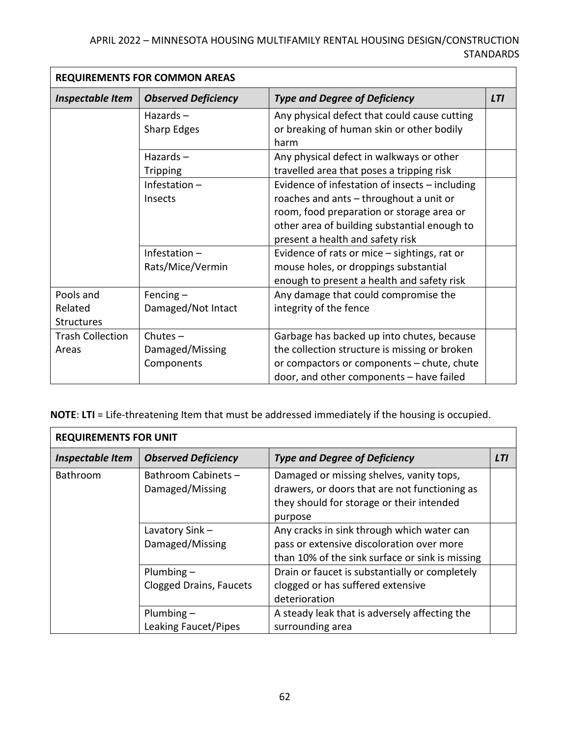| REQUIREMENTS FOR COMMON AREAS | | | |
|---|---|---|---|
| ***Inspectable Item*** | ***Observed Deficiency*** | ***Type and Degree of Deficiency*** | ***LTI*** |
| | Hazards – Sharp Edges | Any physical defect that could cause cutting or breaking of human skin or other bodily harm | |
| | Hazards – Tripping | Any physical defect in walkways or other travelled area that poses a tripping risk | |
| | Infestation – Insects | Evidence of infestation of insects – including roaches and ants – throughout a unit or room, food preparation or storage area or other area of building substantial enough to present a health and safety risk | |
| | Infestation – Rats/Mice/Vermin | Evidence of rats or mice – sightings, rat or mouse holes, or droppings substantial enough to present a health and safety risk | |
| Pools and Related Structures | Fencing – Damaged/Not Intact | Any damage that could compromise the integrity of the fence | |
| Trash Collection Areas | Chutes – Damaged/Missing Components | Garbage has backed up into chutes, because the collection structure is missing or broken or compactors or components – chute, chute door, and other components – have failed | |

**NOTE**: **LTI** = Life-threatening Item that must be addressed immediately if the housing is occupied.

| REQUIREMENTS FOR UNIT | | | |
|---|---|---|---|
| ***Inspectable Item*** | ***Observed Deficiency*** | ***Type and Degree of Deficiency*** | ***LTI*** |
| Bathroom | Bathroom Cabinets – Damaged/Missing | Damaged or missing shelves, vanity tops, drawers, or doors that are not functioning as they should for storage or their intended purpose | |
| | Lavatory Sink – Damaged/Missing | Any cracks in sink through which water can pass or extensive discoloration over more than 10% of the sink surface or sink is missing | |
| | Plumbing – Clogged Drains, Faucets | Drain or faucet is substantially or completely clogged or has suffered extensive deterioration | |
| | Plumbing – Leaking Faucet/Pipes | A steady leak that is adversely affecting the surrounding area | |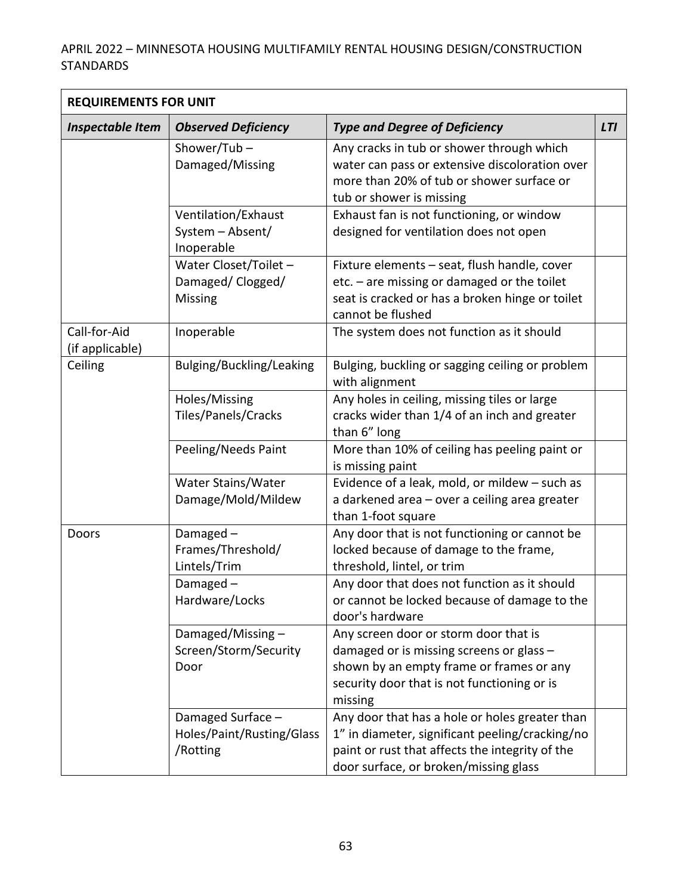| REQUIREMENTS FOR UNIT | | | |
|---|---|---|---|
| ***Inspectable Item*** | ***Observed Deficiency*** | ***Type and Degree of Deficiency*** | ***LTI*** |
| | Shower/Tub – Damaged/Missing | Any cracks in tub or shower through which water can pass or extensive discoloration over more than 20% of tub or shower surface or tub or shower is missing | |
| | Ventilation/Exhaust System – Absent/ Inoperable | Exhaust fan is not functioning, or window designed for ventilation does not open | |
| | Water Closet/Toilet – Damaged/ Clogged/ Missing | Fixture elements – seat, flush handle, cover etc. – are missing or damaged or the toilet seat is cracked or has a broken hinge or toilet cannot be flushed | |
| Call-for-Aid (if applicable) | Inoperable | The system does not function as it should | |
| Ceiling | Bulging/Buckling/Leaking | Bulging, buckling or sagging ceiling or problem with alignment | |
| | Holes/Missing Tiles/Panels/Cracks | Any holes in ceiling, missing tiles or large cracks wider than 1/4 of an inch and greater than 6" long | |
| | Peeling/Needs Paint | More than 10% of ceiling has peeling paint or is missing paint | |
| | Water Stains/Water Damage/Mold/Mildew | Evidence of a leak, mold, or mildew – such as a darkened area – over a ceiling area greater than 1-foot square | |
| Doors | Damaged – Frames/Threshold/ Lintels/Trim | Any door that is not functioning or cannot be locked because of damage to the frame, threshold, lintel, or trim | |
| | Damaged – Hardware/Locks | Any door that does not function as it should or cannot be locked because of damage to the door's hardware | |
| | Damaged/Missing – Screen/Storm/Security Door | Any screen door or storm door that is damaged or is missing screens or glass – shown by an empty frame or frames or any security door that is not functioning or is missing | |
| | Damaged Surface – Holes/Paint/Rusting/Glass /Rotting | Any door that has a hole or holes greater than 1" in diameter, significant peeling/cracking/no paint or rust that affects the integrity of the door surface, or broken/missing glass | |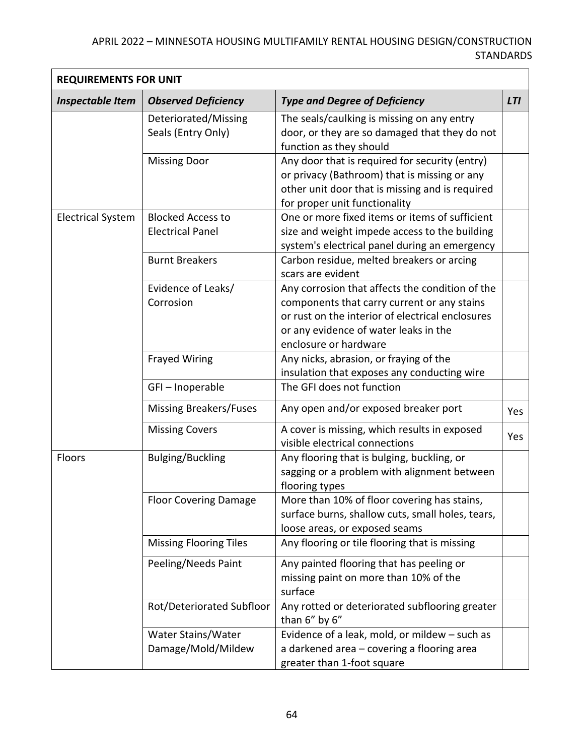| REQUIREMENTS FOR UNIT | | | |
|---|---|---|---|
| ***Inspectable Item*** | ***Observed Deficiency*** | ***Type and Degree of Deficiency*** | ***LTI*** |
| | Deteriorated/Missing Seals (Entry Only) | The seals/caulking is missing on any entry door, or they are so damaged that they do not function as they should | |
| | Missing Door | Any door that is required for security (entry) or privacy (Bathroom) that is missing or any other unit door that is missing and is required for proper unit functionality | |
| Electrical System | Blocked Access to Electrical Panel | One or more fixed items or items of sufficient size and weight impede access to the building system's electrical panel during an emergency | |
| | Burnt Breakers | Carbon residue, melted breakers or arcing scars are evident | |
| | Evidence of Leaks/ Corrosion | Any corrosion that affects the condition of the components that carry current or any stains or rust on the interior of electrical enclosures or any evidence of water leaks in the enclosure or hardware | |
| | Frayed Wiring | Any nicks, abrasion, or fraying of the insulation that exposes any conducting wire | |
| | GFI – Inoperable | The GFI does not function | |
| | Missing Breakers/Fuses | Any open and/or exposed breaker port | Yes |
| | Missing Covers | A cover is missing, which results in exposed visible electrical connections | Yes |
| Floors | Bulging/Buckling | Any flooring that is bulging, buckling, or sagging or a problem with alignment between flooring types | |
| | Floor Covering Damage | More than 10% of floor covering has stains, surface burns, shallow cuts, small holes, tears, loose areas, or exposed seams | |
| | Missing Flooring Tiles | Any flooring or tile flooring that is missing | |
| | Peeling/Needs Paint | Any painted flooring that has peeling or missing paint on more than 10% of the surface | |
| | Rot/Deteriorated Subfloor | Any rotted or deteriorated subflooring greater than 6" by 6" | |
| | Water Stains/Water Damage/Mold/Mildew | Evidence of a leak, mold, or mildew – such as a darkened area – covering a flooring area greater than 1-foot square | |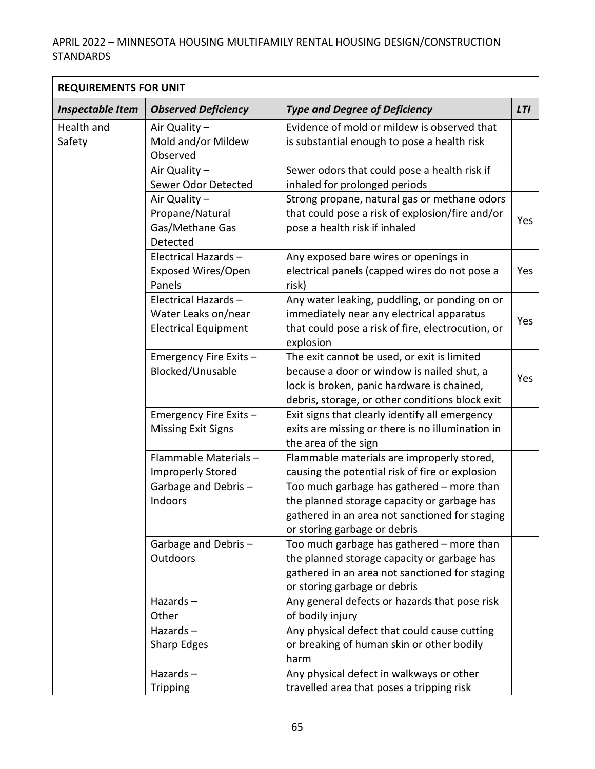| **REQUIREMENTS FOR UNIT** | | | |
|---|---|---|---|
| ***Inspectable Item*** | ***Observed Deficiency*** | ***Type and Degree of Deficiency*** | ***LTI*** |
| Health and Safety | Air Quality – Mold and/or Mildew Observed | Evidence of mold or mildew is observed that is substantial enough to pose a health risk | |
| | Air Quality – Sewer Odor Detected | Sewer odors that could pose a health risk if inhaled for prolonged periods | |
| | Air Quality – Propane/Natural Gas/Methane Gas Detected | Strong propane, natural gas or methane odors that could pose a risk of explosion/fire and/or pose a health risk if inhaled | Yes |
| | Electrical Hazards – Exposed Wires/Open Panels | Any exposed bare wires or openings in electrical panels (capped wires do not pose a risk) | Yes |
| | Electrical Hazards – Water Leaks on/near Electrical Equipment | Any water leaking, puddling, or ponding on or immediately near any electrical apparatus that could pose a risk of fire, electrocution, or explosion | Yes |
| | Emergency Fire Exits – Blocked/Unusable | The exit cannot be used, or exit is limited because a door or window is nailed shut, a lock is broken, panic hardware is chained, debris, storage, or other conditions block exit | Yes |
| | Emergency Fire Exits – Missing Exit Signs | Exit signs that clearly identify all emergency exits are missing or there is no illumination in the area of the sign | |
| | Flammable Materials – Improperly Stored | Flammable materials are improperly stored, causing the potential risk of fire or explosion | |
| | Garbage and Debris – Indoors | Too much garbage has gathered – more than the planned storage capacity or garbage has gathered in an area not sanctioned for staging or storing garbage or debris | |
| | Garbage and Debris – Outdoors | Too much garbage has gathered – more than the planned storage capacity or garbage has gathered in an area not sanctioned for staging or storing garbage or debris | |
| | Hazards – Other | Any general defects or hazards that pose risk of bodily injury | |
| | Hazards – Sharp Edges | Any physical defect that could cause cutting or breaking of human skin or other bodily harm | |
| | Hazards – Tripping | Any physical defect in walkways or other travelled area that poses a tripping risk | |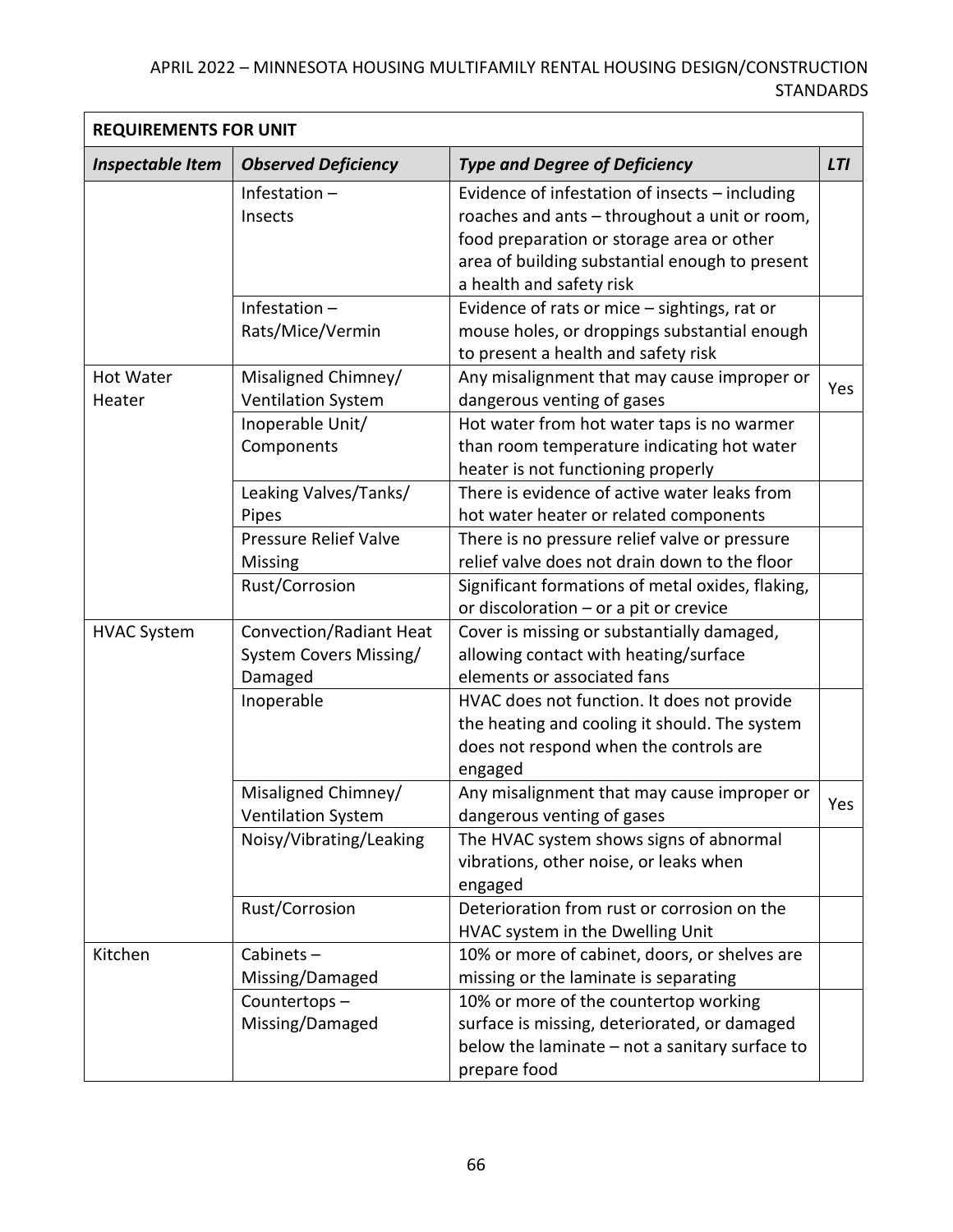| REQUIREMENTS FOR UNIT | | | |
|---|---|---|---|
| ***Inspectable Item*** | ***Observed Deficiency*** | ***Type and Degree of Deficiency*** | ***LTI*** |
| | Infestation – Insects | Evidence of infestation of insects – including roaches and ants – throughout a unit or room, food preparation or storage area or other area of building substantial enough to present a health and safety risk | |
| | Infestation – Rats/Mice/Vermin | Evidence of rats or mice – sightings, rat or mouse holes, or droppings substantial enough to present a health and safety risk | |
| Hot Water Heater | Misaligned Chimney/ Ventilation System | Any misalignment that may cause improper or dangerous venting of gases | Yes |
| | Inoperable Unit/ Components | Hot water from hot water taps is no warmer than room temperature indicating hot water heater is not functioning properly | |
| | Leaking Valves/Tanks/ Pipes | There is evidence of active water leaks from hot water heater or related components | |
| | Pressure Relief Valve Missing | There is no pressure relief valve or pressure relief valve does not drain down to the floor | |
| | Rust/Corrosion | Significant formations of metal oxides, flaking, or discoloration – or a pit or crevice | |
| HVAC System | Convection/Radiant Heat System Covers Missing/ Damaged | Cover is missing or substantially damaged, allowing contact with heating/surface elements or associated fans | |
| | Inoperable | HVAC does not function. It does not provide the heating and cooling it should. The system does not respond when the controls are engaged | |
| | Misaligned Chimney/ Ventilation System | Any misalignment that may cause improper or dangerous venting of gases | Yes |
| | Noisy/Vibrating/Leaking | The HVAC system shows signs of abnormal vibrations, other noise, or leaks when engaged | |
| | Rust/Corrosion | Deterioration from rust or corrosion on the HVAC system in the Dwelling Unit | |
| Kitchen | Cabinets – Missing/Damaged | 10% or more of cabinet, doors, or shelves are missing or the laminate is separating | |
| | Countertops – Missing/Damaged | 10% or more of the countertop working surface is missing, deteriorated, or damaged below the laminate – not a sanitary surface to prepare food | |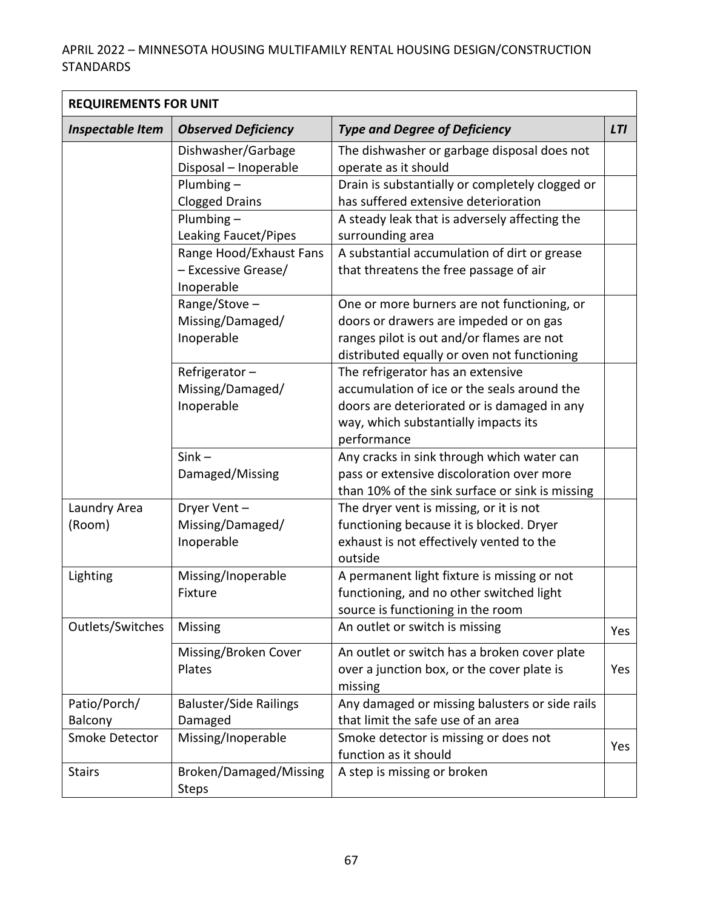| REQUIREMENTS FOR UNIT | | | |
|---|---|---|---|
| ***Inspectable Item*** | ***Observed Deficiency*** | ***Type and Degree of Deficiency*** | ***LTI*** |
| | Dishwasher/Garbage Disposal – Inoperable | The dishwasher or garbage disposal does not operate as it should | |
| | Plumbing – Clogged Drains | Drain is substantially or completely clogged or has suffered extensive deterioration | |
| | Plumbing – Leaking Faucet/Pipes | A steady leak that is adversely affecting the surrounding area | |
| | Range Hood/Exhaust Fans – Excessive Grease/ Inoperable | A substantial accumulation of dirt or grease that threatens the free passage of air | |
| | Range/Stove – Missing/Damaged/ Inoperable | One or more burners are not functioning, or doors or drawers are impeded or on gas ranges pilot is out and/or flames are not distributed equally or oven not functioning | |
| | Refrigerator – Missing/Damaged/ Inoperable | The refrigerator has an extensive accumulation of ice or the seals around the doors are deteriorated or is damaged in any way, which substantially impacts its performance | |
| | Sink – Damaged/Missing | Any cracks in sink through which water can pass or extensive discoloration over more than 10% of the sink surface or sink is missing | |
| Laundry Area (Room) | Dryer Vent – Missing/Damaged/ Inoperable | The dryer vent is missing, or it is not functioning because it is blocked. Dryer exhaust is not effectively vented to the outside | |
| Lighting | Missing/Inoperable Fixture | A permanent light fixture is missing or not functioning, and no other switched light source is functioning in the room | |
| Outlets/Switches | Missing | An outlet or switch is missing | Yes |
| | Missing/Broken Cover Plates | An outlet or switch has a broken cover plate over a junction box, or the cover plate is missing | Yes |
| Patio/Porch/ Balcony | Baluster/Side Railings Damaged | Any damaged or missing balusters or side rails that limit the safe use of an area | |
| Smoke Detector | Missing/Inoperable | Smoke detector is missing or does not function as it should | Yes |
| Stairs | Broken/Damaged/Missing Steps | A step is missing or broken | |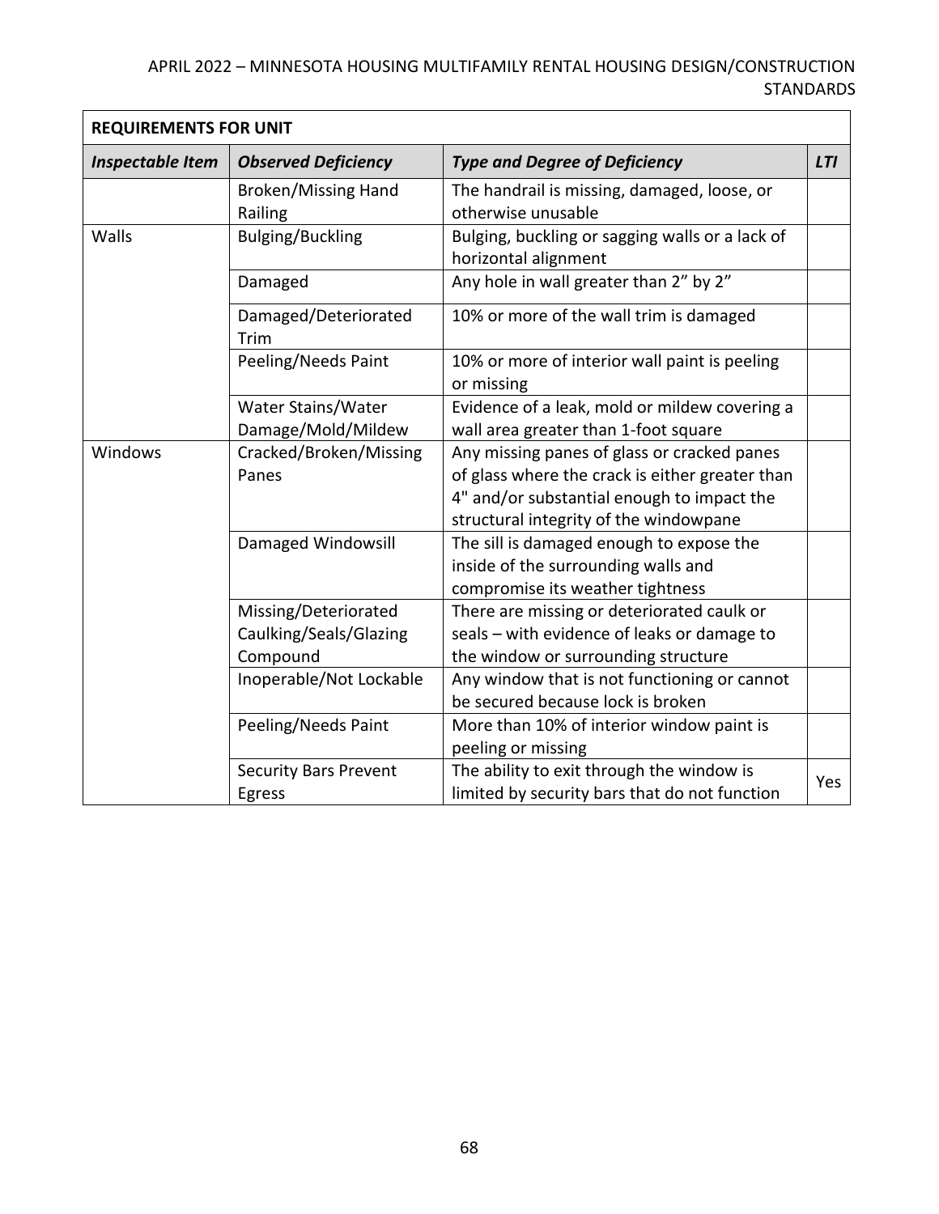| REQUIREMENTS FOR UNIT | | | |
|---|---|---|---|
| ***Inspectable Item*** | ***Observed Deficiency*** | ***Type and Degree of Deficiency*** | ***LTI*** |
| | Broken/Missing Hand Railing | The handrail is missing, damaged, loose, or otherwise unusable | |
| Walls | Bulging/Buckling | Bulging, buckling or sagging walls or a lack of horizontal alignment | |
| | Damaged | Any hole in wall greater than 2" by 2" | |
| | Damaged/Deteriorated Trim | 10% or more of the wall trim is damaged | |
| | Peeling/Needs Paint | 10% or more of interior wall paint is peeling or missing | |
| | Water Stains/Water Damage/Mold/Mildew | Evidence of a leak, mold or mildew covering a wall area greater than 1-foot square | |
| Windows | Cracked/Broken/Missing Panes | Any missing panes of glass or cracked panes of glass where the crack is either greater than 4" and/or substantial enough to impact the structural integrity of the windowpane | |
| | Damaged Windowsill | The sill is damaged enough to expose the inside of the surrounding walls and compromise its weather tightness | |
| | Missing/Deteriorated Caulking/Seals/Glazing Compound | There are missing or deteriorated caulk or seals – with evidence of leaks or damage to the window or surrounding structure | |
| | Inoperable/Not Lockable | Any window that is not functioning or cannot be secured because lock is broken | |
| | Peeling/Needs Paint | More than 10% of interior window paint is peeling or missing | |
| | Security Bars Prevent Egress | The ability to exit through the window is limited by security bars that do not function | Yes |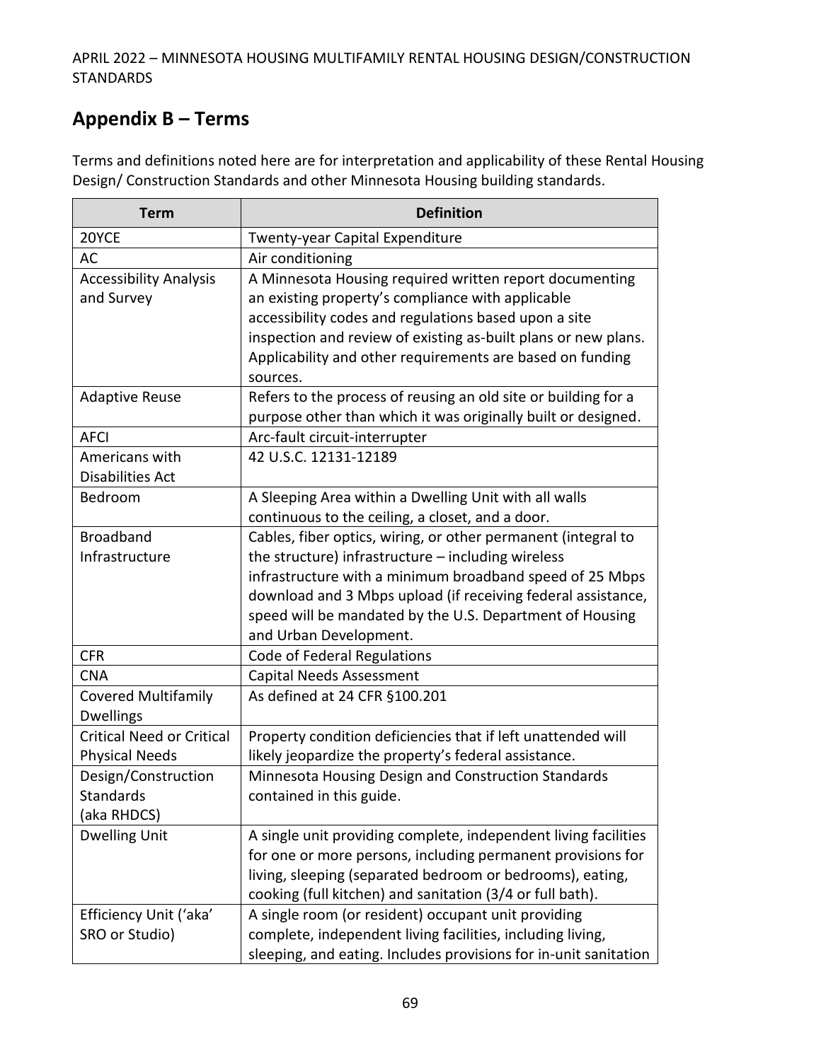## Appendix B – Terms

Terms and definitions noted here are for interpretation and applicability of these Rental Housing Design/ Construction Standards and other Minnesota Housing building standards.

| Term | Definition |
|---|---|
| 20YCE | Twenty-year Capital Expenditure |
| AC | Air conditioning |
| Accessibility Analysis and Survey | A Minnesota Housing required written report documenting an existing property's compliance with applicable accessibility codes and regulations based upon a site inspection and review of existing as-built plans or new plans. Applicability and other requirements are based on funding sources. |
| Adaptive Reuse | Refers to the process of reusing an old site or building for a purpose other than which it was originally built or designed. |
| AFCI | Arc-fault circuit-interrupter |
| Americans with Disabilities Act | 42 U.S.C. 12131-12189 |
| Bedroom | A Sleeping Area within a Dwelling Unit with all walls continuous to the ceiling, a closet, and a door. |
| Broadband Infrastructure | Cables, fiber optics, wiring, or other permanent (integral to the structure) infrastructure – including wireless infrastructure with a minimum broadband speed of 25 Mbps download and 3 Mbps upload (if receiving federal assistance, speed will be mandated by the U.S. Department of Housing and Urban Development. |
| CFR | Code of Federal Regulations |
| CNA | Capital Needs Assessment |
| Covered Multifamily Dwellings | As defined at 24 CFR §100.201 |
| Critical Need or Critical Physical Needs | Property condition deficiencies that if left unattended will likely jeopardize the property's federal assistance. |
| Design/Construction Standards (aka RHDCS) | Minnesota Housing Design and Construction Standards contained in this guide. |
| Dwelling Unit | A single unit providing complete, independent living facilities for one or more persons, including permanent provisions for living, sleeping (separated bedroom or bedrooms), eating, cooking (full kitchen) and sanitation (3/4 or full bath). |
| Efficiency Unit ('aka' SRO or Studio) | A single room (or resident) occupant unit providing complete, independent living facilities, including living, sleeping, and eating. Includes provisions for in-unit sanitation |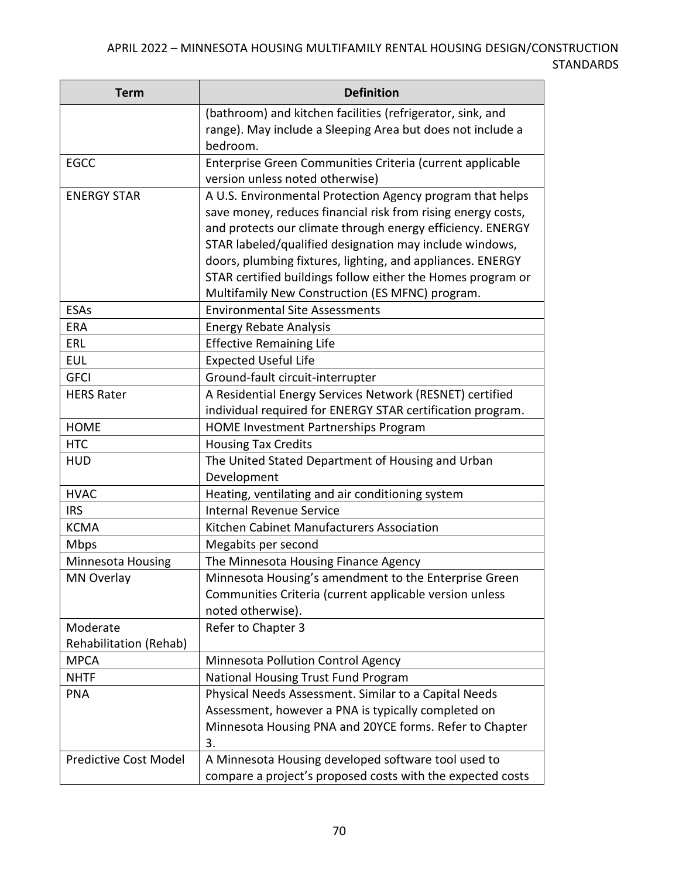| Term | Definition |
|---|---|
| | (bathroom) and kitchen facilities (refrigerator, sink, and range). May include a Sleeping Area but does not include a bedroom. |
| EGCC | Enterprise Green Communities Criteria (current applicable version unless noted otherwise) |
| ENERGY STAR | A U.S. Environmental Protection Agency program that helps save money, reduces financial risk from rising energy costs, and protects our climate through energy efficiency. ENERGY STAR labeled/qualified designation may include windows, doors, plumbing fixtures, lighting, and appliances. ENERGY STAR certified buildings follow either the Homes program or Multifamily New Construction (ES MFNC) program. |
| ESAs | Environmental Site Assessments |
| ERA | Energy Rebate Analysis |
| ERL | Effective Remaining Life |
| EUL | Expected Useful Life |
| GFCI | Ground-fault circuit-interrupter |
| HERS Rater | A Residential Energy Services Network (RESNET) certified individual required for ENERGY STAR certification program. |
| HOME | HOME Investment Partnerships Program |
| HTC | Housing Tax Credits |
| HUD | The United Stated Department of Housing and Urban Development |
| HVAC | Heating, ventilating and air conditioning system |
| IRS | Internal Revenue Service |
| KCMA | Kitchen Cabinet Manufacturers Association |
| Mbps | Megabits per second |
| Minnesota Housing | The Minnesota Housing Finance Agency |
| MN Overlay | Minnesota Housing's amendment to the Enterprise Green Communities Criteria (current applicable version unless noted otherwise). |
| Moderate Rehabilitation (Rehab) | Refer to Chapter 3 |
| MPCA | Minnesota Pollution Control Agency |
| NHTF | National Housing Trust Fund Program |
| PNA | Physical Needs Assessment. Similar to a Capital Needs Assessment, however a PNA is typically completed on Minnesota Housing PNA and 20YCE forms. Refer to Chapter 3. |
| Predictive Cost Model | A Minnesota Housing developed software tool used to compare a project's proposed costs with the expected costs |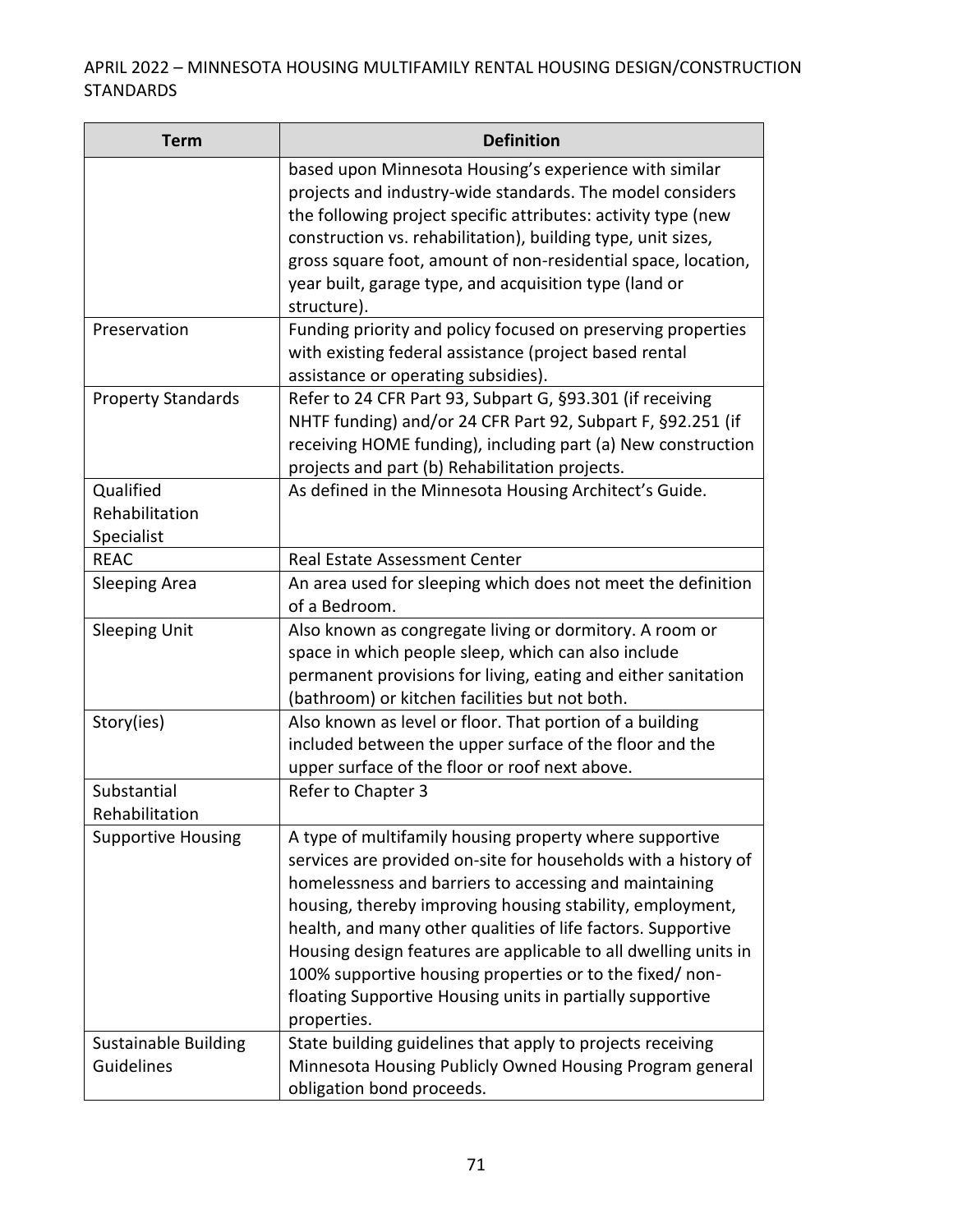| Term | Definition |
|---|---|
| | based upon Minnesota Housing's experience with similar projects and industry-wide standards. The model considers the following project specific attributes: activity type (new construction vs. rehabilitation), building type, unit sizes, gross square foot, amount of non-residential space, location, year built, garage type, and acquisition type (land or structure). |
| Preservation | Funding priority and policy focused on preserving properties with existing federal assistance (project based rental assistance or operating subsidies). |
| Property Standards | Refer to 24 CFR Part 93, Subpart G, §93.301 (if receiving NHTF funding) and/or 24 CFR Part 92, Subpart F, §92.251 (if receiving HOME funding), including part (a) New construction projects and part (b) Rehabilitation projects. |
| Qualified Rehabilitation Specialist | As defined in the Minnesota Housing Architect's Guide. |
| REAC | Real Estate Assessment Center |
| Sleeping Area | An area used for sleeping which does not meet the definition of a Bedroom. |
| Sleeping Unit | Also known as congregate living or dormitory. A room or space in which people sleep, which can also include permanent provisions for living, eating and either sanitation (bathroom) or kitchen facilities but not both. |
| Story(ies) | Also known as level or floor. That portion of a building included between the upper surface of the floor and the upper surface of the floor or roof next above. |
| Substantial Rehabilitation | Refer to Chapter 3 |
| Supportive Housing | A type of multifamily housing property where supportive services are provided on-site for households with a history of homelessness and barriers to accessing and maintaining housing, thereby improving housing stability, employment, health, and many other qualities of life factors. Supportive Housing design features are applicable to all dwelling units in 100% supportive housing properties or to the fixed/ non-floating Supportive Housing units in partially supportive properties. |
| Sustainable Building Guidelines | State building guidelines that apply to projects receiving Minnesota Housing Publicly Owned Housing Program general obligation bond proceeds. |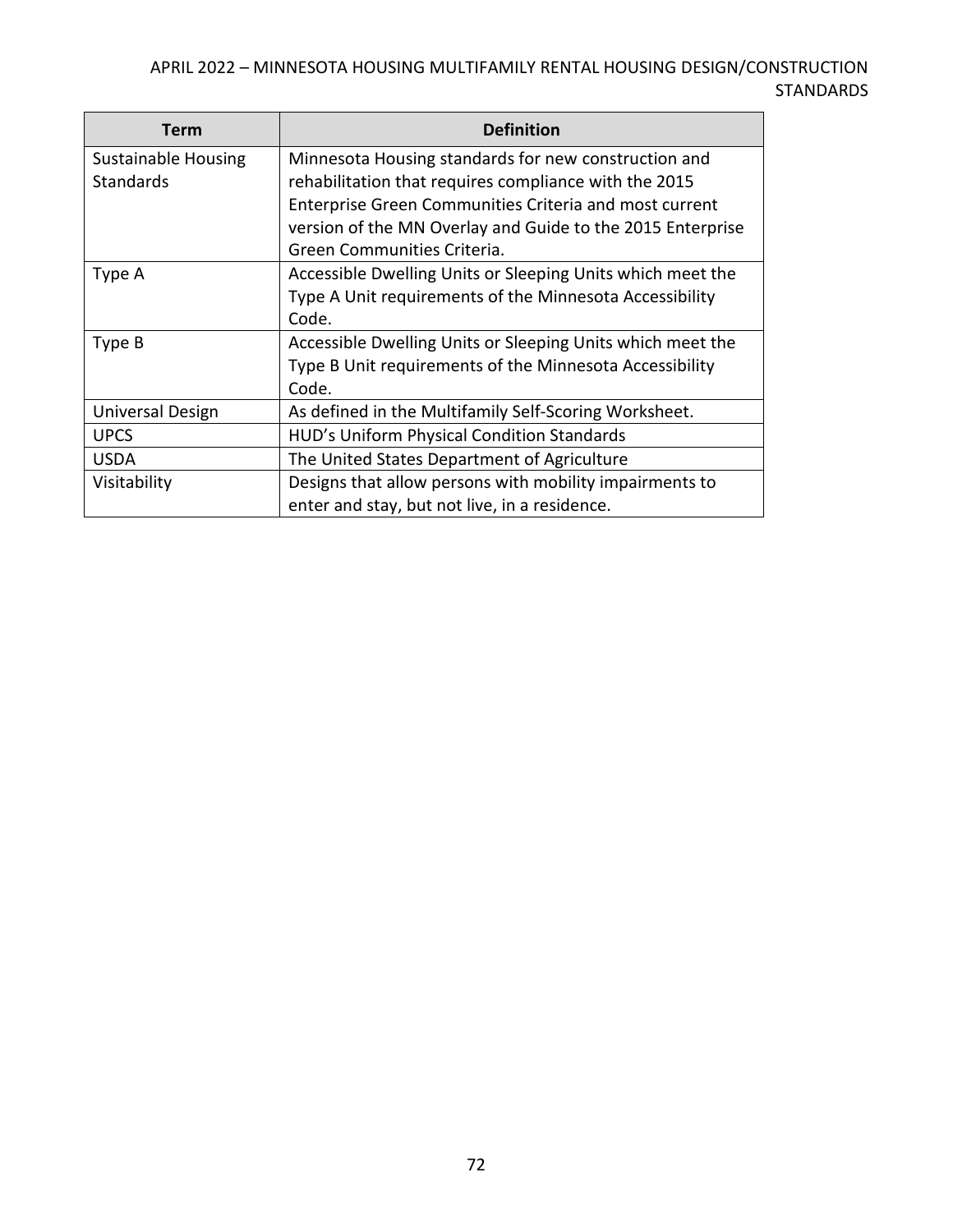| Term | Definition |
|---|---|
| Sustainable Housing Standards | Minnesota Housing standards for new construction and rehabilitation that requires compliance with the 2015 Enterprise Green Communities Criteria and most current version of the MN Overlay and Guide to the 2015 Enterprise Green Communities Criteria. |
| Type A | Accessible Dwelling Units or Sleeping Units which meet the Type A Unit requirements of the Minnesota Accessibility Code. |
| Type B | Accessible Dwelling Units or Sleeping Units which meet the Type B Unit requirements of the Minnesota Accessibility Code. |
| Universal Design | As defined in the Multifamily Self-Scoring Worksheet. |
| UPCS | HUD's Uniform Physical Condition Standards |
| USDA | The United States Department of Agriculture |
| Visitability | Designs that allow persons with mobility impairments to enter and stay, but not live, in a residence. |